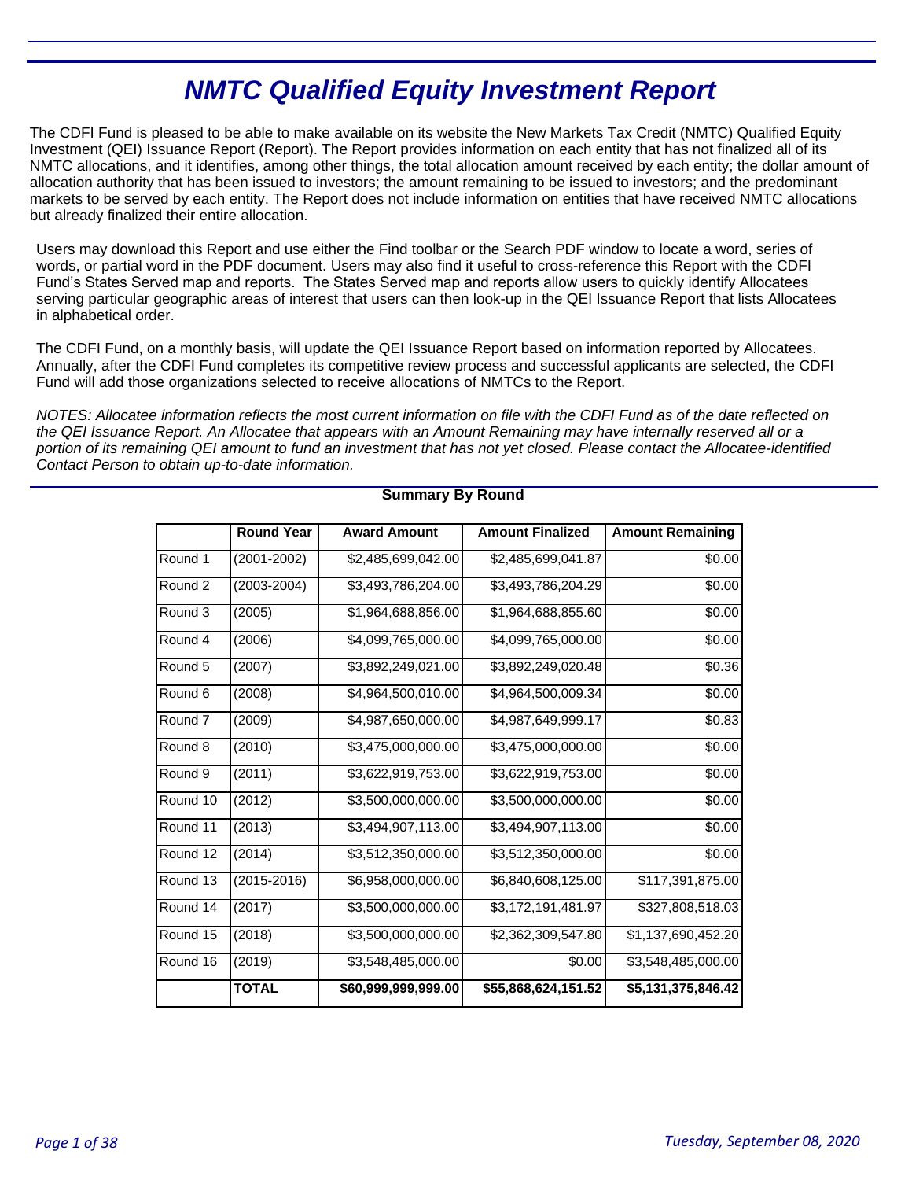# NMTC Qualified Equity Investment Report

The CDFI Fund is pleased to be able to make available on its website the New Markets Tax Credit (NMTC) Qualified Equity Investment (QEI) Issuance Report (Report). The Report provides information on each entity that has not finalized all of its NMTC allocations, and it identifies, among other things, the total allocation amount received by each entity; the dollar amount of allocation authority that has been issued to investors; the amount remaining to be issued to investors; and the predominant markets to be served by each entity. The Report does not include information on entities that have received NMTC allocations but already finalized their entire allocation.

Users may download this Report and use either the Find toolbar or the Search PDF window to locate a word, series of words, or partial word in the PDF document. Users may also find it useful to cross-reference this Report with the CDFI Fund's States Served map and reports. The States Served map and reports allow users to quickly identify Allocatees serving particular geographic areas of interest that users can then look-up in the QEI Issuance Report that lists Allocatees in alphabetical order.

The CDFI Fund, on a monthly basis, will update the QEI Issuance Report based on information reported by Allocatees. Annually, after the CDFI Fund completes its competitive review process and successful applicants are selected, the CDFI Fund will add those organizations selected to receive allocations of NMTCs to the Report.

*NOTES: Allocatee information reflects the most current information on file with the CDFI Fund as of the date reflected on the QEI Issuance Report. An Allocatee that appears with an Amount Remaining may have internally reserved all or a portion of its remaining QEI amount to fund an investment that has not yet closed. Please contact the Allocatee-identified Contact Person to obtain up-to-date information.*

**Summary By Round**

| | Round Year | Award Amount | Amount Finalized | Amount Remaining |
|---|---|---|---|---|
| Round 1 | (2001-2002) | $2,485,699,042.00 | $2,485,699,041.87 | $0.00 |
| Round 2 | (2003-2004) | $3,493,786,204.00 | $3,493,786,204.29 | $0.00 |
| Round 3 | (2005) | $1,964,688,856.00 | $1,964,688,855.60 | $0.00 |
| Round 4 | (2006) | $4,099,765,000.00 | $4,099,765,000.00 | $0.00 |
| Round 5 | (2007) | $3,892,249,021.00 | $3,892,249,020.48 | $0.36 |
| Round 6 | (2008) | $4,964,500,010.00 | $4,964,500,009.34 | $0.00 |
| Round 7 | (2009) | $4,987,650,000.00 | $4,987,649,999.17 | $0.83 |
| Round 8 | (2010) | $3,475,000,000.00 | $3,475,000,000.00 | $0.00 |
| Round 9 | (2011) | $3,622,919,753.00 | $3,622,919,753.00 | $0.00 |
| Round 10 | (2012) | $3,500,000,000.00 | $3,500,000,000.00 | $0.00 |
| Round 11 | (2013) | $3,494,907,113.00 | $3,494,907,113.00 | $0.00 |
| Round 12 | (2014) | $3,512,350,000.00 | $3,512,350,000.00 | $0.00 |
| Round 13 | (2015-2016) | $6,958,000,000.00 | $6,840,608,125.00 | $117,391,875.00 |
| Round 14 | (2017) | $3,500,000,000.00 | $3,172,191,481.97 | $327,808,518.03 |
| Round 15 | (2018) | $3,500,000,000.00 | $2,362,309,547.80 | $1,137,690,452.20 |
| Round 16 | (2019) | $3,548,485,000.00 | $0.00 | $3,548,485,000.00 |
| | **TOTAL** | **$60,999,999,999.00** | **$55,868,624,151.52** | **$5,131,375,846.42** |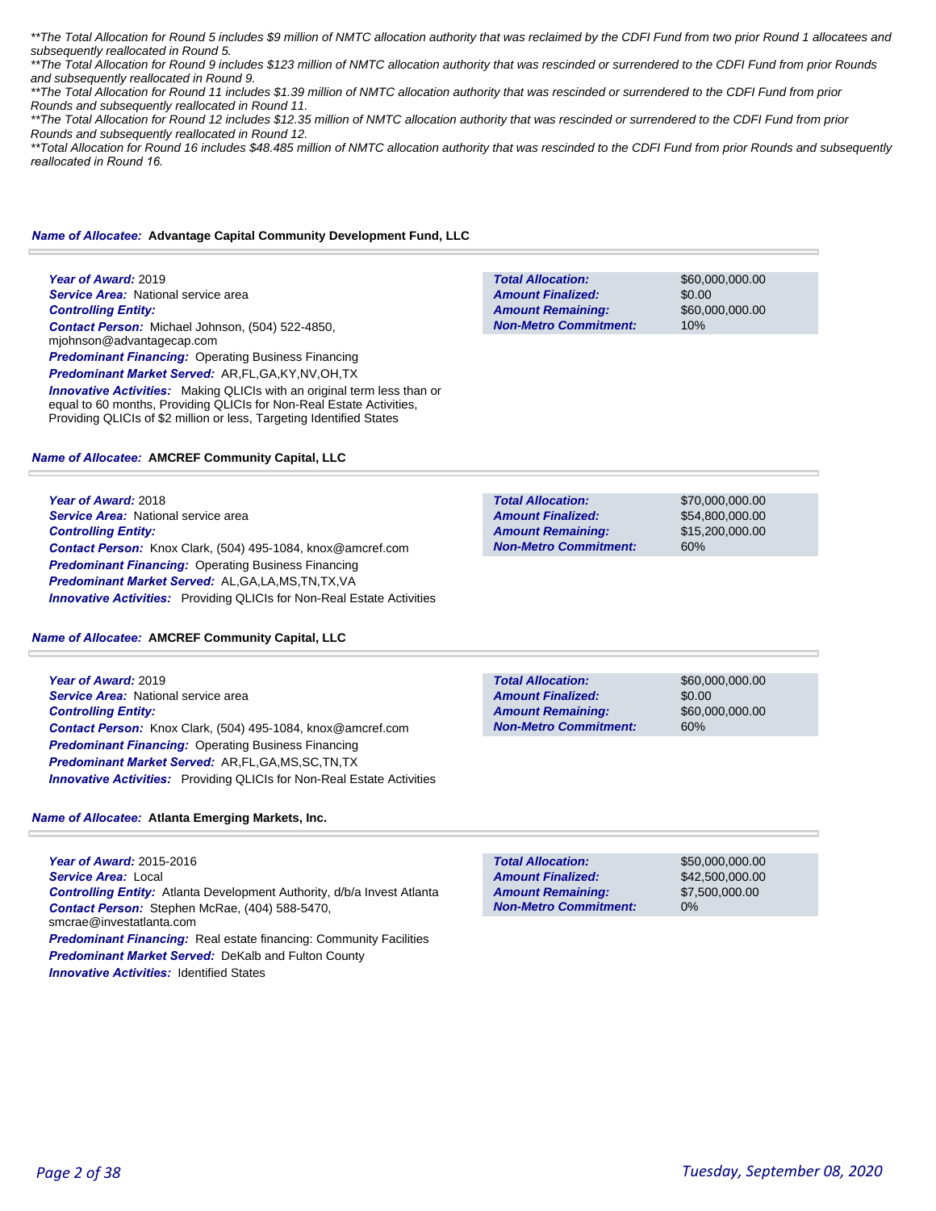*\*\*The Total Allocation for Round 5 includes $9 million of NMTC allocation authority that was reclaimed by the CDFI Fund from two prior Round 1 allocatees and subsequently reallocated in Round 5.*

*\*\*The Total Allocation for Round 9 includes $123 million of NMTC allocation authority that was rescinded or surrendered to the CDFI Fund from prior Rounds and subsequently reallocated in Round 9.*

*\*\*The Total Allocation for Round 11 includes $1.39 million of NMTC allocation authority that was rescinded or surrendered to the CDFI Fund from prior Rounds and subsequently reallocated in Round 11.*

*\*\*The Total Allocation for Round 12 includes $12.35 million of NMTC allocation authority that was rescinded or surrendered to the CDFI Fund from prior Rounds and subsequently reallocated in Round 12.*

*\*\*Total Allocation for Round 16 includes $48.485 million of NMTC allocation authority that was rescinded to the CDFI Fund from prior Rounds and subsequently reallocated in Round 16.*

**Name of Allocatee:** **Advantage Capital Community Development Fund, LLC**

**Year of Award:** 2019
**Service Area:** National service area
**Controlling Entity:**
**Contact Person:** Michael Johnson, (504) 522-4850, mjohnson@advantagecap.com
**Predominant Financing:** Operating Business Financing
**Predominant Market Served:** AR,FL,GA,KY,NV,OH,TX
**Innovative Activities:** Making QLICIs with an original term less than or equal to 60 months, Providing QLICIs for Non-Real Estate Activities, Providing QLICIs of $2 million or less, Targeting Identified States

| | |
|---|---|
| **Total Allocation:** | $60,000,000.00 |
| **Amount Finalized:** | $0.00 |
| **Amount Remaining:** | $60,000,000.00 |
| **Non-Metro Commitment:** | 10% |

**Name of Allocatee:** **AMCREF Community Capital, LLC**

**Year of Award:** 2018
**Service Area:** National service area
**Controlling Entity:**
**Contact Person:** Knox Clark, (504) 495-1084, knox@amcref.com
**Predominant Financing:** Operating Business Financing
**Predominant Market Served:** AL,GA,LA,MS,TN,TX,VA
**Innovative Activities:** Providing QLICIs for Non-Real Estate Activities

| | |
|---|---|
| **Total Allocation:** | $70,000,000.00 |
| **Amount Finalized:** | $54,800,000.00 |
| **Amount Remaining:** | $15,200,000.00 |
| **Non-Metro Commitment:** | 60% |

**Name of Allocatee:** **AMCREF Community Capital, LLC**

**Year of Award:** 2019
**Service Area:** National service area
**Controlling Entity:**
**Contact Person:** Knox Clark, (504) 495-1084, knox@amcref.com
**Predominant Financing:** Operating Business Financing
**Predominant Market Served:** AR,FL,GA,MS,SC,TN,TX
**Innovative Activities:** Providing QLICIs for Non-Real Estate Activities

| | |
|---|---|
| **Total Allocation:** | $60,000,000.00 |
| **Amount Finalized:** | $0.00 |
| **Amount Remaining:** | $60,000,000.00 |
| **Non-Metro Commitment:** | 60% |

**Name of Allocatee:** **Atlanta Emerging Markets, Inc.**

**Year of Award:** 2015-2016
**Service Area:** Local
**Controlling Entity:** Atlanta Development Authority, d/b/a Invest Atlanta
**Contact Person:** Stephen McRae, (404) 588-5470, smcrae@investatlanta.com
**Predominant Financing:** Real estate financing: Community Facilities
**Predominant Market Served:** DeKalb and Fulton County
**Innovative Activities:** Identified States

| | |
|---|---|
| **Total Allocation:** | $50,000,000.00 |
| **Amount Finalized:** | $42,500,000.00 |
| **Amount Remaining:** | $7,500,000.00 |
| **Non-Metro Commitment:** | 0% |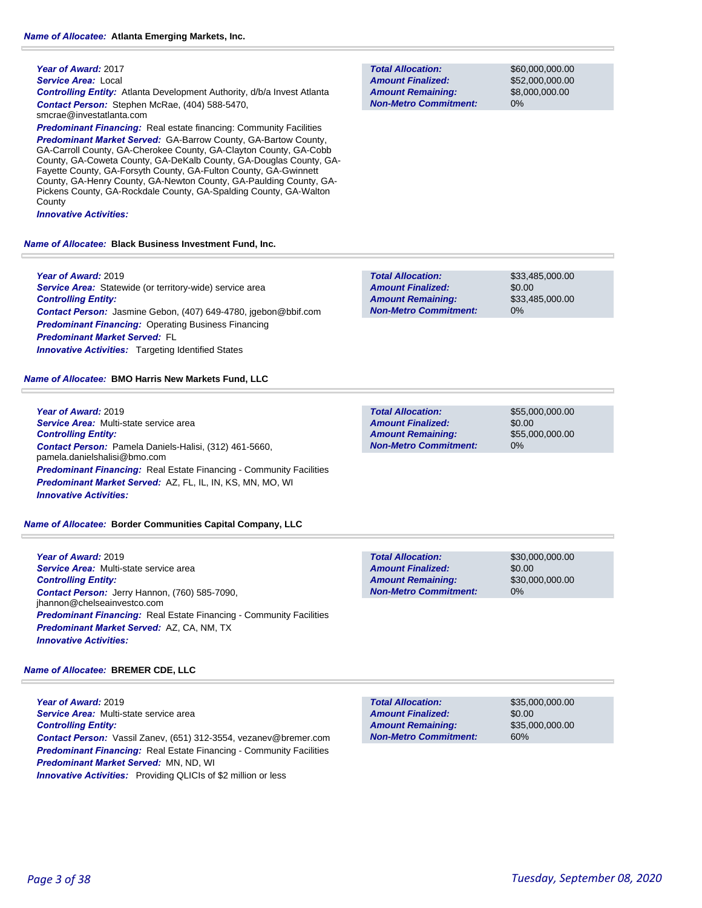**Name of Allocatee:** **Atlanta Emerging Markets, Inc.**

***Year of Award:*** 2017
***Service Area:*** Local
***Controlling Entity:*** Atlanta Development Authority, d/b/a Invest Atlanta
***Contact Person:*** Stephen McRae, (404) 588-5470, smcrae@investatlanta.com
***Predominant Financing:*** Real estate financing: Community Facilities
***Predominant Market Served:*** GA-Barrow County, GA-Bartow County, GA-Carroll County, GA-Cherokee County, GA-Clayton County, GA-Cobb County, GA-Coweta County, GA-DeKalb County, GA-Douglas County, GA-Fayette County, GA-Forsyth County, GA-Fulton County, GA-Gwinnett County, GA-Henry County, GA-Newton County, GA-Paulding County, GA-Pickens County, GA-Rockdale County, GA-Spalding County, GA-Walton County
***Innovative Activities:***

| | |
|---|---|
| **Total Allocation:** | $60,000,000.00 |
| **Amount Finalized:** | $52,000,000.00 |
| **Amount Remaining:** | $8,000,000.00 |
| **Non-Metro Commitment:** | 0% |

**Name of Allocatee:** **Black Business Investment Fund, Inc.**

***Year of Award:*** 2019
***Service Area:*** Statewide (or territory-wide) service area
***Controlling Entity:***
***Contact Person:*** Jasmine Gebon, (407) 649-4780, jgebon@bbif.com
***Predominant Financing:*** Operating Business Financing
***Predominant Market Served:*** FL
***Innovative Activities:*** Targeting Identified States

| | |
|---|---|
| **Total Allocation:** | $33,485,000.00 |
| **Amount Finalized:** | $0.00 |
| **Amount Remaining:** | $33,485,000.00 |
| **Non-Metro Commitment:** | 0% |

**Name of Allocatee:** **BMO Harris New Markets Fund, LLC**

***Year of Award:*** 2019
***Service Area:*** Multi-state service area
***Controlling Entity:***
***Contact Person:*** Pamela Daniels-Halisi, (312) 461-5660, pamela.danielshalisi@bmo.com
***Predominant Financing:*** Real Estate Financing - Community Facilities
***Predominant Market Served:*** AZ, FL, IL, IN, KS, MN, MO, WI
***Innovative Activities:***

| | |
|---|---|
| **Total Allocation:** | $55,000,000.00 |
| **Amount Finalized:** | $0.00 |
| **Amount Remaining:** | $55,000,000.00 |
| **Non-Metro Commitment:** | 0% |

**Name of Allocatee:** **Border Communities Capital Company, LLC**

***Year of Award:*** 2019
***Service Area:*** Multi-state service area
***Controlling Entity:***
***Contact Person:*** Jerry Hannon, (760) 585-7090, jhannon@chelseainvestco.com
***Predominant Financing:*** Real Estate Financing - Community Facilities
***Predominant Market Served:*** AZ, CA, NM, TX
***Innovative Activities:***

| | |
|---|---|
| **Total Allocation:** | $30,000,000.00 |
| **Amount Finalized:** | $0.00 |
| **Amount Remaining:** | $30,000,000.00 |
| **Non-Metro Commitment:** | 0% |

**Name of Allocatee:** **BREMER CDE, LLC**

***Year of Award:*** 2019
***Service Area:*** Multi-state service area
***Controlling Entity:***
***Contact Person:*** Vassil Zanev, (651) 312-3554, vezanev@bremer.com
***Predominant Financing:*** Real Estate Financing - Community Facilities
***Predominant Market Served:*** MN, ND, WI
***Innovative Activities:*** Providing QLICIs of $2 million or less

| | |
|---|---|
| **Total Allocation:** | $35,000,000.00 |
| **Amount Finalized:** | $0.00 |
| **Amount Remaining:** | $35,000,000.00 |
| **Non-Metro Commitment:** | 60% |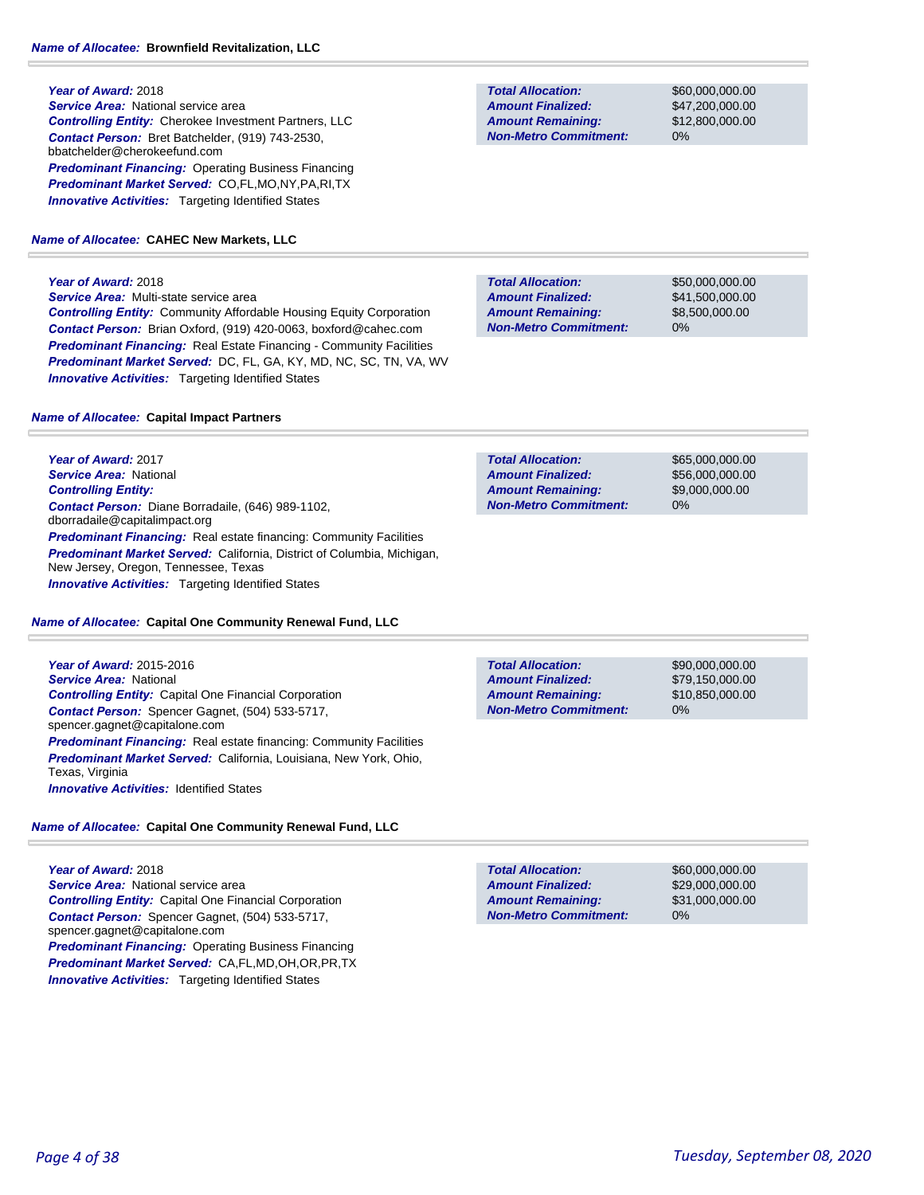**Name of Allocatee:** **Brownfield Revitalization, LLC**

***Year of Award:*** 2018
***Service Area:*** National service area
***Controlling Entity:*** Cherokee Investment Partners, LLC
***Contact Person:*** Bret Batchelder, (919) 743-2530, bbatchelder@cherokeefund.com
***Predominant Financing:*** Operating Business Financing
***Predominant Market Served:*** CO,FL,MO,NY,PA,RI,TX
***Innovative Activities:*** Targeting Identified States

| | |
|---|---|
| ***Total Allocation:*** | $60,000,000.00 |
| ***Amount Finalized:*** | $47,200,000.00 |
| ***Amount Remaining:*** | $12,800,000.00 |
| ***Non-Metro Commitment:*** | 0% |

**Name of Allocatee:** **CAHEC New Markets, LLC**

***Year of Award:*** 2018
***Service Area:*** Multi-state service area
***Controlling Entity:*** Community Affordable Housing Equity Corporation
***Contact Person:*** Brian Oxford, (919) 420-0063, boxford@cahec.com
***Predominant Financing:*** Real Estate Financing - Community Facilities
***Predominant Market Served:*** DC, FL, GA, KY, MD, NC, SC, TN, VA, WV
***Innovative Activities:*** Targeting Identified States

| | |
|---|---|
| ***Total Allocation:*** | $50,000,000.00 |
| ***Amount Finalized:*** | $41,500,000.00 |
| ***Amount Remaining:*** | $8,500,000.00 |
| ***Non-Metro Commitment:*** | 0% |

**Name of Allocatee:** **Capital Impact Partners**

***Year of Award:*** 2017
***Service Area:*** National
***Controlling Entity:***
***Contact Person:*** Diane Borradaile, (646) 989-1102, dborradaile@capitalimpact.org
***Predominant Financing:*** Real estate financing: Community Facilities
***Predominant Market Served:*** California, District of Columbia, Michigan, New Jersey, Oregon, Tennessee, Texas
***Innovative Activities:*** Targeting Identified States

| | |
|---|---|
| ***Total Allocation:*** | $65,000,000.00 |
| ***Amount Finalized:*** | $56,000,000.00 |
| ***Amount Remaining:*** | $9,000,000.00 |
| ***Non-Metro Commitment:*** | 0% |

**Name of Allocatee:** **Capital One Community Renewal Fund, LLC**

***Year of Award:*** 2015-2016
***Service Area:*** National
***Controlling Entity:*** Capital One Financial Corporation
***Contact Person:*** Spencer Gagnet, (504) 533-5717, spencer.gagnet@capitalone.com
***Predominant Financing:*** Real estate financing: Community Facilities
***Predominant Market Served:*** California, Louisiana, New York, Ohio, Texas, Virginia
***Innovative Activities:*** Identified States

| | |
|---|---|
| ***Total Allocation:*** | $90,000,000.00 |
| ***Amount Finalized:*** | $79,150,000.00 |
| ***Amount Remaining:*** | $10,850,000.00 |
| ***Non-Metro Commitment:*** | 0% |

**Name of Allocatee:** **Capital One Community Renewal Fund, LLC**

***Year of Award:*** 2018
***Service Area:*** National service area
***Controlling Entity:*** Capital One Financial Corporation
***Contact Person:*** Spencer Gagnet, (504) 533-5717, spencer.gagnet@capitalone.com
***Predominant Financing:*** Operating Business Financing
***Predominant Market Served:*** CA,FL,MD,OH,OR,PR,TX
***Innovative Activities:*** Targeting Identified States

| | |
|---|---|
| ***Total Allocation:*** | $60,000,000.00 |
| ***Amount Finalized:*** | $29,000,000.00 |
| ***Amount Remaining:*** | $31,000,000.00 |
| ***Non-Metro Commitment:*** | 0% |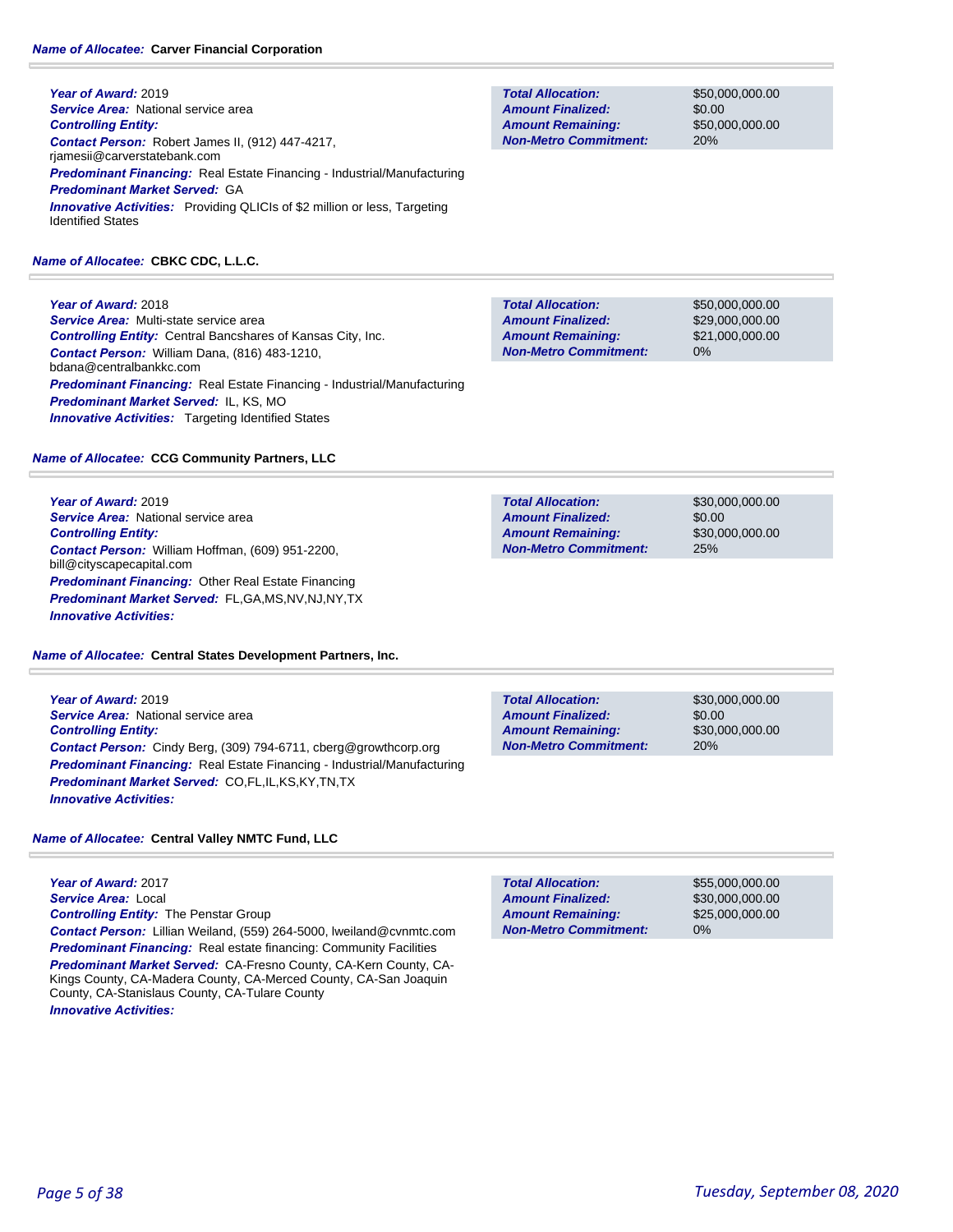**Name of Allocatee:** **Carver Financial Corporation**

**Year of Award:** 2019
**Service Area:** National service area
**Controlling Entity:**
**Contact Person:** Robert James II, (912) 447-4217, rjamesii@carverstatebank.com
**Predominant Financing:** Real Estate Financing - Industrial/Manufacturing
**Predominant Market Served:** GA
**Innovative Activities:** Providing QLICIs of $2 million or less, Targeting Identified States

| | |
|---|---|
| **Total Allocation:** | $50,000,000.00 |
| **Amount Finalized:** | $0.00 |
| **Amount Remaining:** | $50,000,000.00 |
| **Non-Metro Commitment:** | 20% |

**Name of Allocatee:** **CBKC CDC, L.L.C.**

**Year of Award:** 2018
**Service Area:** Multi-state service area
**Controlling Entity:** Central Bancshares of Kansas City, Inc.
**Contact Person:** William Dana, (816) 483-1210, bdana@centralbankkc.com
**Predominant Financing:** Real Estate Financing - Industrial/Manufacturing
**Predominant Market Served:** IL, KS, MO
**Innovative Activities:** Targeting Identified States

| | |
|---|---|
| **Total Allocation:** | $50,000,000.00 |
| **Amount Finalized:** | $29,000,000.00 |
| **Amount Remaining:** | $21,000,000.00 |
| **Non-Metro Commitment:** | 0% |

**Name of Allocatee:** **CCG Community Partners, LLC**

**Year of Award:** 2019
**Service Area:** National service area
**Controlling Entity:**
**Contact Person:** William Hoffman, (609) 951-2200, bill@cityscapecapital.com
**Predominant Financing:** Other Real Estate Financing
**Predominant Market Served:** FL,GA,MS,NV,NJ,NY,TX
**Innovative Activities:**

| | |
|---|---|
| **Total Allocation:** | $30,000,000.00 |
| **Amount Finalized:** | $0.00 |
| **Amount Remaining:** | $30,000,000.00 |
| **Non-Metro Commitment:** | 25% |

**Name of Allocatee:** **Central States Development Partners, Inc.**

**Year of Award:** 2019
**Service Area:** National service area
**Controlling Entity:**
**Contact Person:** Cindy Berg, (309) 794-6711, cberg@growthcorp.org
**Predominant Financing:** Real Estate Financing - Industrial/Manufacturing
**Predominant Market Served:** CO,FL,IL,KS,KY,TN,TX
**Innovative Activities:**

| | |
|---|---|
| **Total Allocation:** | $30,000,000.00 |
| **Amount Finalized:** | $0.00 |
| **Amount Remaining:** | $30,000,000.00 |
| **Non-Metro Commitment:** | 20% |

**Name of Allocatee:** **Central Valley NMTC Fund, LLC**

**Year of Award:** 2017
**Service Area:** Local
**Controlling Entity:** The Penstar Group
**Contact Person:** Lillian Weiland, (559) 264-5000, lweiland@cvnmtc.com
**Predominant Financing:** Real estate financing: Community Facilities
**Predominant Market Served:** CA-Fresno County, CA-Kern County, CA-Kings County, CA-Madera County, CA-Merced County, CA-San Joaquin County, CA-Stanislaus County, CA-Tulare County
**Innovative Activities:**

| | |
|---|---|
| **Total Allocation:** | $55,000,000.00 |
| **Amount Finalized:** | $30,000,000.00 |
| **Amount Remaining:** | $25,000,000.00 |
| **Non-Metro Commitment:** | 0% |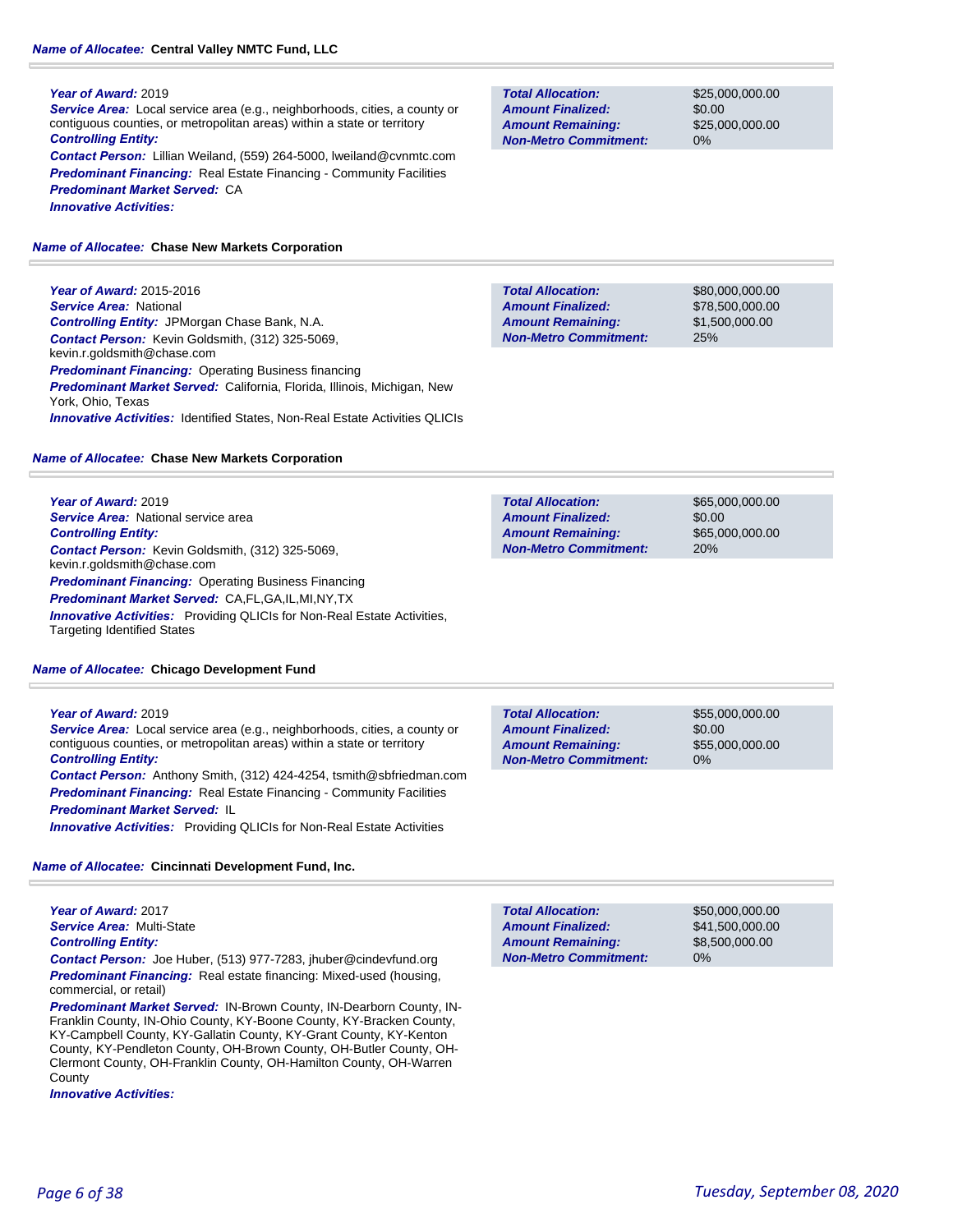**Name of Allocatee:** **Central Valley NMTC Fund, LLC**

**Year of Award:** 2019
**Service Area:** Local service area (e.g., neighborhoods, cities, a county or contiguous counties, or metropolitan areas) within a state or territory
**Controlling Entity:**
**Contact Person:** Lillian Weiland, (559) 264-5000, lweiland@cvnmtc.com
**Predominant Financing:** Real Estate Financing - Community Facilities
**Predominant Market Served:** CA
**Innovative Activities:**

| | |
|---|---|
| **Total Allocation:** | $25,000,000.00 |
| **Amount Finalized:** | $0.00 |
| **Amount Remaining:** | $25,000,000.00 |
| **Non-Metro Commitment:** | 0% |

**Name of Allocatee:** **Chase New Markets Corporation**

**Year of Award:** 2015-2016
**Service Area:** National
**Controlling Entity:** JPMorgan Chase Bank, N.A.
**Contact Person:** Kevin Goldsmith, (312) 325-5069, kevin.r.goldsmith@chase.com
**Predominant Financing:** Operating Business financing
**Predominant Market Served:** California, Florida, Illinois, Michigan, New York, Ohio, Texas
**Innovative Activities:** Identified States, Non-Real Estate Activities QLICIs

| | |
|---|---|
| **Total Allocation:** | $80,000,000.00 |
| **Amount Finalized:** | $78,500,000.00 |
| **Amount Remaining:** | $1,500,000.00 |
| **Non-Metro Commitment:** | 25% |

**Name of Allocatee:** **Chase New Markets Corporation**

**Year of Award:** 2019
**Service Area:** National service area
**Controlling Entity:**
**Contact Person:** Kevin Goldsmith, (312) 325-5069, kevin.r.goldsmith@chase.com
**Predominant Financing:** Operating Business Financing
**Predominant Market Served:** CA,FL,GA,IL,MI,NY,TX
**Innovative Activities:** Providing QLICIs for Non-Real Estate Activities, Targeting Identified States

| | |
|---|---|
| **Total Allocation:** | $65,000,000.00 |
| **Amount Finalized:** | $0.00 |
| **Amount Remaining:** | $65,000,000.00 |
| **Non-Metro Commitment:** | 20% |

**Name of Allocatee:** **Chicago Development Fund**

**Year of Award:** 2019
**Service Area:** Local service area (e.g., neighborhoods, cities, a county or contiguous counties, or metropolitan areas) within a state or territory
**Controlling Entity:**
**Contact Person:** Anthony Smith, (312) 424-4254, tsmith@sbfriedman.com
**Predominant Financing:** Real Estate Financing - Community Facilities
**Predominant Market Served:** IL
**Innovative Activities:** Providing QLICIs for Non-Real Estate Activities

| | |
|---|---|
| **Total Allocation:** | $55,000,000.00 |
| **Amount Finalized:** | $0.00 |
| **Amount Remaining:** | $55,000,000.00 |
| **Non-Metro Commitment:** | 0% |

**Name of Allocatee:** **Cincinnati Development Fund, Inc.**

**Year of Award:** 2017
**Service Area:** Multi-State
**Controlling Entity:**
**Contact Person:** Joe Huber, (513) 977-7283, jhuber@cindevfund.org
**Predominant Financing:** Real estate financing: Mixed-used (housing, commercial, or retail)
**Predominant Market Served:** IN-Brown County, IN-Dearborn County, IN-Franklin County, IN-Ohio County, KY-Boone County, KY-Bracken County, KY-Campbell County, KY-Gallatin County, KY-Grant County, KY-Kenton County, KY-Pendleton County, OH-Brown County, OH-Butler County, OH-Clermont County, OH-Franklin County, OH-Hamilton County, OH-Warren County
**Innovative Activities:**

| | |
|---|---|
| **Total Allocation:** | $50,000,000.00 |
| **Amount Finalized:** | $41,500,000.00 |
| **Amount Remaining:** | $8,500,000.00 |
| **Non-Metro Commitment:** | 0% |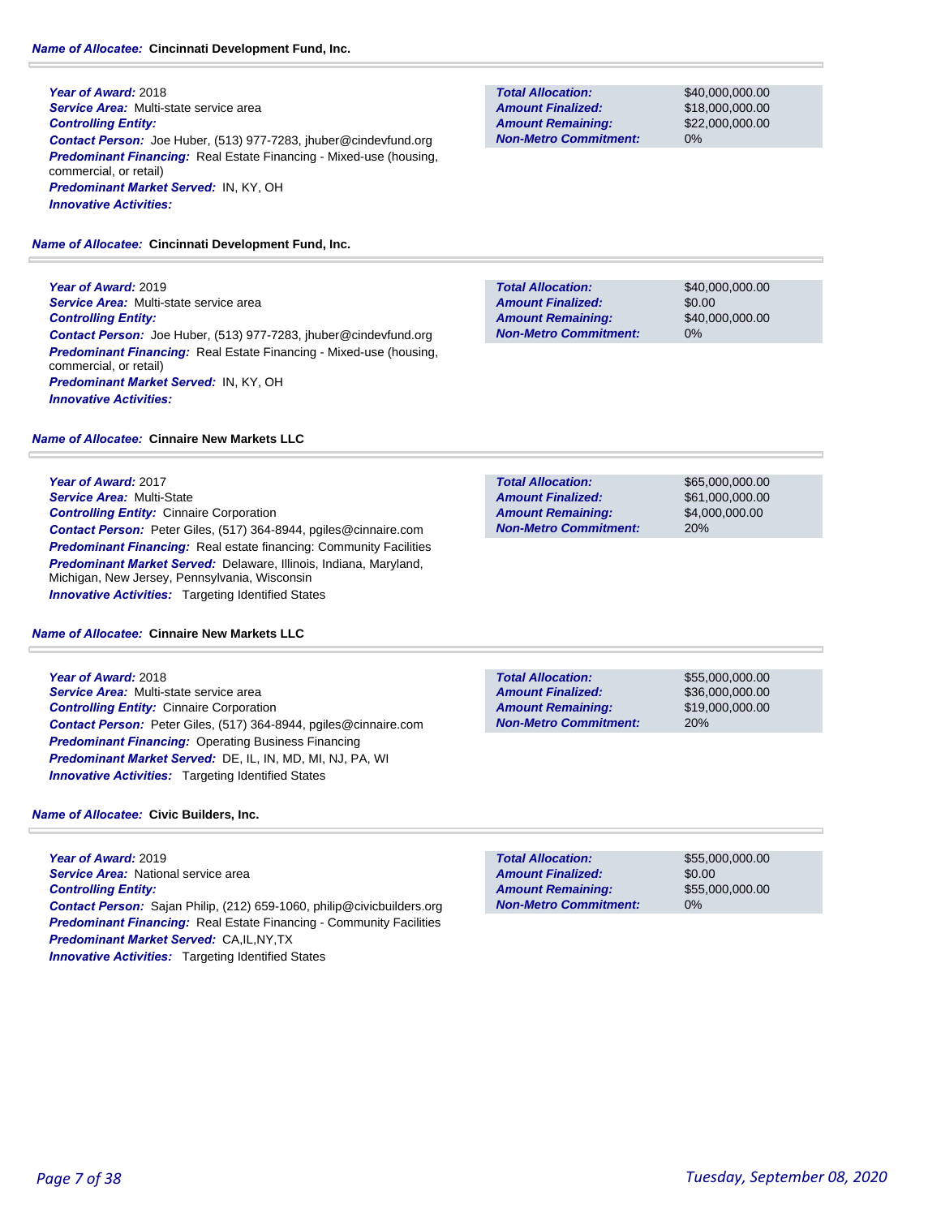**Name of Allocatee:** Cincinnati Development Fund, Inc.

**Year of Award:** 2018
**Service Area:** Multi-state service area
**Controlling Entity:**
**Contact Person:** Joe Huber, (513) 977-7283, jhuber@cindevfund.org
**Predominant Financing:** Real Estate Financing - Mixed-use (housing, commercial, or retail)
**Predominant Market Served:** IN, KY, OH
**Innovative Activities:**

| | |
|---|---|
| **Total Allocation:** | $40,000,000.00 |
| **Amount Finalized:** | $18,000,000.00 |
| **Amount Remaining:** | $22,000,000.00 |
| **Non-Metro Commitment:** | 0% |

**Name of Allocatee:** Cincinnati Development Fund, Inc.

**Year of Award:** 2019
**Service Area:** Multi-state service area
**Controlling Entity:**
**Contact Person:** Joe Huber, (513) 977-7283, jhuber@cindevfund.org
**Predominant Financing:** Real Estate Financing - Mixed-use (housing, commercial, or retail)
**Predominant Market Served:** IN, KY, OH
**Innovative Activities:**

| | |
|---|---|
| **Total Allocation:** | $40,000,000.00 |
| **Amount Finalized:** | $0.00 |
| **Amount Remaining:** | $40,000,000.00 |
| **Non-Metro Commitment:** | 0% |

**Name of Allocatee:** Cinnaire New Markets LLC

**Year of Award:** 2017
**Service Area:** Multi-State
**Controlling Entity:** Cinnaire Corporation
**Contact Person:** Peter Giles, (517) 364-8944, pgiles@cinnaire.com
**Predominant Financing:** Real estate financing: Community Facilities
**Predominant Market Served:** Delaware, Illinois, Indiana, Maryland, Michigan, New Jersey, Pennsylvania, Wisconsin
**Innovative Activities:** Targeting Identified States

| | |
|---|---|
| **Total Allocation:** | $65,000,000.00 |
| **Amount Finalized:** | $61,000,000.00 |
| **Amount Remaining:** | $4,000,000.00 |
| **Non-Metro Commitment:** | 20% |

**Name of Allocatee:** Cinnaire New Markets LLC

**Year of Award:** 2018
**Service Area:** Multi-state service area
**Controlling Entity:** Cinnaire Corporation
**Contact Person:** Peter Giles, (517) 364-8944, pgiles@cinnaire.com
**Predominant Financing:** Operating Business Financing
**Predominant Market Served:** DE, IL, IN, MD, MI, NJ, PA, WI
**Innovative Activities:** Targeting Identified States

| | |
|---|---|
| **Total Allocation:** | $55,000,000.00 |
| **Amount Finalized:** | $36,000,000.00 |
| **Amount Remaining:** | $19,000,000.00 |
| **Non-Metro Commitment:** | 20% |

**Name of Allocatee:** Civic Builders, Inc.

**Year of Award:** 2019
**Service Area:** National service area
**Controlling Entity:**
**Contact Person:** Sajan Philip, (212) 659-1060, philip@civicbuilders.org
**Predominant Financing:** Real Estate Financing - Community Facilities
**Predominant Market Served:** CA,IL,NY,TX
**Innovative Activities:** Targeting Identified States

| | |
|---|---|
| **Total Allocation:** | $55,000,000.00 |
| **Amount Finalized:** | $0.00 |
| **Amount Remaining:** | $55,000,000.00 |
| **Non-Metro Commitment:** | 0% |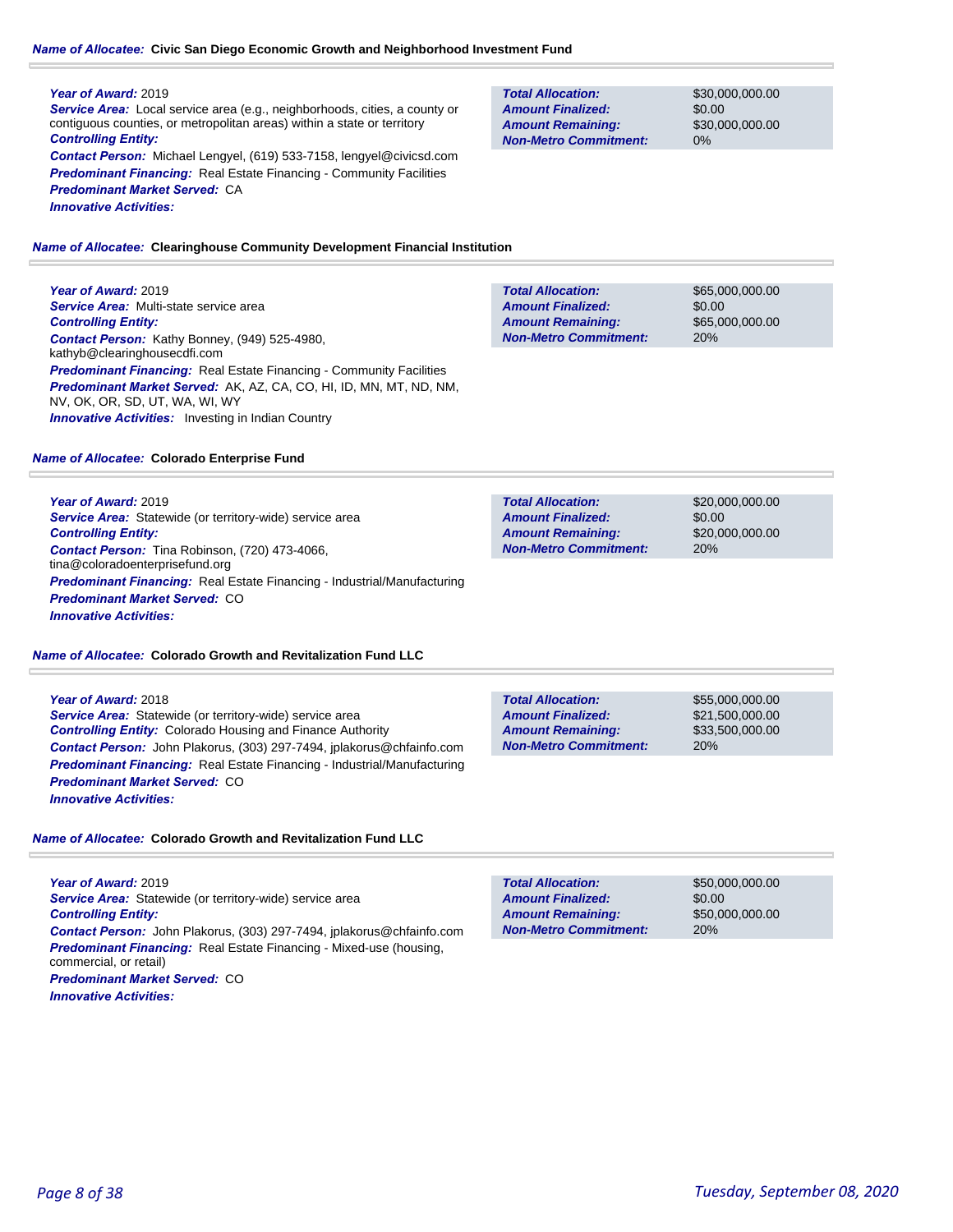**Name of Allocatee:** **Civic San Diego Economic Growth and Neighborhood Investment Fund**

***Year of Award:*** 2019
***Service Area:*** Local service area (e.g., neighborhoods, cities, a county or contiguous counties, or metropolitan areas) within a state or territory
***Controlling Entity:***
***Contact Person:*** Michael Lengyel, (619) 533-7158, lengyel@civicsd.com
***Predominant Financing:*** Real Estate Financing - Community Facilities
***Predominant Market Served:*** CA
***Innovative Activities:***

| | |
|---|---|
| ***Total Allocation:*** | $30,000,000.00 |
| ***Amount Finalized:*** | $0.00 |
| ***Amount Remaining:*** | $30,000,000.00 |
| ***Non-Metro Commitment:*** | 0% |

**Name of Allocatee:** **Clearinghouse Community Development Financial Institution**

***Year of Award:*** 2019
***Service Area:*** Multi-state service area
***Controlling Entity:***
***Contact Person:*** Kathy Bonney, (949) 525-4980, kathyb@clearinghousecdfi.com
***Predominant Financing:*** Real Estate Financing - Community Facilities
***Predominant Market Served:*** AK, AZ, CA, CO, HI, ID, MN, MT, ND, NM, NV, OK, OR, SD, UT, WA, WI, WY
***Innovative Activities:*** Investing in Indian Country

| | |
|---|---|
| ***Total Allocation:*** | $65,000,000.00 |
| ***Amount Finalized:*** | $0.00 |
| ***Amount Remaining:*** | $65,000,000.00 |
| ***Non-Metro Commitment:*** | 20% |

**Name of Allocatee:** **Colorado Enterprise Fund**

***Year of Award:*** 2019
***Service Area:*** Statewide (or territory-wide) service area
***Controlling Entity:***
***Contact Person:*** Tina Robinson, (720) 473-4066, tina@coloradoenterprisefund.org
***Predominant Financing:*** Real Estate Financing - Industrial/Manufacturing
***Predominant Market Served:*** CO
***Innovative Activities:***

| | |
|---|---|
| ***Total Allocation:*** | $20,000,000.00 |
| ***Amount Finalized:*** | $0.00 |
| ***Amount Remaining:*** | $20,000,000.00 |
| ***Non-Metro Commitment:*** | 20% |

**Name of Allocatee:** **Colorado Growth and Revitalization Fund LLC**

***Year of Award:*** 2018
***Service Area:*** Statewide (or territory-wide) service area
***Controlling Entity:*** Colorado Housing and Finance Authority
***Contact Person:*** John Plakorus, (303) 297-7494, jplakorus@chfainfo.com
***Predominant Financing:*** Real Estate Financing - Industrial/Manufacturing
***Predominant Market Served:*** CO
***Innovative Activities:***

| | |
|---|---|
| ***Total Allocation:*** | $55,000,000.00 |
| ***Amount Finalized:*** | $21,500,000.00 |
| ***Amount Remaining:*** | $33,500,000.00 |
| ***Non-Metro Commitment:*** | 20% |

**Name of Allocatee:** **Colorado Growth and Revitalization Fund LLC**

***Year of Award:*** 2019
***Service Area:*** Statewide (or territory-wide) service area
***Controlling Entity:***
***Contact Person:*** John Plakorus, (303) 297-7494, jplakorus@chfainfo.com
***Predominant Financing:*** Real Estate Financing - Mixed-use (housing, commercial, or retail)
***Predominant Market Served:*** CO
***Innovative Activities:***

| | |
|---|---|
| ***Total Allocation:*** | $50,000,000.00 |
| ***Amount Finalized:*** | $0.00 |
| ***Amount Remaining:*** | $50,000,000.00 |
| ***Non-Metro Commitment:*** | 20% |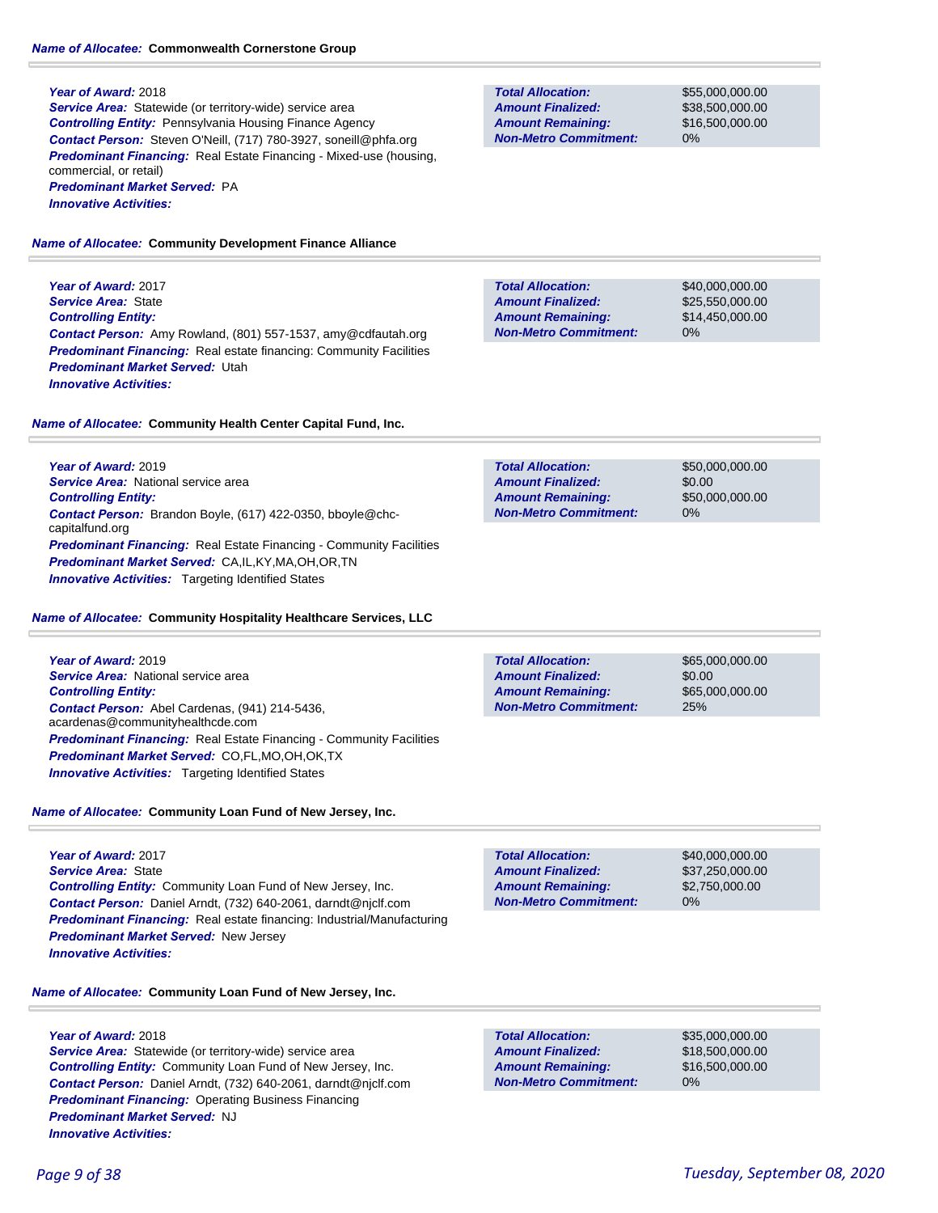**Name of Allocatee:** **Commonwealth Cornerstone Group**

**Year of Award:** 2018
**Service Area:** Statewide (or territory-wide) service area
**Controlling Entity:** Pennsylvania Housing Finance Agency
**Contact Person:** Steven O'Neill, (717) 780-3927, soneill@phfa.org
**Predominant Financing:** Real Estate Financing - Mixed-use (housing, commercial, or retail)
**Predominant Market Served:** PA
**Innovative Activities:**

| | |
|---|---|
| **Total Allocation:** | $55,000,000.00 |
| **Amount Finalized:** | $38,500,000.00 |
| **Amount Remaining:** | $16,500,000.00 |
| **Non-Metro Commitment:** | 0% |

**Name of Allocatee:** **Community Development Finance Alliance**

**Year of Award:** 2017
**Service Area:** State
**Controlling Entity:**
**Contact Person:** Amy Rowland, (801) 557-1537, amy@cdfautah.org
**Predominant Financing:** Real estate financing: Community Facilities
**Predominant Market Served:** Utah
**Innovative Activities:**

| | |
|---|---|
| **Total Allocation:** | $40,000,000.00 |
| **Amount Finalized:** | $25,550,000.00 |
| **Amount Remaining:** | $14,450,000.00 |
| **Non-Metro Commitment:** | 0% |

**Name of Allocatee:** **Community Health Center Capital Fund, Inc.**

**Year of Award:** 2019
**Service Area:** National service area
**Controlling Entity:**
**Contact Person:** Brandon Boyle, (617) 422-0350, bboyle@chc-capitalfund.org
**Predominant Financing:** Real Estate Financing - Community Facilities
**Predominant Market Served:** CA,IL,KY,MA,OH,OR,TN
**Innovative Activities:** Targeting Identified States

| | |
|---|---|
| **Total Allocation:** | $50,000,000.00 |
| **Amount Finalized:** | $0.00 |
| **Amount Remaining:** | $50,000,000.00 |
| **Non-Metro Commitment:** | 0% |

**Name of Allocatee:** **Community Hospitality Healthcare Services, LLC**

**Year of Award:** 2019
**Service Area:** National service area
**Controlling Entity:**
**Contact Person:** Abel Cardenas, (941) 214-5436, acardenas@communityhealthcde.com
**Predominant Financing:** Real Estate Financing - Community Facilities
**Predominant Market Served:** CO,FL,MO,OH,OK,TX
**Innovative Activities:** Targeting Identified States

| | |
|---|---|
| **Total Allocation:** | $65,000,000.00 |
| **Amount Finalized:** | $0.00 |
| **Amount Remaining:** | $65,000,000.00 |
| **Non-Metro Commitment:** | 25% |

**Name of Allocatee:** **Community Loan Fund of New Jersey, Inc.**

**Year of Award:** 2017
**Service Area:** State
**Controlling Entity:** Community Loan Fund of New Jersey, Inc.
**Contact Person:** Daniel Arndt, (732) 640-2061, darndt@njclf.com
**Predominant Financing:** Real estate financing: Industrial/Manufacturing
**Predominant Market Served:** New Jersey
**Innovative Activities:**

| | |
|---|---|
| **Total Allocation:** | $40,000,000.00 |
| **Amount Finalized:** | $37,250,000.00 |
| **Amount Remaining:** | $2,750,000.00 |
| **Non-Metro Commitment:** | 0% |

**Name of Allocatee:** **Community Loan Fund of New Jersey, Inc.**

**Year of Award:** 2018
**Service Area:** Statewide (or territory-wide) service area
**Controlling Entity:** Community Loan Fund of New Jersey, Inc.
**Contact Person:** Daniel Arndt, (732) 640-2061, darndt@njclf.com
**Predominant Financing:** Operating Business Financing
**Predominant Market Served:** NJ
**Innovative Activities:**

| | |
|---|---|
| **Total Allocation:** | $35,000,000.00 |
| **Amount Finalized:** | $18,500,000.00 |
| **Amount Remaining:** | $16,500,000.00 |
| **Non-Metro Commitment:** | 0% |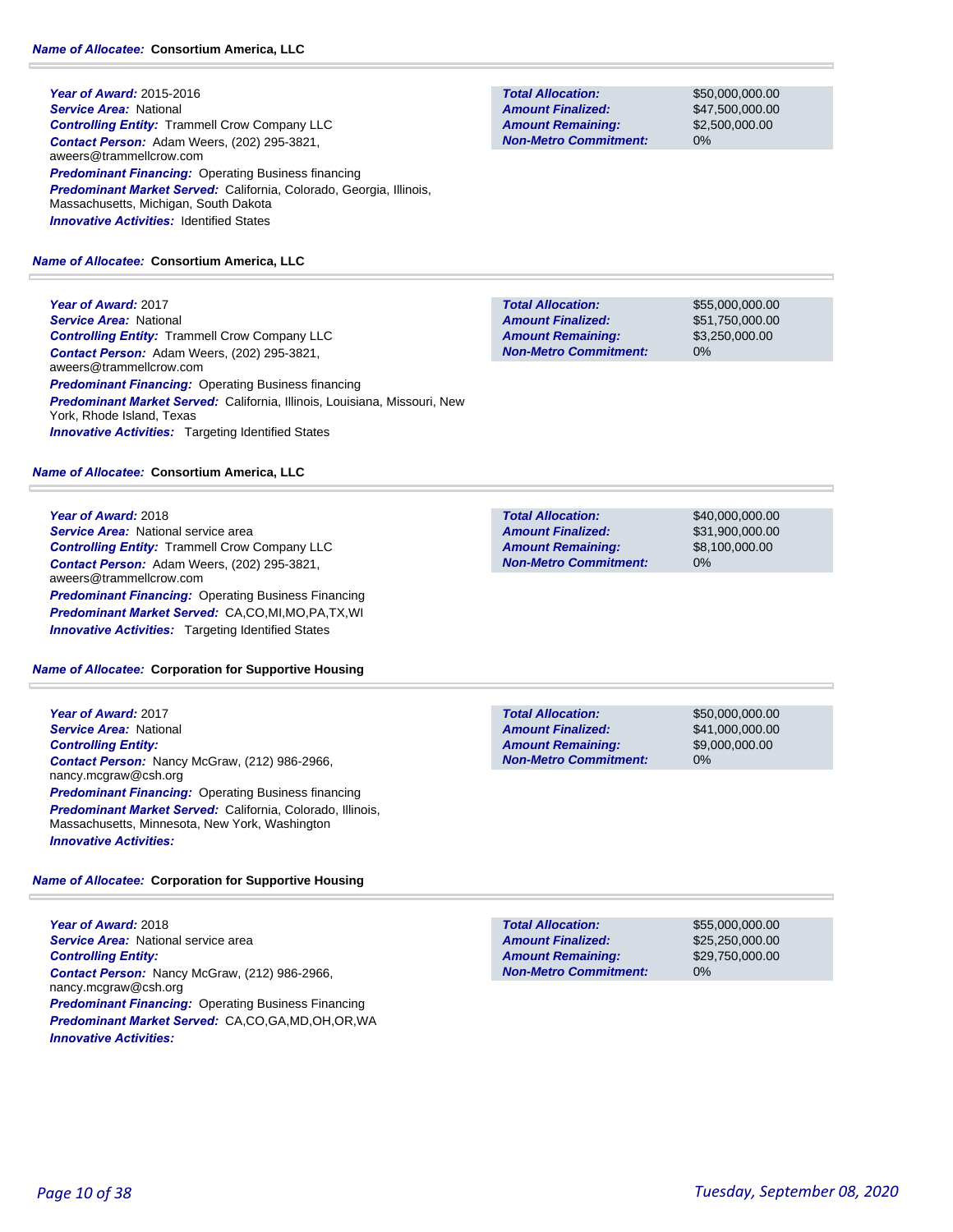**Name of Allocatee:** Consortium America, LLC

**Year of Award:** 2015-2016
**Service Area:** National
**Controlling Entity:** Trammell Crow Company LLC
**Contact Person:** Adam Weers, (202) 295-3821, aweers@trammellcrow.com
**Predominant Financing:** Operating Business financing
**Predominant Market Served:** California, Colorado, Georgia, Illinois, Massachusetts, Michigan, South Dakota
**Innovative Activities:** Identified States

| | |
|---|---|
| **Total Allocation:** | $50,000,000.00 |
| **Amount Finalized:** | $47,500,000.00 |
| **Amount Remaining:** | $2,500,000.00 |
| **Non-Metro Commitment:** | 0% |

**Name of Allocatee:** Consortium America, LLC

**Year of Award:** 2017
**Service Area:** National
**Controlling Entity:** Trammell Crow Company LLC
**Contact Person:** Adam Weers, (202) 295-3821, aweers@trammellcrow.com
**Predominant Financing:** Operating Business financing
**Predominant Market Served:** California, Illinois, Louisiana, Missouri, New York, Rhode Island, Texas
**Innovative Activities:** Targeting Identified States

| | |
|---|---|
| **Total Allocation:** | $55,000,000.00 |
| **Amount Finalized:** | $51,750,000.00 |
| **Amount Remaining:** | $3,250,000.00 |
| **Non-Metro Commitment:** | 0% |

**Name of Allocatee:** Consortium America, LLC

**Year of Award:** 2018
**Service Area:** National service area
**Controlling Entity:** Trammell Crow Company LLC
**Contact Person:** Adam Weers, (202) 295-3821, aweers@trammellcrow.com
**Predominant Financing:** Operating Business Financing
**Predominant Market Served:** CA,CO,MI,MO,PA,TX,WI
**Innovative Activities:** Targeting Identified States

| | |
|---|---|
| **Total Allocation:** | $40,000,000.00 |
| **Amount Finalized:** | $31,900,000.00 |
| **Amount Remaining:** | $8,100,000.00 |
| **Non-Metro Commitment:** | 0% |

**Name of Allocatee:** Corporation for Supportive Housing

**Year of Award:** 2017
**Service Area:** National
**Controlling Entity:**
**Contact Person:** Nancy McGraw, (212) 986-2966, nancy.mcgraw@csh.org
**Predominant Financing:** Operating Business financing
**Predominant Market Served:** California, Colorado, Illinois, Massachusetts, Minnesota, New York, Washington
**Innovative Activities:**

| | |
|---|---|
| **Total Allocation:** | $50,000,000.00 |
| **Amount Finalized:** | $41,000,000.00 |
| **Amount Remaining:** | $9,000,000.00 |
| **Non-Metro Commitment:** | 0% |

**Name of Allocatee:** Corporation for Supportive Housing

**Year of Award:** 2018
**Service Area:** National service area
**Controlling Entity:**
**Contact Person:** Nancy McGraw, (212) 986-2966, nancy.mcgraw@csh.org
**Predominant Financing:** Operating Business Financing
**Predominant Market Served:** CA,CO,GA,MD,OH,OR,WA
**Innovative Activities:**

| | |
|---|---|
| **Total Allocation:** | $55,000,000.00 |
| **Amount Finalized:** | $25,250,000.00 |
| **Amount Remaining:** | $29,750,000.00 |
| **Non-Metro Commitment:** | 0% |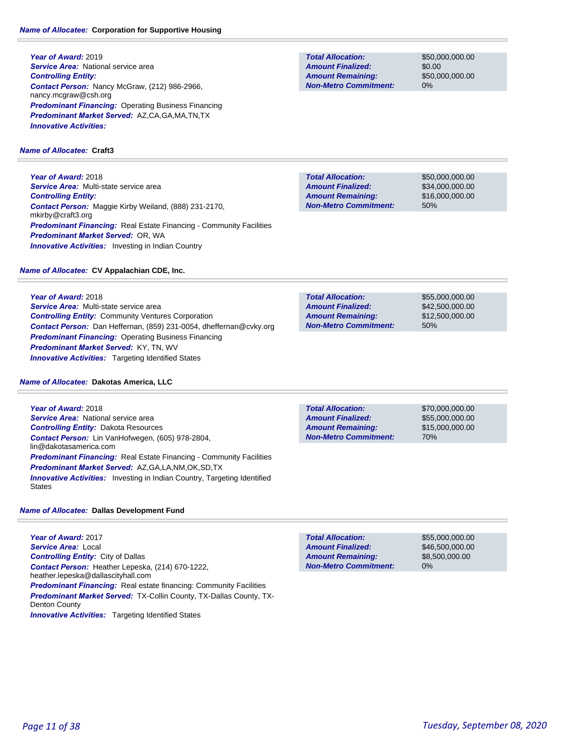**Name of Allocatee:** **Corporation for Supportive Housing**

***Year of Award:*** 2019
***Service Area:*** National service area
***Controlling Entity:***
***Contact Person:*** Nancy McGraw, (212) 986-2966, nancy.mcgraw@csh.org
***Predominant Financing:*** Operating Business Financing
***Predominant Market Served:*** AZ,CA,GA,MA,TN,TX
***Innovative Activities:***

| | |
|---|---|
| ***Total Allocation:*** | $50,000,000.00 |
| ***Amount Finalized:*** | $0.00 |
| ***Amount Remaining:*** | $50,000,000.00 |
| ***Non-Metro Commitment:*** | 0% |

**Name of Allocatee:** **Craft3**

***Year of Award:*** 2018
***Service Area:*** Multi-state service area
***Controlling Entity:***
***Contact Person:*** Maggie Kirby Weiland, (888) 231-2170, mkirby@craft3.org
***Predominant Financing:*** Real Estate Financing - Community Facilities
***Predominant Market Served:*** OR, WA
***Innovative Activities:*** Investing in Indian Country

| | |
|---|---|
| ***Total Allocation:*** | $50,000,000.00 |
| ***Amount Finalized:*** | $34,000,000.00 |
| ***Amount Remaining:*** | $16,000,000.00 |
| ***Non-Metro Commitment:*** | 50% |

**Name of Allocatee:** **CV Appalachian CDE, Inc.**

***Year of Award:*** 2018
***Service Area:*** Multi-state service area
***Controlling Entity:*** Community Ventures Corporation
***Contact Person:*** Dan Heffernan, (859) 231-0054, dheffernan@cvky.org
***Predominant Financing:*** Operating Business Financing
***Predominant Market Served:*** KY, TN, WV
***Innovative Activities:*** Targeting Identified States

| | |
|---|---|
| ***Total Allocation:*** | $55,000,000.00 |
| ***Amount Finalized:*** | $42,500,000.00 |
| ***Amount Remaining:*** | $12,500,000.00 |
| ***Non-Metro Commitment:*** | 50% |

**Name of Allocatee:** **Dakotas America, LLC**

***Year of Award:*** 2018
***Service Area:*** National service area
***Controlling Entity:*** Dakota Resources
***Contact Person:*** Lin VanHofwegen, (605) 978-2804, lin@dakotasamerica.com
***Predominant Financing:*** Real Estate Financing - Community Facilities
***Predominant Market Served:*** AZ,GA,LA,NM,OK,SD,TX
***Innovative Activities:*** Investing in Indian Country, Targeting Identified States

| | |
|---|---|
| ***Total Allocation:*** | $70,000,000.00 |
| ***Amount Finalized:*** | $55,000,000.00 |
| ***Amount Remaining:*** | $15,000,000.00 |
| ***Non-Metro Commitment:*** | 70% |

**Name of Allocatee:** **Dallas Development Fund**

***Year of Award:*** 2017
***Service Area:*** Local
***Controlling Entity:*** City of Dallas
***Contact Person:*** Heather Lepeska, (214) 670-1222, heather.lepeska@dallascityhall.com
***Predominant Financing:*** Real estate financing: Community Facilities
***Predominant Market Served:*** TX-Collin County, TX-Dallas County, TX-Denton County
***Innovative Activities:*** Targeting Identified States

| | |
|---|---|
| ***Total Allocation:*** | $55,000,000.00 |
| ***Amount Finalized:*** | $46,500,000.00 |
| ***Amount Remaining:*** | $8,500,000.00 |
| ***Non-Metro Commitment:*** | 0% |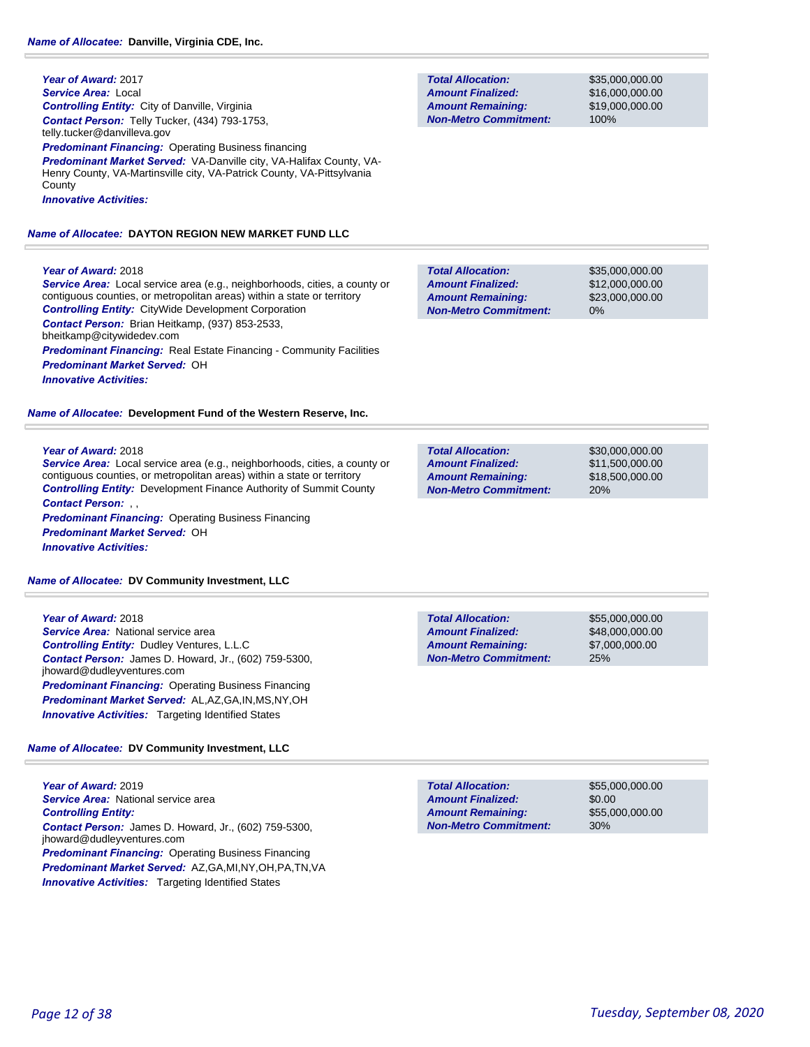**Name of Allocatee:** **Danville, Virginia CDE, Inc.**

***Year of Award:*** 2017
***Service Area:*** Local
***Controlling Entity:*** City of Danville, Virginia
***Contact Person:*** Telly Tucker, (434) 793-1753, telly.tucker@danvilleva.gov
***Predominant Financing:*** Operating Business financing
***Predominant Market Served:*** VA-Danville city, VA-Halifax County, VA-Henry County, VA-Martinsville city, VA-Patrick County, VA-Pittsylvania County
***Innovative Activities:***

| | |
|---|---|
| ***Total Allocation:*** | $35,000,000.00 |
| ***Amount Finalized:*** | $16,000,000.00 |
| ***Amount Remaining:*** | $19,000,000.00 |
| ***Non-Metro Commitment:*** | 100% |

**Name of Allocatee:** **DAYTON REGION NEW MARKET FUND LLC**

***Year of Award:*** 2018
***Service Area:*** Local service area (e.g., neighborhoods, cities, a county or contiguous counties, or metropolitan areas) within a state or territory
***Controlling Entity:*** CityWide Development Corporation
***Contact Person:*** Brian Heitkamp, (937) 853-2533, bheitkamp@citywidedev.com
***Predominant Financing:*** Real Estate Financing - Community Facilities
***Predominant Market Served:*** OH
***Innovative Activities:***

| | |
|---|---|
| ***Total Allocation:*** | $35,000,000.00 |
| ***Amount Finalized:*** | $12,000,000.00 |
| ***Amount Remaining:*** | $23,000,000.00 |
| ***Non-Metro Commitment:*** | 0% |

**Name of Allocatee:** **Development Fund of the Western Reserve, Inc.**

***Year of Award:*** 2018
***Service Area:*** Local service area (e.g., neighborhoods, cities, a county or contiguous counties, or metropolitan areas) within a state or territory
***Controlling Entity:*** Development Finance Authority of Summit County
***Contact Person:*** , ,
***Predominant Financing:*** Operating Business Financing
***Predominant Market Served:*** OH
***Innovative Activities:***

| | |
|---|---|
| ***Total Allocation:*** | $30,000,000.00 |
| ***Amount Finalized:*** | $11,500,000.00 |
| ***Amount Remaining:*** | $18,500,000.00 |
| ***Non-Metro Commitment:*** | 20% |

**Name of Allocatee:** **DV Community Investment, LLC**

***Year of Award:*** 2018
***Service Area:*** National service area
***Controlling Entity:*** Dudley Ventures, L.L.C
***Contact Person:*** James D. Howard, Jr., (602) 759-5300, jhoward@dudleyventures.com
***Predominant Financing:*** Operating Business Financing
***Predominant Market Served:*** AL,AZ,GA,IN,MS,NY,OH
***Innovative Activities:*** Targeting Identified States

| | |
|---|---|
| ***Total Allocation:*** | $55,000,000.00 |
| ***Amount Finalized:*** | $48,000,000.00 |
| ***Amount Remaining:*** | $7,000,000.00 |
| ***Non-Metro Commitment:*** | 25% |

**Name of Allocatee:** **DV Community Investment, LLC**

***Year of Award:*** 2019
***Service Area:*** National service area
***Controlling Entity:***
***Contact Person:*** James D. Howard, Jr., (602) 759-5300, jhoward@dudleyventures.com
***Predominant Financing:*** Operating Business Financing
***Predominant Market Served:*** AZ,GA,MI,NY,OH,PA,TN,VA
***Innovative Activities:*** Targeting Identified States

| | |
|---|---|
| ***Total Allocation:*** | $55,000,000.00 |
| ***Amount Finalized:*** | $0.00 |
| ***Amount Remaining:*** | $55,000,000.00 |
| ***Non-Metro Commitment:*** | 30% |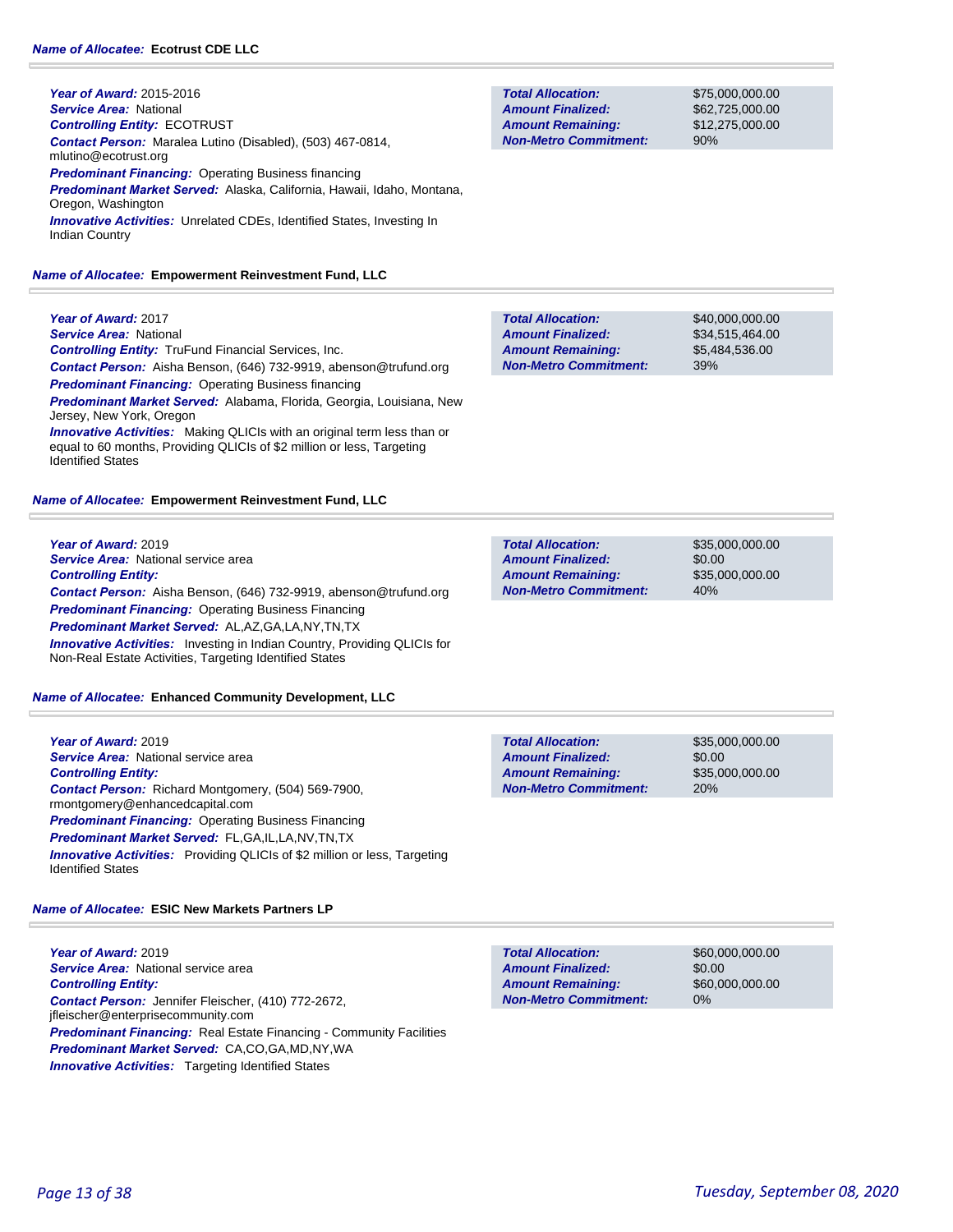**Name of Allocatee:** **Ecotrust CDE LLC**

***Year of Award:*** 2015-2016
***Service Area:*** National
***Controlling Entity:*** ECOTRUST
***Contact Person:*** Maralea Lutino (Disabled), (503) 467-0814, mlutino@ecotrust.org
***Predominant Financing:*** Operating Business financing
***Predominant Market Served:*** Alaska, California, Hawaii, Idaho, Montana, Oregon, Washington
***Innovative Activities:*** Unrelated CDEs, Identified States, Investing In Indian Country

| | |
|---|---|
| **Total Allocation:** | $75,000,000.00 |
| **Amount Finalized:** | $62,725,000.00 |
| **Amount Remaining:** | $12,275,000.00 |
| **Non-Metro Commitment:** | 90% |

**Name of Allocatee:** **Empowerment Reinvestment Fund, LLC**

***Year of Award:*** 2017
***Service Area:*** National
***Controlling Entity:*** TruFund Financial Services, Inc.
***Contact Person:*** Aisha Benson, (646) 732-9919, abenson@trufund.org
***Predominant Financing:*** Operating Business financing
***Predominant Market Served:*** Alabama, Florida, Georgia, Louisiana, New Jersey, New York, Oregon
***Innovative Activities:*** Making QLICIs with an original term less than or equal to 60 months, Providing QLICIs of $2 million or less, Targeting Identified States

| | |
|---|---|
| **Total Allocation:** | $40,000,000.00 |
| **Amount Finalized:** | $34,515,464.00 |
| **Amount Remaining:** | $5,484,536.00 |
| **Non-Metro Commitment:** | 39% |

**Name of Allocatee:** **Empowerment Reinvestment Fund, LLC**

***Year of Award:*** 2019
***Service Area:*** National service area
***Controlling Entity:***
***Contact Person:*** Aisha Benson, (646) 732-9919, abenson@trufund.org
***Predominant Financing:*** Operating Business Financing
***Predominant Market Served:*** AL,AZ,GA,LA,NY,TN,TX
***Innovative Activities:*** Investing in Indian Country, Providing QLICIs for Non-Real Estate Activities, Targeting Identified States

| | |
|---|---|
| **Total Allocation:** | $35,000,000.00 |
| **Amount Finalized:** | $0.00 |
| **Amount Remaining:** | $35,000,000.00 |
| **Non-Metro Commitment:** | 40% |

**Name of Allocatee:** **Enhanced Community Development, LLC**

***Year of Award:*** 2019
***Service Area:*** National service area
***Controlling Entity:***
***Contact Person:*** Richard Montgomery, (504) 569-7900, rmontgomery@enhancedcapital.com
***Predominant Financing:*** Operating Business Financing
***Predominant Market Served:*** FL,GA,IL,LA,NV,TN,TX
***Innovative Activities:*** Providing QLICIs of $2 million or less, Targeting Identified States

| | |
|---|---|
| **Total Allocation:** | $35,000,000.00 |
| **Amount Finalized:** | $0.00 |
| **Amount Remaining:** | $35,000,000.00 |
| **Non-Metro Commitment:** | 20% |

**Name of Allocatee:** **ESIC New Markets Partners LP**

***Year of Award:*** 2019
***Service Area:*** National service area
***Controlling Entity:***
***Contact Person:*** Jennifer Fleischer, (410) 772-2672, jfleischer@enterprisecommunity.com
***Predominant Financing:*** Real Estate Financing - Community Facilities
***Predominant Market Served:*** CA,CO,GA,MD,NY,WA
***Innovative Activities:*** Targeting Identified States

| | |
|---|---|
| **Total Allocation:** | $60,000,000.00 |
| **Amount Finalized:** | $0.00 |
| **Amount Remaining:** | $60,000,000.00 |
| **Non-Metro Commitment:** | 0% |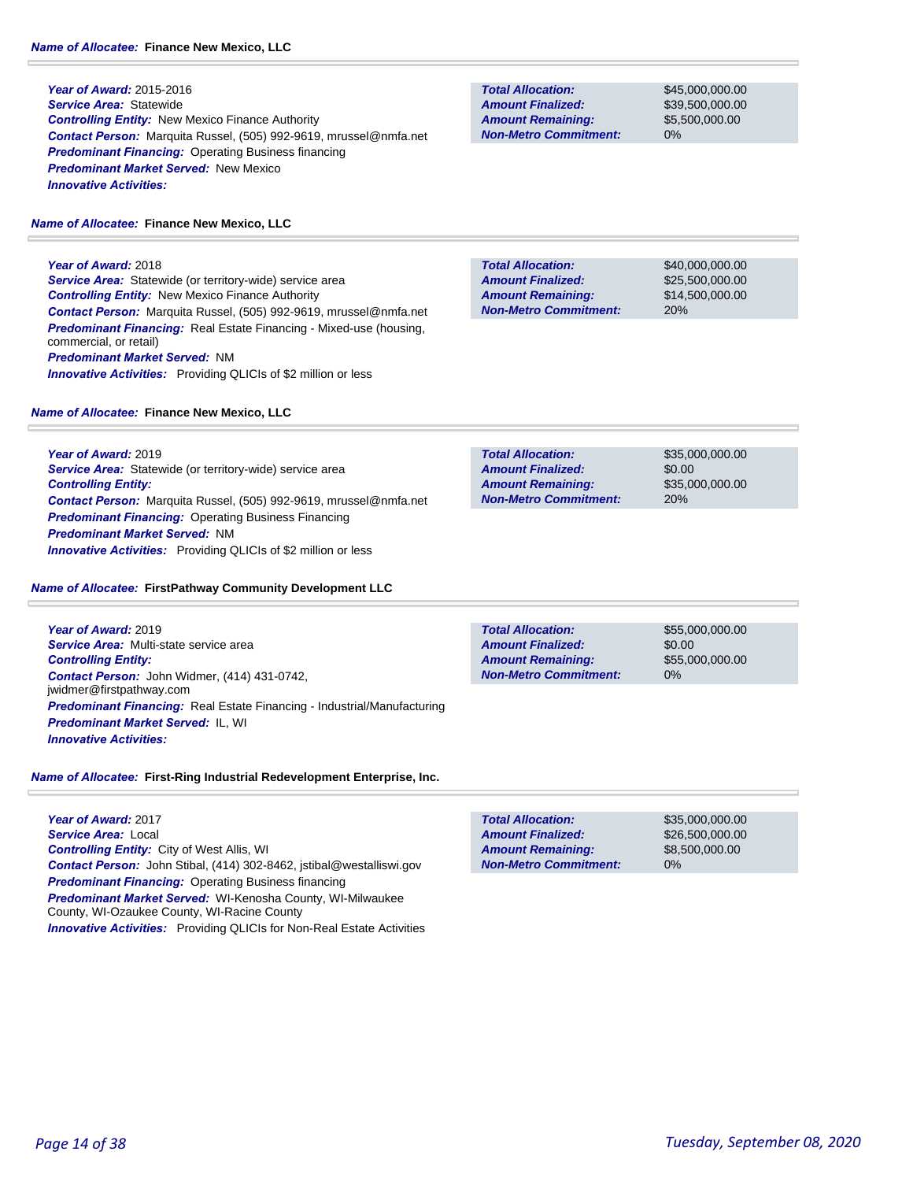**Name of Allocatee:** Finance New Mexico, LLC

**Year of Award:** 2015-2016
**Service Area:** Statewide
**Controlling Entity:** New Mexico Finance Authority
**Contact Person:** Marquita Russel, (505) 992-9619, mrussel@nmfa.net
**Predominant Financing:** Operating Business financing
**Predominant Market Served:** New Mexico
**Innovative Activities:**

| | |
|---|---|
| **Total Allocation:** | $45,000,000.00 |
| **Amount Finalized:** | $39,500,000.00 |
| **Amount Remaining:** | $5,500,000.00 |
| **Non-Metro Commitment:** | 0% |

**Name of Allocatee:** Finance New Mexico, LLC

**Year of Award:** 2018
**Service Area:** Statewide (or territory-wide) service area
**Controlling Entity:** New Mexico Finance Authority
**Contact Person:** Marquita Russel, (505) 992-9619, mrussel@nmfa.net
**Predominant Financing:** Real Estate Financing - Mixed-use (housing, commercial, or retail)
**Predominant Market Served:** NM
**Innovative Activities:** Providing QLICIs of $2 million or less

| | |
|---|---|
| **Total Allocation:** | $40,000,000.00 |
| **Amount Finalized:** | $25,500,000.00 |
| **Amount Remaining:** | $14,500,000.00 |
| **Non-Metro Commitment:** | 20% |

**Name of Allocatee:** Finance New Mexico, LLC

**Year of Award:** 2019
**Service Area:** Statewide (or territory-wide) service area
**Controlling Entity:**
**Contact Person:** Marquita Russel, (505) 992-9619, mrussel@nmfa.net
**Predominant Financing:** Operating Business Financing
**Predominant Market Served:** NM
**Innovative Activities:** Providing QLICIs of $2 million or less

| | |
|---|---|
| **Total Allocation:** | $35,000,000.00 |
| **Amount Finalized:** | $0.00 |
| **Amount Remaining:** | $35,000,000.00 |
| **Non-Metro Commitment:** | 20% |

**Name of Allocatee:** FirstPathway Community Development LLC

**Year of Award:** 2019
**Service Area:** Multi-state service area
**Controlling Entity:**
**Contact Person:** John Widmer, (414) 431-0742, jwidmer@firstpathway.com
**Predominant Financing:** Real Estate Financing - Industrial/Manufacturing
**Predominant Market Served:** IL, WI
**Innovative Activities:**

| | |
|---|---|
| **Total Allocation:** | $55,000,000.00 |
| **Amount Finalized:** | $0.00 |
| **Amount Remaining:** | $55,000,000.00 |
| **Non-Metro Commitment:** | 0% |

**Name of Allocatee:** First-Ring Industrial Redevelopment Enterprise, Inc.

**Year of Award:** 2017
**Service Area:** Local
**Controlling Entity:** City of West Allis, WI
**Contact Person:** John Stibal, (414) 302-8462, jstibal@westalliswi.gov
**Predominant Financing:** Operating Business financing
**Predominant Market Served:** WI-Kenosha County, WI-Milwaukee County, WI-Ozaukee County, WI-Racine County
**Innovative Activities:** Providing QLICIs for Non-Real Estate Activities

| | |
|---|---|
| **Total Allocation:** | $35,000,000.00 |
| **Amount Finalized:** | $26,500,000.00 |
| **Amount Remaining:** | $8,500,000.00 |
| **Non-Metro Commitment:** | 0% |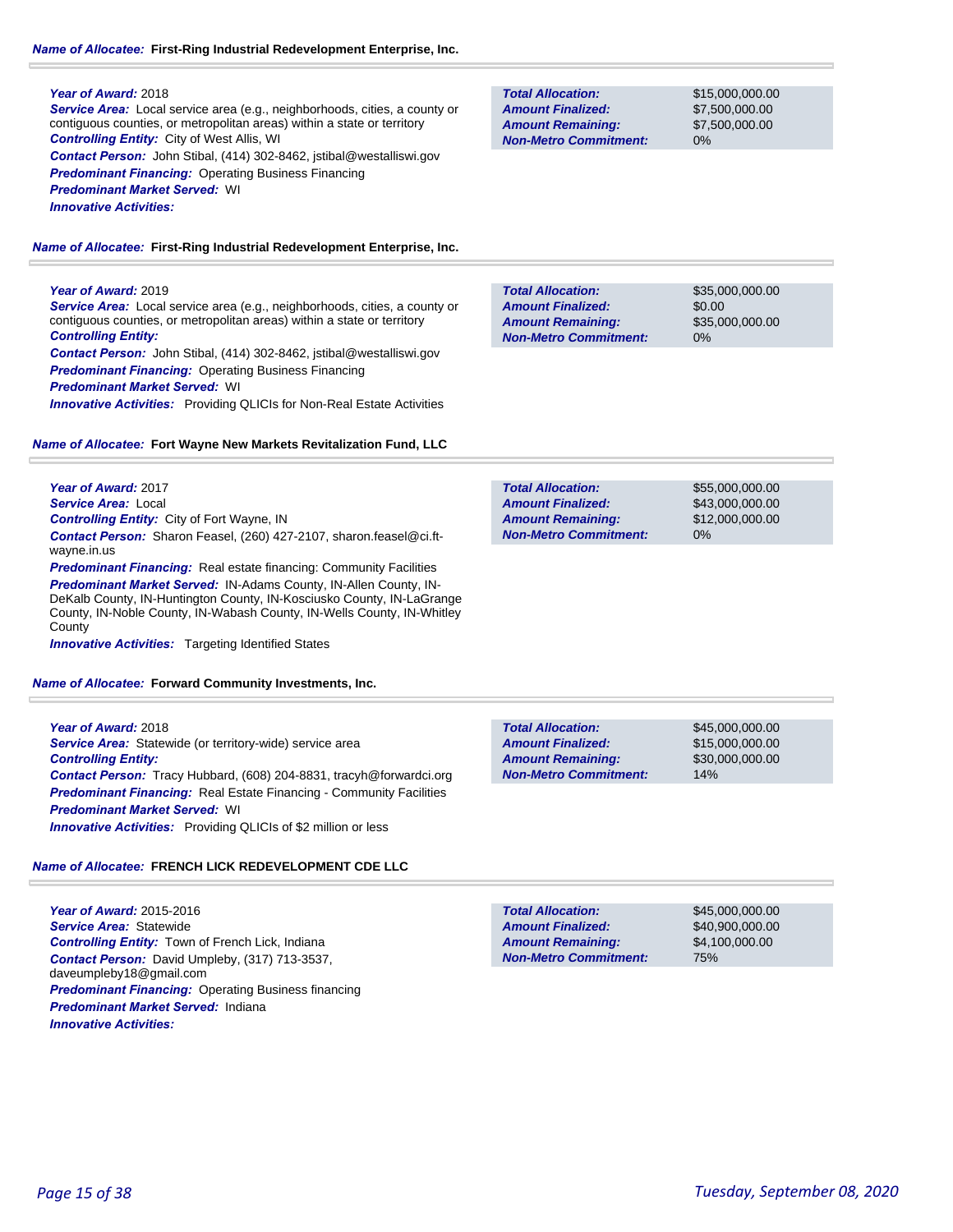**Name of Allocatee:** **First-Ring Industrial Redevelopment Enterprise, Inc.**

***Year of Award:*** 2018
***Service Area:*** Local service area (e.g., neighborhoods, cities, a county or contiguous counties, or metropolitan areas) within a state or territory
***Controlling Entity:*** City of West Allis, WI
***Contact Person:*** John Stibal, (414) 302-8462, jstibal@westalliswi.gov
***Predominant Financing:*** Operating Business Financing
***Predominant Market Served:*** WI
***Innovative Activities:***

| | |
|---|---|
| **Total Allocation:** | $15,000,000.00 |
| **Amount Finalized:** | $7,500,000.00 |
| **Amount Remaining:** | $7,500,000.00 |
| **Non-Metro Commitment:** | 0% |

**Name of Allocatee:** **First-Ring Industrial Redevelopment Enterprise, Inc.**

***Year of Award:*** 2019
***Service Area:*** Local service area (e.g., neighborhoods, cities, a county or contiguous counties, or metropolitan areas) within a state or territory
***Controlling Entity:***
***Contact Person:*** John Stibal, (414) 302-8462, jstibal@westalliswi.gov
***Predominant Financing:*** Operating Business Financing
***Predominant Market Served:*** WI
***Innovative Activities:*** Providing QLICIs for Non-Real Estate Activities

| | |
|---|---|
| **Total Allocation:** | $35,000,000.00 |
| **Amount Finalized:** | $0.00 |
| **Amount Remaining:** | $35,000,000.00 |
| **Non-Metro Commitment:** | 0% |

**Name of Allocatee:** **Fort Wayne New Markets Revitalization Fund, LLC**

***Year of Award:*** 2017
***Service Area:*** Local
***Controlling Entity:*** City of Fort Wayne, IN
***Contact Person:*** Sharon Feasel, (260) 427-2107, sharon.feasel@ci.ft-wayne.in.us
***Predominant Financing:*** Real estate financing: Community Facilities
***Predominant Market Served:*** IN-Adams County, IN-Allen County, IN-DeKalb County, IN-Huntington County, IN-Kosciusko County, IN-LaGrange County, IN-Noble County, IN-Wabash County, IN-Wells County, IN-Whitley County
***Innovative Activities:*** Targeting Identified States

| | |
|---|---|
| **Total Allocation:** | $55,000,000.00 |
| **Amount Finalized:** | $43,000,000.00 |
| **Amount Remaining:** | $12,000,000.00 |
| **Non-Metro Commitment:** | 0% |

**Name of Allocatee:** **Forward Community Investments, Inc.**

***Year of Award:*** 2018
***Service Area:*** Statewide (or territory-wide) service area
***Controlling Entity:***
***Contact Person:*** Tracy Hubbard, (608) 204-8831, tracyh@forwardci.org
***Predominant Financing:*** Real Estate Financing - Community Facilities
***Predominant Market Served:*** WI
***Innovative Activities:*** Providing QLICIs of $2 million or less

| | |
|---|---|
| **Total Allocation:** | $45,000,000.00 |
| **Amount Finalized:** | $15,000,000.00 |
| **Amount Remaining:** | $30,000,000.00 |
| **Non-Metro Commitment:** | 14% |

**Name of Allocatee:** **FRENCH LICK REDEVELOPMENT CDE LLC**

***Year of Award:*** 2015-2016
***Service Area:*** Statewide
***Controlling Entity:*** Town of French Lick, Indiana
***Contact Person:*** David Umpleby, (317) 713-3537, daveumpleby18@gmail.com
***Predominant Financing:*** Operating Business financing
***Predominant Market Served:*** Indiana
***Innovative Activities:***

| | |
|---|---|
| **Total Allocation:** | $45,000,000.00 |
| **Amount Finalized:** | $40,900,000.00 |
| **Amount Remaining:** | $4,100,000.00 |
| **Non-Metro Commitment:** | 75% |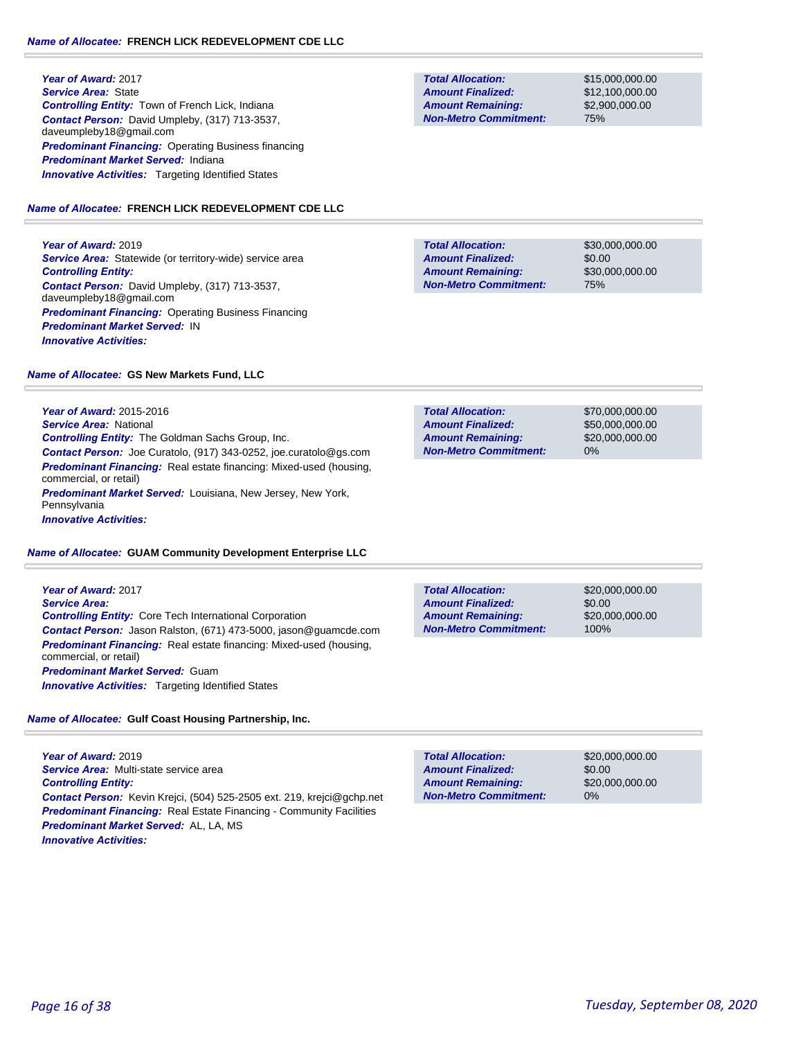**Name of Allocatee:** **FRENCH LICK REDEVELOPMENT CDE LLC**

**Year of Award:** 2017
**Service Area:** State
**Controlling Entity:** Town of French Lick, Indiana
**Contact Person:** David Umpleby, (317) 713-3537, daveumpleby18@gmail.com
**Predominant Financing:** Operating Business financing
**Predominant Market Served:** Indiana
**Innovative Activities:** Targeting Identified States

| | |
|---|---|
| **Total Allocation:** | $15,000,000.00 |
| **Amount Finalized:** | $12,100,000.00 |
| **Amount Remaining:** | $2,900,000.00 |
| **Non-Metro Commitment:** | 75% |

**Name of Allocatee:** **FRENCH LICK REDEVELOPMENT CDE LLC**

**Year of Award:** 2019
**Service Area:** Statewide (or territory-wide) service area
**Controlling Entity:**
**Contact Person:** David Umpleby, (317) 713-3537, daveumpleby18@gmail.com
**Predominant Financing:** Operating Business Financing
**Predominant Market Served:** IN
**Innovative Activities:**

| | |
|---|---|
| **Total Allocation:** | $30,000,000.00 |
| **Amount Finalized:** | $0.00 |
| **Amount Remaining:** | $30,000,000.00 |
| **Non-Metro Commitment:** | 75% |

**Name of Allocatee:** **GS New Markets Fund, LLC**

**Year of Award:** 2015-2016
**Service Area:** National
**Controlling Entity:** The Goldman Sachs Group, Inc.
**Contact Person:** Joe Curatolo, (917) 343-0252, joe.curatolo@gs.com
**Predominant Financing:** Real estate financing: Mixed-used (housing, commercial, or retail)
**Predominant Market Served:** Louisiana, New Jersey, New York, Pennsylvania
**Innovative Activities:**

| | |
|---|---|
| **Total Allocation:** | $70,000,000.00 |
| **Amount Finalized:** | $50,000,000.00 |
| **Amount Remaining:** | $20,000,000.00 |
| **Non-Metro Commitment:** | 0% |

**Name of Allocatee:** **GUAM Community Development Enterprise LLC**

**Year of Award:** 2017
**Service Area:**
**Controlling Entity:** Core Tech International Corporation
**Contact Person:** Jason Ralston, (671) 473-5000, jason@guamcde.com
**Predominant Financing:** Real estate financing: Mixed-used (housing, commercial, or retail)
**Predominant Market Served:** Guam
**Innovative Activities:** Targeting Identified States

| | |
|---|---|
| **Total Allocation:** | $20,000,000.00 |
| **Amount Finalized:** | $0.00 |
| **Amount Remaining:** | $20,000,000.00 |
| **Non-Metro Commitment:** | 100% |

**Name of Allocatee:** **Gulf Coast Housing Partnership, Inc.**

**Year of Award:** 2019
**Service Area:** Multi-state service area
**Controlling Entity:**
**Contact Person:** Kevin Krejci, (504) 525-2505 ext. 219, krejci@gchp.net
**Predominant Financing:** Real Estate Financing - Community Facilities
**Predominant Market Served:** AL, LA, MS
**Innovative Activities:**

| | |
|---|---|
| **Total Allocation:** | $20,000,000.00 |
| **Amount Finalized:** | $0.00 |
| **Amount Remaining:** | $20,000,000.00 |
| **Non-Metro Commitment:** | 0% |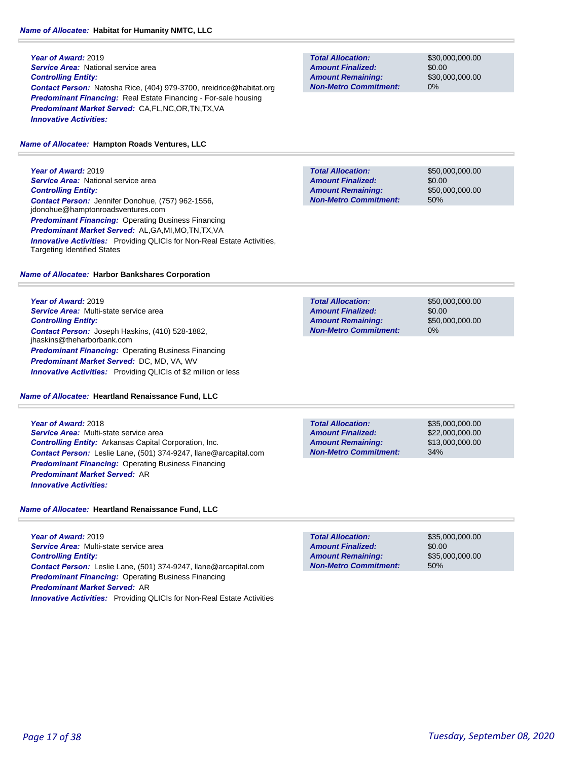***Name of Allocatee:*** **Habitat for Humanity NMTC, LLC**

***Year of Award:*** 2019
***Service Area:*** National service area
***Controlling Entity:***
***Contact Person:*** Natosha Rice, (404) 979-3700, nreidrice@habitat.org
***Predominant Financing:*** Real Estate Financing - For-sale housing
***Predominant Market Served:*** CA,FL,NC,OR,TN,TX,VA
***Innovative Activities:***

| | |
|---|---|
| ***Total Allocation:*** | $30,000,000.00 |
| ***Amount Finalized:*** | $0.00 |
| ***Amount Remaining:*** | $30,000,000.00 |
| ***Non-Metro Commitment:*** | 0% |

***Name of Allocatee:*** **Hampton Roads Ventures, LLC**

***Year of Award:*** 2019
***Service Area:*** National service area
***Controlling Entity:***
***Contact Person:*** Jennifer Donohue, (757) 962-1556, jdonohue@hamptonroadsventures.com
***Predominant Financing:*** Operating Business Financing
***Predominant Market Served:*** AL,GA,MI,MO,TN,TX,VA
***Innovative Activities:*** Providing QLICIs for Non-Real Estate Activities, Targeting Identified States

| | |
|---|---|
| ***Total Allocation:*** | $50,000,000.00 |
| ***Amount Finalized:*** | $0.00 |
| ***Amount Remaining:*** | $50,000,000.00 |
| ***Non-Metro Commitment:*** | 50% |

***Name of Allocatee:*** **Harbor Bankshares Corporation**

***Year of Award:*** 2019
***Service Area:*** Multi-state service area
***Controlling Entity:***
***Contact Person:*** Joseph Haskins, (410) 528-1882, jhaskins@theharborbank.com
***Predominant Financing:*** Operating Business Financing
***Predominant Market Served:*** DC, MD, VA, WV
***Innovative Activities:*** Providing QLICIs of $2 million or less

| | |
|---|---|
| ***Total Allocation:*** | $50,000,000.00 |
| ***Amount Finalized:*** | $0.00 |
| ***Amount Remaining:*** | $50,000,000.00 |
| ***Non-Metro Commitment:*** | 0% |

***Name of Allocatee:*** **Heartland Renaissance Fund, LLC**

***Year of Award:*** 2018
***Service Area:*** Multi-state service area
***Controlling Entity:*** Arkansas Capital Corporation, Inc.
***Contact Person:*** Leslie Lane, (501) 374-9247, llane@arcapital.com
***Predominant Financing:*** Operating Business Financing
***Predominant Market Served:*** AR
***Innovative Activities:***

| | |
|---|---|
| ***Total Allocation:*** | $35,000,000.00 |
| ***Amount Finalized:*** | $22,000,000.00 |
| ***Amount Remaining:*** | $13,000,000.00 |
| ***Non-Metro Commitment:*** | 34% |

***Name of Allocatee:*** **Heartland Renaissance Fund, LLC**

***Year of Award:*** 2019
***Service Area:*** Multi-state service area
***Controlling Entity:***
***Contact Person:*** Leslie Lane, (501) 374-9247, llane@arcapital.com
***Predominant Financing:*** Operating Business Financing
***Predominant Market Served:*** AR
***Innovative Activities:*** Providing QLICIs for Non-Real Estate Activities

| | |
|---|---|
| ***Total Allocation:*** | $35,000,000.00 |
| ***Amount Finalized:*** | $0.00 |
| ***Amount Remaining:*** | $35,000,000.00 |
| ***Non-Metro Commitment:*** | 50% |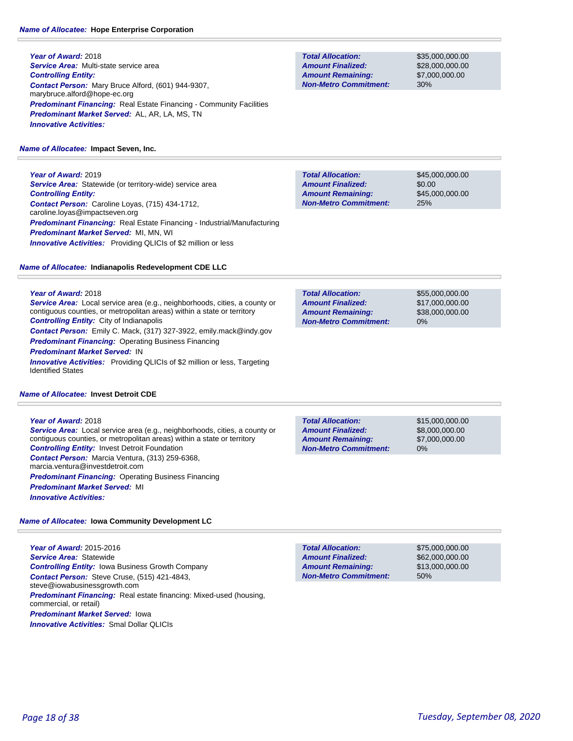**Name of Allocatee:** **Hope Enterprise Corporation**

***Year of Award:*** 2018
***Service Area:*** Multi-state service area
***Controlling Entity:***
***Contact Person:*** Mary Bruce Alford, (601) 944-9307, marybruce.alford@hope-ec.org
***Predominant Financing:*** Real Estate Financing - Community Facilities
***Predominant Market Served:*** AL, AR, LA, MS, TN
***Innovative Activities:***

| | |
|---|---|
| ***Total Allocation:*** | $35,000,000.00 |
| ***Amount Finalized:*** | $28,000,000.00 |
| ***Amount Remaining:*** | $7,000,000.00 |
| ***Non-Metro Commitment:*** | 30% |

**Name of Allocatee:** **Impact Seven, Inc.**

***Year of Award:*** 2019
***Service Area:*** Statewide (or territory-wide) service area
***Controlling Entity:***
***Contact Person:*** Caroline Loyas, (715) 434-1712, caroline.loyas@impactseven.org
***Predominant Financing:*** Real Estate Financing - Industrial/Manufacturing
***Predominant Market Served:*** MI, MN, WI
***Innovative Activities:*** Providing QLICIs of $2 million or less

| | |
|---|---|
| ***Total Allocation:*** | $45,000,000.00 |
| ***Amount Finalized:*** | $0.00 |
| ***Amount Remaining:*** | $45,000,000.00 |
| ***Non-Metro Commitment:*** | 25% |

**Name of Allocatee:** **Indianapolis Redevelopment CDE LLC**

***Year of Award:*** 2018
***Service Area:*** Local service area (e.g., neighborhoods, cities, a county or contiguous counties, or metropolitan areas) within a state or territory
***Controlling Entity:*** City of Indianapolis
***Contact Person:*** Emily C. Mack, (317) 327-3922, emily.mack@indy.gov
***Predominant Financing:*** Operating Business Financing
***Predominant Market Served:*** IN
***Innovative Activities:*** Providing QLICIs of $2 million or less, Targeting Identified States

| | |
|---|---|
| ***Total Allocation:*** | $55,000,000.00 |
| ***Amount Finalized:*** | $17,000,000.00 |
| ***Amount Remaining:*** | $38,000,000.00 |
| ***Non-Metro Commitment:*** | 0% |

**Name of Allocatee:** **Invest Detroit CDE**

***Year of Award:*** 2018
***Service Area:*** Local service area (e.g., neighborhoods, cities, a county or contiguous counties, or metropolitan areas) within a state or territory
***Controlling Entity:*** Invest Detroit Foundation
***Contact Person:*** Marcia Ventura, (313) 259-6368, marcia.ventura@investdetroit.com
***Predominant Financing:*** Operating Business Financing
***Predominant Market Served:*** MI
***Innovative Activities:***

| | |
|---|---|
| ***Total Allocation:*** | $15,000,000.00 |
| ***Amount Finalized:*** | $8,000,000.00 |
| ***Amount Remaining:*** | $7,000,000.00 |
| ***Non-Metro Commitment:*** | 0% |

**Name of Allocatee:** **Iowa Community Development LC**

***Year of Award:*** 2015-2016
***Service Area:*** Statewide
***Controlling Entity:*** Iowa Business Growth Company
***Contact Person:*** Steve Cruse, (515) 421-4843, steve@iowabusinessgrowth.com
***Predominant Financing:*** Real estate financing: Mixed-used (housing, commercial, or retail)
***Predominant Market Served:*** Iowa
***Innovative Activities:*** Smal Dollar QLICIs

| | |
|---|---|
| ***Total Allocation:*** | $75,000,000.00 |
| ***Amount Finalized:*** | $62,000,000.00 |
| ***Amount Remaining:*** | $13,000,000.00 |
| ***Non-Metro Commitment:*** | 50% |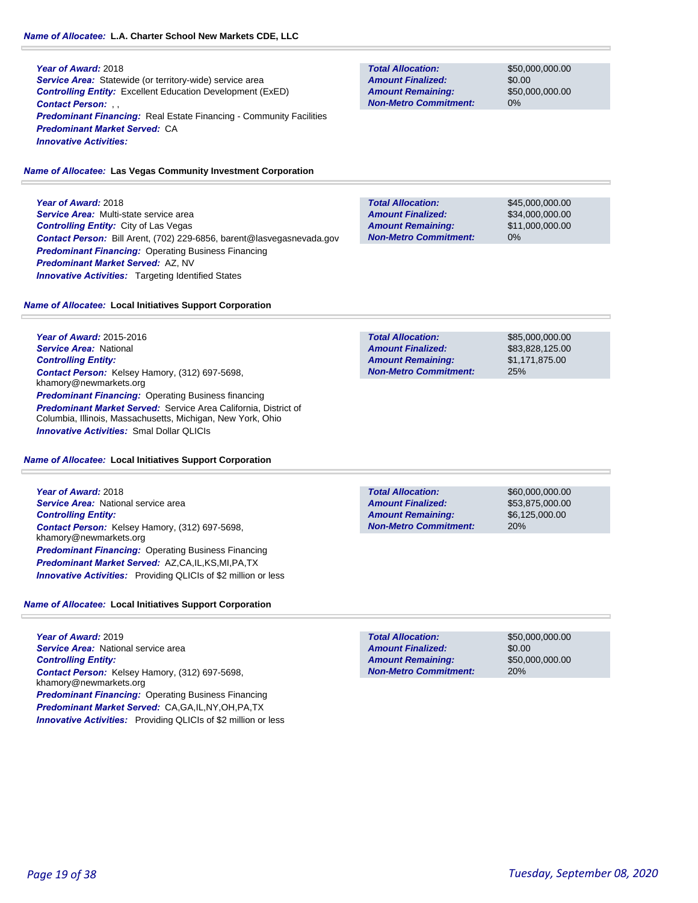**Name of Allocatee:** **L.A. Charter School New Markets CDE, LLC**

***Year of Award:*** 2018
***Service Area:*** Statewide (or territory-wide) service area
***Controlling Entity:*** Excellent Education Development (ExED)
***Contact Person:*** , ,
***Predominant Financing:*** Real Estate Financing - Community Facilities
***Predominant Market Served:*** CA
***Innovative Activities:***

| | |
|---|---|
| **Total Allocation:** | $50,000,000.00 |
| **Amount Finalized:** | $0.00 |
| **Amount Remaining:** | $50,000,000.00 |
| **Non-Metro Commitment:** | 0% |

**Name of Allocatee:** **Las Vegas Community Investment Corporation**

***Year of Award:*** 2018
***Service Area:*** Multi-state service area
***Controlling Entity:*** City of Las Vegas
***Contact Person:*** Bill Arent, (702) 229-6856, barent@lasvegasnevada.gov
***Predominant Financing:*** Operating Business Financing
***Predominant Market Served:*** AZ, NV
***Innovative Activities:*** Targeting Identified States

| | |
|---|---|
| **Total Allocation:** | $45,000,000.00 |
| **Amount Finalized:** | $34,000,000.00 |
| **Amount Remaining:** | $11,000,000.00 |
| **Non-Metro Commitment:** | 0% |

**Name of Allocatee:** **Local Initiatives Support Corporation**

***Year of Award:*** 2015-2016
***Service Area:*** National
***Controlling Entity:***
***Contact Person:*** Kelsey Hamory, (312) 697-5698, khamory@newmarkets.org
***Predominant Financing:*** Operating Business financing
***Predominant Market Served:*** Service Area California, District of Columbia, Illinois, Massachusetts, Michigan, New York, Ohio
***Innovative Activities:*** Smal Dollar QLICIs

| | |
|---|---|
| **Total Allocation:** | $85,000,000.00 |
| **Amount Finalized:** | $83,828,125.00 |
| **Amount Remaining:** | $1,171,875.00 |
| **Non-Metro Commitment:** | 25% |

**Name of Allocatee:** **Local Initiatives Support Corporation**

***Year of Award:*** 2018
***Service Area:*** National service area
***Controlling Entity:***
***Contact Person:*** Kelsey Hamory, (312) 697-5698, khamory@newmarkets.org
***Predominant Financing:*** Operating Business Financing
***Predominant Market Served:*** AZ,CA,IL,KS,MI,PA,TX
***Innovative Activities:*** Providing QLICIs of $2 million or less

| | |
|---|---|
| **Total Allocation:** | $60,000,000.00 |
| **Amount Finalized:** | $53,875,000.00 |
| **Amount Remaining:** | $6,125,000.00 |
| **Non-Metro Commitment:** | 20% |

**Name of Allocatee:** **Local Initiatives Support Corporation**

***Year of Award:*** 2019
***Service Area:*** National service area
***Controlling Entity:***
***Contact Person:*** Kelsey Hamory, (312) 697-5698, khamory@newmarkets.org
***Predominant Financing:*** Operating Business Financing
***Predominant Market Served:*** CA,GA,IL,NY,OH,PA,TX
***Innovative Activities:*** Providing QLICIs of $2 million or less

| | |
|---|---|
| **Total Allocation:** | $50,000,000.00 |
| **Amount Finalized:** | $0.00 |
| **Amount Remaining:** | $50,000,000.00 |
| **Non-Metro Commitment:** | 20% |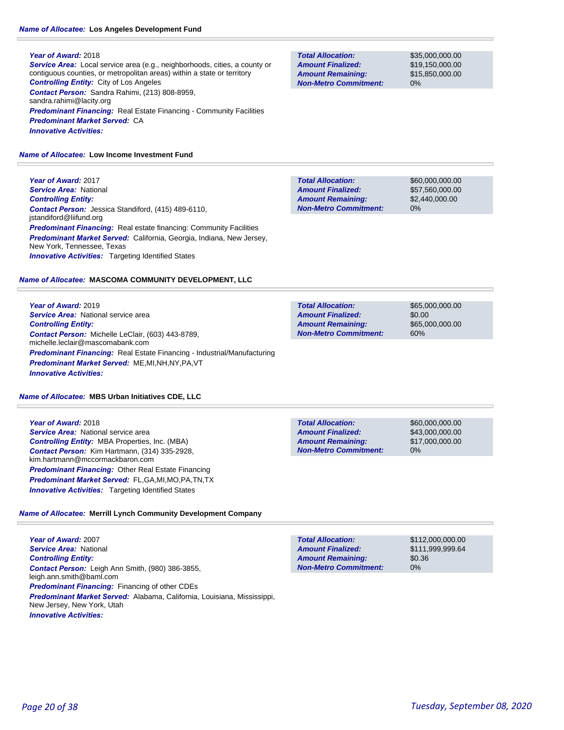### Name of Allocatee: Los Angeles Development Fund

***Year of Award:*** 2018
***Service Area:*** Local service area (e.g., neighborhoods, cities, a county or contiguous counties, or metropolitan areas) within a state or territory
***Controlling Entity:*** City of Los Angeles
***Contact Person:*** Sandra Rahimi, (213) 808-8959, sandra.rahimi@lacity.org
***Predominant Financing:*** Real Estate Financing - Community Facilities
***Predominant Market Served:*** CA
***Innovative Activities:***

| | |
|---|---|
| ***Total Allocation:*** | $35,000,000.00 |
| ***Amount Finalized:*** | $19,150,000.00 |
| ***Amount Remaining:*** | $15,850,000.00 |
| ***Non-Metro Commitment:*** | 0% |

### Name of Allocatee: Low Income Investment Fund

***Year of Award:*** 2017
***Service Area:*** National
***Controlling Entity:***
***Contact Person:*** Jessica Standiford, (415) 489-6110, jstandiford@liifund.org
***Predominant Financing:*** Real estate financing: Community Facilities
***Predominant Market Served:*** California, Georgia, Indiana, New Jersey, New York, Tennessee, Texas
***Innovative Activities:*** Targeting Identified States

| | |
|---|---|
| ***Total Allocation:*** | $60,000,000.00 |
| ***Amount Finalized:*** | $57,560,000.00 |
| ***Amount Remaining:*** | $2,440,000.00 |
| ***Non-Metro Commitment:*** | 0% |

### Name of Allocatee: MASCOMA COMMUNITY DEVELOPMENT, LLC

***Year of Award:*** 2019
***Service Area:*** National service area
***Controlling Entity:***
***Contact Person:*** Michelle LeClair, (603) 443-8789, michelle.leclair@mascomabank.com
***Predominant Financing:*** Real Estate Financing - Industrial/Manufacturing
***Predominant Market Served:*** ME,MI,NH,NY,PA,VT
***Innovative Activities:***

| | |
|---|---|
| ***Total Allocation:*** | $65,000,000.00 |
| ***Amount Finalized:*** | $0.00 |
| ***Amount Remaining:*** | $65,000,000.00 |
| ***Non-Metro Commitment:*** | 60% |

### Name of Allocatee: MBS Urban Initiatives CDE, LLC

***Year of Award:*** 2018
***Service Area:*** National service area
***Controlling Entity:*** MBA Properties, Inc. (MBA)
***Contact Person:*** Kim Hartmann, (314) 335-2928, kim.hartmann@mccormackbaron.com
***Predominant Financing:*** Other Real Estate Financing
***Predominant Market Served:*** FL,GA,MI,MO,PA,TN,TX
***Innovative Activities:*** Targeting Identified States

| | |
|---|---|
| ***Total Allocation:*** | $60,000,000.00 |
| ***Amount Finalized:*** | $43,000,000.00 |
| ***Amount Remaining:*** | $17,000,000.00 |
| ***Non-Metro Commitment:*** | 0% |

### Name of Allocatee: Merrill Lynch Community Development Company

***Year of Award:*** 2007
***Service Area:*** National
***Controlling Entity:***
***Contact Person:*** Leigh Ann Smith, (980) 386-3855, leigh.ann.smith@baml.com
***Predominant Financing:*** Financing of other CDEs
***Predominant Market Served:*** Alabama, California, Louisiana, Mississippi, New Jersey, New York, Utah
***Innovative Activities:***

| | |
|---|---|
| ***Total Allocation:*** | $112,000,000.00 |
| ***Amount Finalized:*** | $111,999,999.64 |
| ***Amount Remaining:*** | $0.36 |
| ***Non-Metro Commitment:*** | 0% |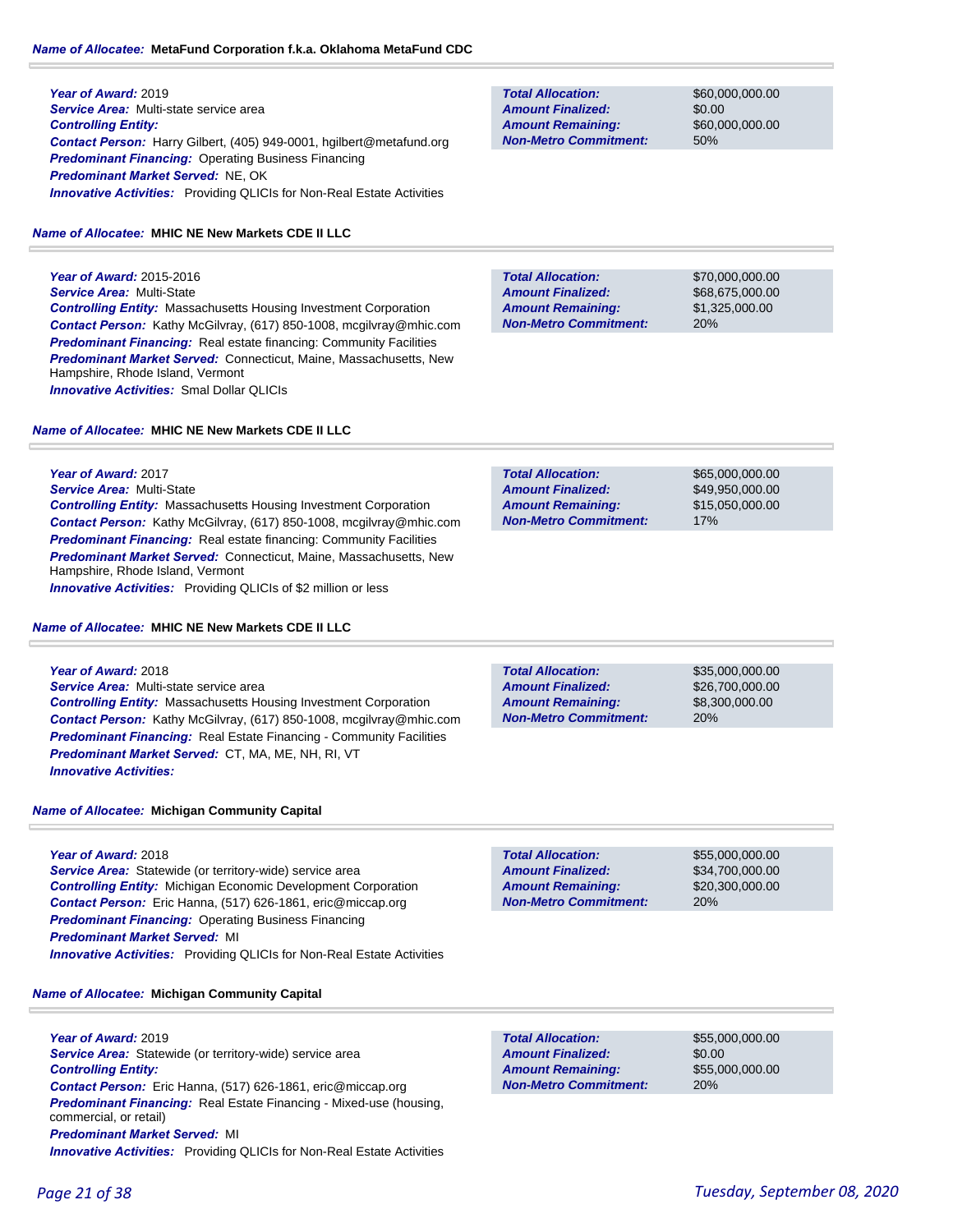**Name of Allocatee:** MetaFund Corporation f.k.a. Oklahoma MetaFund CDC

**Year of Award:** 2019
**Service Area:** Multi-state service area
**Controlling Entity:**
**Contact Person:** Harry Gilbert, (405) 949-0001, hgilbert@metafund.org
**Predominant Financing:** Operating Business Financing
**Predominant Market Served:** NE, OK
**Innovative Activities:** Providing QLICIs for Non-Real Estate Activities

| | |
|---|---|
| **Total Allocation:** | $60,000,000.00 |
| **Amount Finalized:** | $0.00 |
| **Amount Remaining:** | $60,000,000.00 |
| **Non-Metro Commitment:** | 50% |

**Name of Allocatee:** MHIC NE New Markets CDE II LLC

**Year of Award:** 2015-2016
**Service Area:** Multi-State
**Controlling Entity:** Massachusetts Housing Investment Corporation
**Contact Person:** Kathy McGilvray, (617) 850-1008, mcgilvray@mhic.com
**Predominant Financing:** Real estate financing: Community Facilities
**Predominant Market Served:** Connecticut, Maine, Massachusetts, New Hampshire, Rhode Island, Vermont
**Innovative Activities:** Smal Dollar QLICIs

| | |
|---|---|
| **Total Allocation:** | $70,000,000.00 |
| **Amount Finalized:** | $68,675,000.00 |
| **Amount Remaining:** | $1,325,000.00 |
| **Non-Metro Commitment:** | 20% |

**Name of Allocatee:** MHIC NE New Markets CDE II LLC

**Year of Award:** 2017
**Service Area:** Multi-State
**Controlling Entity:** Massachusetts Housing Investment Corporation
**Contact Person:** Kathy McGilvray, (617) 850-1008, mcgilvray@mhic.com
**Predominant Financing:** Real estate financing: Community Facilities
**Predominant Market Served:** Connecticut, Maine, Massachusetts, New Hampshire, Rhode Island, Vermont
**Innovative Activities:** Providing QLICIs of $2 million or less

| | |
|---|---|
| **Total Allocation:** | $65,000,000.00 |
| **Amount Finalized:** | $49,950,000.00 |
| **Amount Remaining:** | $15,050,000.00 |
| **Non-Metro Commitment:** | 17% |

**Name of Allocatee:** MHIC NE New Markets CDE II LLC

**Year of Award:** 2018
**Service Area:** Multi-state service area
**Controlling Entity:** Massachusetts Housing Investment Corporation
**Contact Person:** Kathy McGilvray, (617) 850-1008, mcgilvray@mhic.com
**Predominant Financing:** Real Estate Financing - Community Facilities
**Predominant Market Served:** CT, MA, ME, NH, RI, VT
**Innovative Activities:**

| | |
|---|---|
| **Total Allocation:** | $35,000,000.00 |
| **Amount Finalized:** | $26,700,000.00 |
| **Amount Remaining:** | $8,300,000.00 |
| **Non-Metro Commitment:** | 20% |

**Name of Allocatee:** Michigan Community Capital

**Year of Award:** 2018
**Service Area:** Statewide (or territory-wide) service area
**Controlling Entity:** Michigan Economic Development Corporation
**Contact Person:** Eric Hanna, (517) 626-1861, eric@miccap.org
**Predominant Financing:** Operating Business Financing
**Predominant Market Served:** MI
**Innovative Activities:** Providing QLICIs for Non-Real Estate Activities

| | |
|---|---|
| **Total Allocation:** | $55,000,000.00 |
| **Amount Finalized:** | $34,700,000.00 |
| **Amount Remaining:** | $20,300,000.00 |
| **Non-Metro Commitment:** | 20% |

**Name of Allocatee:** Michigan Community Capital

**Year of Award:** 2019
**Service Area:** Statewide (or territory-wide) service area
**Controlling Entity:**
**Contact Person:** Eric Hanna, (517) 626-1861, eric@miccap.org
**Predominant Financing:** Real Estate Financing - Mixed-use (housing, commercial, or retail)
**Predominant Market Served:** MI
**Innovative Activities:** Providing QLICIs for Non-Real Estate Activities

| | |
|---|---|
| **Total Allocation:** | $55,000,000.00 |
| **Amount Finalized:** | $0.00 |
| **Amount Remaining:** | $55,000,000.00 |
| **Non-Metro Commitment:** | 20% |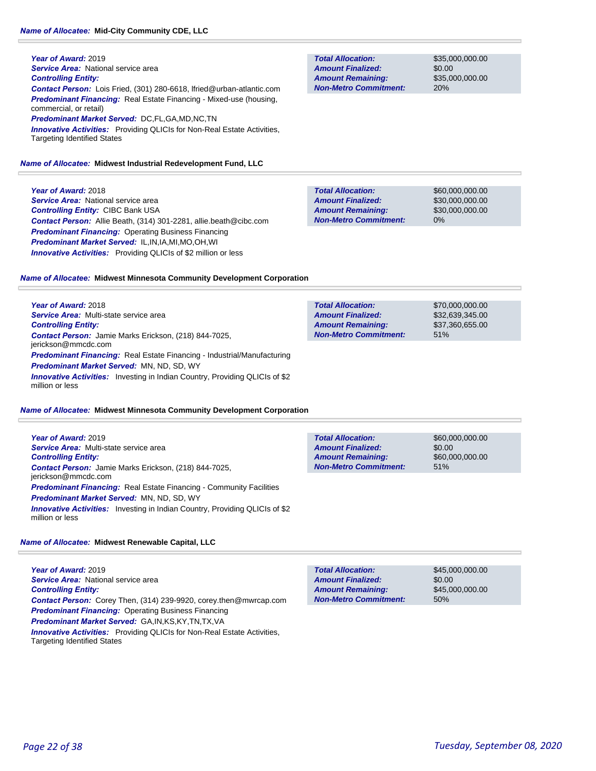**Name of Allocatee:** **Mid-City Community CDE, LLC**

***Year of Award:*** 2019
***Service Area:*** National service area
***Controlling Entity:***
***Contact Person:*** Lois Fried, (301) 280-6618, lfried@urban-atlantic.com
***Predominant Financing:*** Real Estate Financing - Mixed-use (housing, commercial, or retail)
***Predominant Market Served:*** DC,FL,GA,MD,NC,TN
***Innovative Activities:*** Providing QLICIs for Non-Real Estate Activities, Targeting Identified States

| | |
|---|---|
| ***Total Allocation:*** | $35,000,000.00 |
| ***Amount Finalized:*** | $0.00 |
| ***Amount Remaining:*** | $35,000,000.00 |
| ***Non-Metro Commitment:*** | 20% |

**Name of Allocatee:** **Midwest Industrial Redevelopment Fund, LLC**

***Year of Award:*** 2018
***Service Area:*** National service area
***Controlling Entity:*** CIBC Bank USA
***Contact Person:*** Allie Beath, (314) 301-2281, allie.beath@cibc.com
***Predominant Financing:*** Operating Business Financing
***Predominant Market Served:*** IL,IN,IA,MI,MO,OH,WI
***Innovative Activities:*** Providing QLICIs of $2 million or less

| | |
|---|---|
| ***Total Allocation:*** | $60,000,000.00 |
| ***Amount Finalized:*** | $30,000,000.00 |
| ***Amount Remaining:*** | $30,000,000.00 |
| ***Non-Metro Commitment:*** | 0% |

**Name of Allocatee:** **Midwest Minnesota Community Development Corporation**

***Year of Award:*** 2018
***Service Area:*** Multi-state service area
***Controlling Entity:***
***Contact Person:*** Jamie Marks Erickson, (218) 844-7025, jerickson@mmcdc.com
***Predominant Financing:*** Real Estate Financing - Industrial/Manufacturing
***Predominant Market Served:*** MN, ND, SD, WY
***Innovative Activities:*** Investing in Indian Country, Providing QLICIs of $2 million or less

| | |
|---|---|
| ***Total Allocation:*** | $70,000,000.00 |
| ***Amount Finalized:*** | $32,639,345.00 |
| ***Amount Remaining:*** | $37,360,655.00 |
| ***Non-Metro Commitment:*** | 51% |

**Name of Allocatee:** **Midwest Minnesota Community Development Corporation**

***Year of Award:*** 2019
***Service Area:*** Multi-state service area
***Controlling Entity:***
***Contact Person:*** Jamie Marks Erickson, (218) 844-7025, jerickson@mmcdc.com
***Predominant Financing:*** Real Estate Financing - Community Facilities
***Predominant Market Served:*** MN, ND, SD, WY
***Innovative Activities:*** Investing in Indian Country, Providing QLICIs of $2 million or less

| | |
|---|---|
| ***Total Allocation:*** | $60,000,000.00 |
| ***Amount Finalized:*** | $0.00 |
| ***Amount Remaining:*** | $60,000,000.00 |
| ***Non-Metro Commitment:*** | 51% |

**Name of Allocatee:** **Midwest Renewable Capital, LLC**

***Year of Award:*** 2019
***Service Area:*** National service area
***Controlling Entity:***
***Contact Person:*** Corey Then, (314) 239-9920, corey.then@mwrcap.com
***Predominant Financing:*** Operating Business Financing
***Predominant Market Served:*** GA,IN,KS,KY,TN,TX,VA
***Innovative Activities:*** Providing QLICIs for Non-Real Estate Activities, Targeting Identified States

| | |
|---|---|
| ***Total Allocation:*** | $45,000,000.00 |
| ***Amount Finalized:*** | $0.00 |
| ***Amount Remaining:*** | $45,000,000.00 |
| ***Non-Metro Commitment:*** | 50% |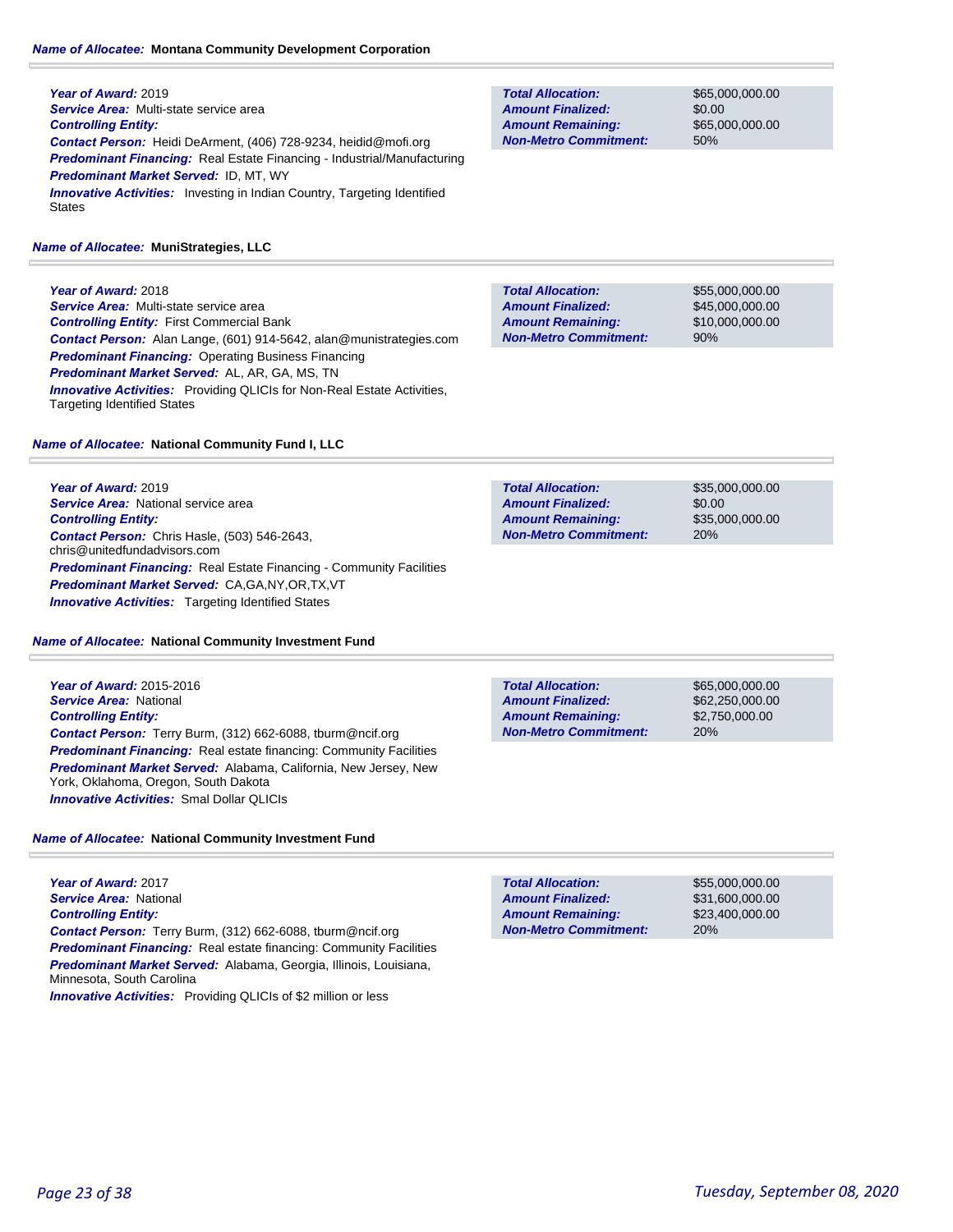**Name of Allocatee:** **Montana Community Development Corporation**

**Year of Award:** 2019
**Service Area:** Multi-state service area
**Controlling Entity:**
**Contact Person:** Heidi DeArment, (406) 728-9234, heidid@mofi.org
**Predominant Financing:** Real Estate Financing - Industrial/Manufacturing
**Predominant Market Served:** ID, MT, WY
**Innovative Activities:** Investing in Indian Country, Targeting Identified States

| | |
|---|---|
| **Total Allocation:** | $65,000,000.00 |
| **Amount Finalized:** | $0.00 |
| **Amount Remaining:** | $65,000,000.00 |
| **Non-Metro Commitment:** | 50% |

**Name of Allocatee:** **MuniStrategies, LLC**

**Year of Award:** 2018
**Service Area:** Multi-state service area
**Controlling Entity:** First Commercial Bank
**Contact Person:** Alan Lange, (601) 914-5642, alan@munistrategies.com
**Predominant Financing:** Operating Business Financing
**Predominant Market Served:** AL, AR, GA, MS, TN
**Innovative Activities:** Providing QLICIs for Non-Real Estate Activities, Targeting Identified States

| | |
|---|---|
| **Total Allocation:** | $55,000,000.00 |
| **Amount Finalized:** | $45,000,000.00 |
| **Amount Remaining:** | $10,000,000.00 |
| **Non-Metro Commitment:** | 90% |

**Name of Allocatee:** **National Community Fund I, LLC**

**Year of Award:** 2019
**Service Area:** National service area
**Controlling Entity:**
**Contact Person:** Chris Hasle, (503) 546-2643, chris@unitedfundadvisors.com
**Predominant Financing:** Real Estate Financing - Community Facilities
**Predominant Market Served:** CA,GA,NY,OR,TX,VT
**Innovative Activities:** Targeting Identified States

| | |
|---|---|
| **Total Allocation:** | $35,000,000.00 |
| **Amount Finalized:** | $0.00 |
| **Amount Remaining:** | $35,000,000.00 |
| **Non-Metro Commitment:** | 20% |

**Name of Allocatee:** **National Community Investment Fund**

**Year of Award:** 2015-2016
**Service Area:** National
**Controlling Entity:**
**Contact Person:** Terry Burm, (312) 662-6088, tburm@ncif.org
**Predominant Financing:** Real estate financing: Community Facilities
**Predominant Market Served:** Alabama, California, New Jersey, New York, Oklahoma, Oregon, South Dakota
**Innovative Activities:** Smal Dollar QLICIs

| | |
|---|---|
| **Total Allocation:** | $65,000,000.00 |
| **Amount Finalized:** | $62,250,000.00 |
| **Amount Remaining:** | $2,750,000.00 |
| **Non-Metro Commitment:** | 20% |

**Name of Allocatee:** **National Community Investment Fund**

**Year of Award:** 2017
**Service Area:** National
**Controlling Entity:**
**Contact Person:** Terry Burm, (312) 662-6088, tburm@ncif.org
**Predominant Financing:** Real estate financing: Community Facilities
**Predominant Market Served:** Alabama, Georgia, Illinois, Louisiana, Minnesota, South Carolina
**Innovative Activities:** Providing QLICIs of $2 million or less

| | |
|---|---|
| **Total Allocation:** | $55,000,000.00 |
| **Amount Finalized:** | $31,600,000.00 |
| **Amount Remaining:** | $23,400,000.00 |
| **Non-Metro Commitment:** | 20% |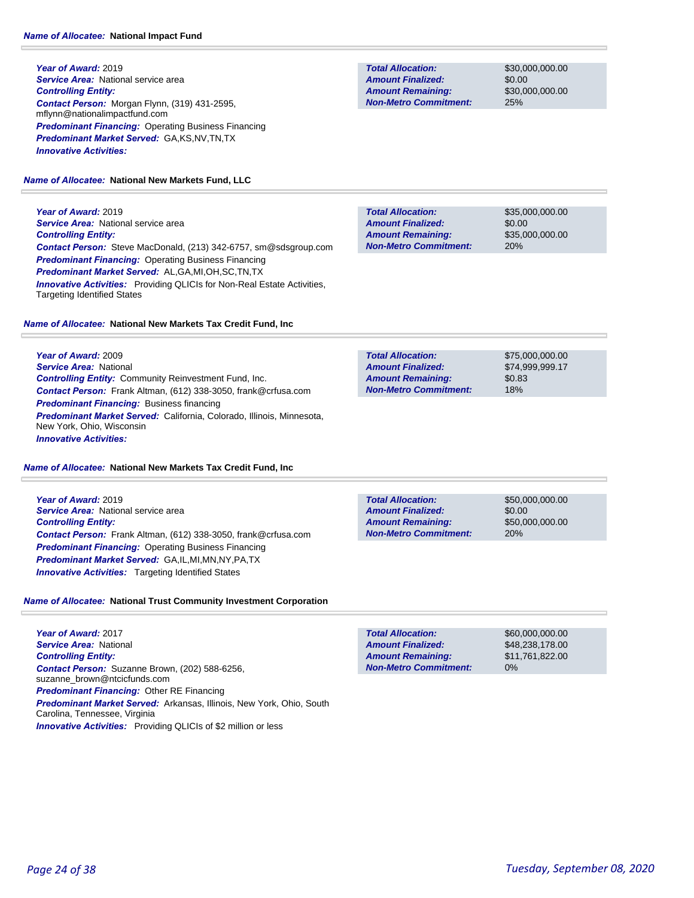**Name of Allocatee:** National Impact Fund

**Year of Award:** 2019
**Service Area:** National service area
**Controlling Entity:**
**Contact Person:** Morgan Flynn, (319) 431-2595, mflynn@nationalimpactfund.com
**Predominant Financing:** Operating Business Financing
**Predominant Market Served:** GA,KS,NV,TN,TX
**Innovative Activities:**

| | |
|---|---|
| **Total Allocation:** | $30,000,000.00 |
| **Amount Finalized:** | $0.00 |
| **Amount Remaining:** | $30,000,000.00 |
| **Non-Metro Commitment:** | 25% |

**Name of Allocatee:** National New Markets Fund, LLC

**Year of Award:** 2019
**Service Area:** National service area
**Controlling Entity:**
**Contact Person:** Steve MacDonald, (213) 342-6757, sm@sdsgroup.com
**Predominant Financing:** Operating Business Financing
**Predominant Market Served:** AL,GA,MI,OH,SC,TN,TX
**Innovative Activities:** Providing QLICIs for Non-Real Estate Activities, Targeting Identified States

| | |
|---|---|
| **Total Allocation:** | $35,000,000.00 |
| **Amount Finalized:** | $0.00 |
| **Amount Remaining:** | $35,000,000.00 |
| **Non-Metro Commitment:** | 20% |

**Name of Allocatee:** National New Markets Tax Credit Fund, Inc

**Year of Award:** 2009
**Service Area:** National
**Controlling Entity:** Community Reinvestment Fund, Inc.
**Contact Person:** Frank Altman, (612) 338-3050, frank@crfusa.com
**Predominant Financing:** Business financing
**Predominant Market Served:** California, Colorado, Illinois, Minnesota, New York, Ohio, Wisconsin
**Innovative Activities:**

| | |
|---|---|
| **Total Allocation:** | $75,000,000.00 |
| **Amount Finalized:** | $74,999,999.17 |
| **Amount Remaining:** | $0.83 |
| **Non-Metro Commitment:** | 18% |

**Name of Allocatee:** National New Markets Tax Credit Fund, Inc

**Year of Award:** 2019
**Service Area:** National service area
**Controlling Entity:**
**Contact Person:** Frank Altman, (612) 338-3050, frank@crfusa.com
**Predominant Financing:** Operating Business Financing
**Predominant Market Served:** GA,IL,MI,MN,NY,PA,TX
**Innovative Activities:** Targeting Identified States

| | |
|---|---|
| **Total Allocation:** | $50,000,000.00 |
| **Amount Finalized:** | $0.00 |
| **Amount Remaining:** | $50,000,000.00 |
| **Non-Metro Commitment:** | 20% |

**Name of Allocatee:** National Trust Community Investment Corporation

**Year of Award:** 2017
**Service Area:** National
**Controlling Entity:**
**Contact Person:** Suzanne Brown, (202) 588-6256, suzanne_brown@ntcicfunds.com
**Predominant Financing:** Other RE Financing
**Predominant Market Served:** Arkansas, Illinois, New York, Ohio, South Carolina, Tennessee, Virginia
**Innovative Activities:** Providing QLICIs of $2 million or less

| | |
|---|---|
| **Total Allocation:** | $60,000,000.00 |
| **Amount Finalized:** | $48,238,178.00 |
| **Amount Remaining:** | $11,761,822.00 |
| **Non-Metro Commitment:** | 0% |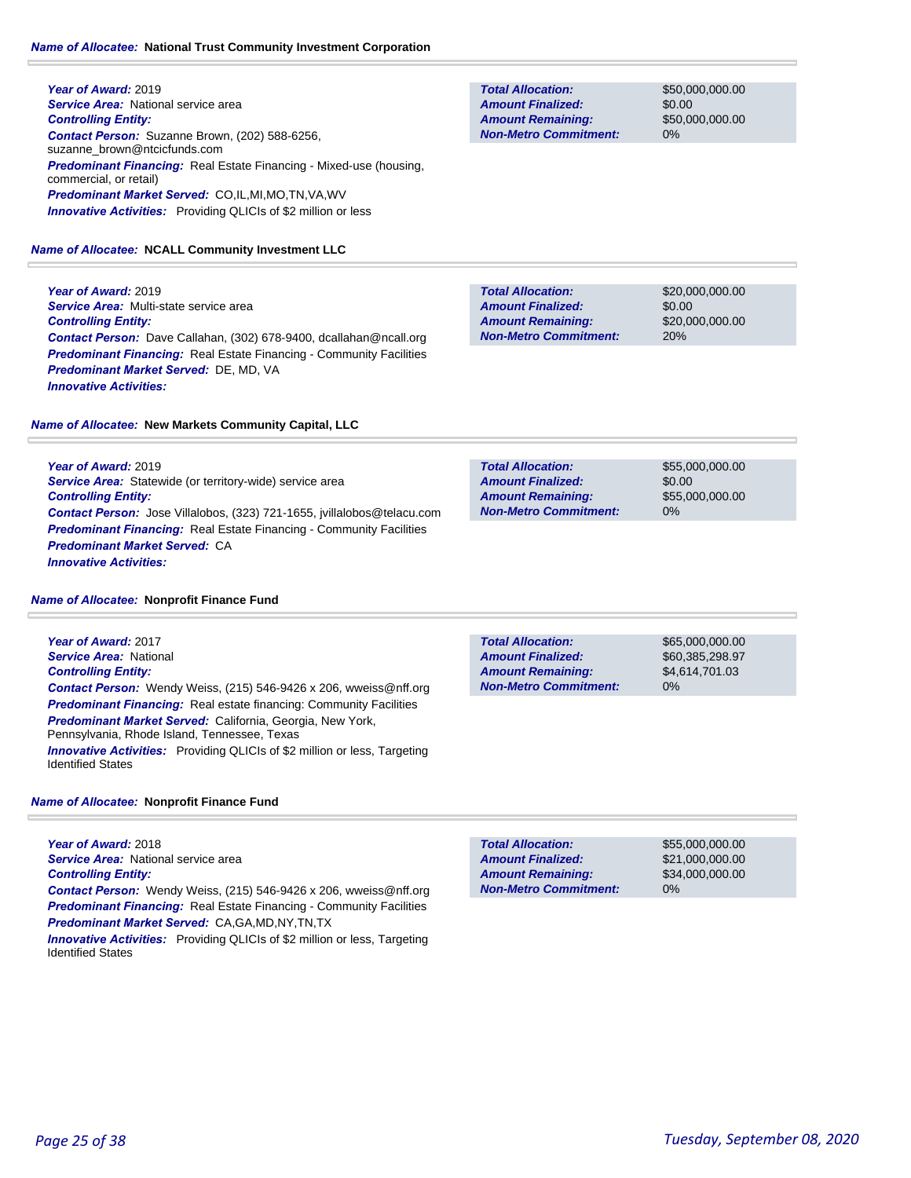**Name of Allocatee:** **National Trust Community Investment Corporation**

***Year of Award:*** 2019
***Service Area:*** National service area
***Controlling Entity:***
***Contact Person:*** Suzanne Brown, (202) 588-6256, suzanne_brown@ntcicfunds.com
***Predominant Financing:*** Real Estate Financing - Mixed-use (housing, commercial, or retail)
***Predominant Market Served:*** CO,IL,MI,MO,TN,VA,WV
***Innovative Activities:*** Providing QLICIs of $2 million or less

| | |
|---|---|
| **Total Allocation:** | $50,000,000.00 |
| **Amount Finalized:** | $0.00 |
| **Amount Remaining:** | $50,000,000.00 |
| **Non-Metro Commitment:** | 0% |

**Name of Allocatee:** **NCALL Community Investment LLC**

***Year of Award:*** 2019
***Service Area:*** Multi-state service area
***Controlling Entity:***
***Contact Person:*** Dave Callahan, (302) 678-9400, dcallahan@ncall.org
***Predominant Financing:*** Real Estate Financing - Community Facilities
***Predominant Market Served:*** DE, MD, VA
***Innovative Activities:***

| | |
|---|---|
| **Total Allocation:** | $20,000,000.00 |
| **Amount Finalized:** | $0.00 |
| **Amount Remaining:** | $20,000,000.00 |
| **Non-Metro Commitment:** | 20% |

**Name of Allocatee:** **New Markets Community Capital, LLC**

***Year of Award:*** 2019
***Service Area:*** Statewide (or territory-wide) service area
***Controlling Entity:***
***Contact Person:*** Jose Villalobos, (323) 721-1655, jvillalobos@telacu.com
***Predominant Financing:*** Real Estate Financing - Community Facilities
***Predominant Market Served:*** CA
***Innovative Activities:***

| | |
|---|---|
| **Total Allocation:** | $55,000,000.00 |
| **Amount Finalized:** | $0.00 |
| **Amount Remaining:** | $55,000,000.00 |
| **Non-Metro Commitment:** | 0% |

**Name of Allocatee:** **Nonprofit Finance Fund**

***Year of Award:*** 2017
***Service Area:*** National
***Controlling Entity:***
***Contact Person:*** Wendy Weiss, (215) 546-9426 x 206, wweiss@nff.org
***Predominant Financing:*** Real estate financing: Community Facilities
***Predominant Market Served:*** California, Georgia, New York, Pennsylvania, Rhode Island, Tennessee, Texas
***Innovative Activities:*** Providing QLICIs of $2 million or less, Targeting Identified States

| | |
|---|---|
| **Total Allocation:** | $65,000,000.00 |
| **Amount Finalized:** | $60,385,298.97 |
| **Amount Remaining:** | $4,614,701.03 |
| **Non-Metro Commitment:** | 0% |

**Name of Allocatee:** **Nonprofit Finance Fund**

***Year of Award:*** 2018
***Service Area:*** National service area
***Controlling Entity:***
***Contact Person:*** Wendy Weiss, (215) 546-9426 x 206, wweiss@nff.org
***Predominant Financing:*** Real Estate Financing - Community Facilities
***Predominant Market Served:*** CA,GA,MD,NY,TN,TX
***Innovative Activities:*** Providing QLICIs of $2 million or less, Targeting Identified States

| | |
|---|---|
| **Total Allocation:** | $55,000,000.00 |
| **Amount Finalized:** | $21,000,000.00 |
| **Amount Remaining:** | $34,000,000.00 |
| **Non-Metro Commitment:** | 0% |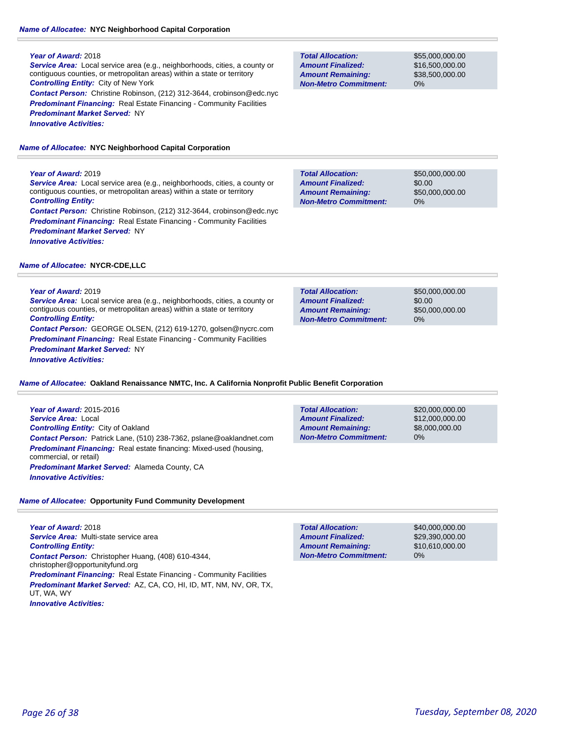**Name of Allocatee:** NYC Neighborhood Capital Corporation

**Year of Award:** 2018
**Service Area:** Local service area (e.g., neighborhoods, cities, a county or contiguous counties, or metropolitan areas) within a state or territory
**Controlling Entity:** City of New York
**Contact Person:** Christine Robinson, (212) 312-3644, crobinson@edc.nyc
**Predominant Financing:** Real Estate Financing - Community Facilities
**Predominant Market Served:** NY
**Innovative Activities:**

| | |
|---|---|
| **Total Allocation:** | $55,000,000.00 |
| **Amount Finalized:** | $16,500,000.00 |
| **Amount Remaining:** | $38,500,000.00 |
| **Non-Metro Commitment:** | 0% |

**Name of Allocatee:** NYC Neighborhood Capital Corporation

**Year of Award:** 2019
**Service Area:** Local service area (e.g., neighborhoods, cities, a county or contiguous counties, or metropolitan areas) within a state or territory
**Controlling Entity:**
**Contact Person:** Christine Robinson, (212) 312-3644, crobinson@edc.nyc
**Predominant Financing:** Real Estate Financing - Community Facilities
**Predominant Market Served:** NY
**Innovative Activities:**

| | |
|---|---|
| **Total Allocation:** | $50,000,000.00 |
| **Amount Finalized:** | $0.00 |
| **Amount Remaining:** | $50,000,000.00 |
| **Non-Metro Commitment:** | 0% |

**Name of Allocatee:** NYCR-CDE,LLC

**Year of Award:** 2019
**Service Area:** Local service area (e.g., neighborhoods, cities, a county or contiguous counties, or metropolitan areas) within a state or territory
**Controlling Entity:**
**Contact Person:** GEORGE OLSEN, (212) 619-1270, golsen@nycrc.com
**Predominant Financing:** Real Estate Financing - Community Facilities
**Predominant Market Served:** NY
**Innovative Activities:**

| | |
|---|---|
| **Total Allocation:** | $50,000,000.00 |
| **Amount Finalized:** | $0.00 |
| **Amount Remaining:** | $50,000,000.00 |
| **Non-Metro Commitment:** | 0% |

**Name of Allocatee:** Oakland Renaissance NMTC, Inc. A California Nonprofit Public Benefit Corporation

**Year of Award:** 2015-2016
**Service Area:** Local
**Controlling Entity:** City of Oakland
**Contact Person:** Patrick Lane, (510) 238-7362, pslane@oaklandnet.com
**Predominant Financing:** Real estate financing: Mixed-used (housing, commercial, or retail)
**Predominant Market Served:** Alameda County, CA
**Innovative Activities:**

| | |
|---|---|
| **Total Allocation:** | $20,000,000.00 |
| **Amount Finalized:** | $12,000,000.00 |
| **Amount Remaining:** | $8,000,000.00 |
| **Non-Metro Commitment:** | 0% |

**Name of Allocatee:** Opportunity Fund Community Development

**Year of Award:** 2018
**Service Area:** Multi-state service area
**Controlling Entity:**
**Contact Person:** Christopher Huang, (408) 610-4344, christopher@opportunityfund.org
**Predominant Financing:** Real Estate Financing - Community Facilities
**Predominant Market Served:** AZ, CA, CO, HI, ID, MT, NM, NV, OR, TX, UT, WA, WY
**Innovative Activities:**

| | |
|---|---|
| **Total Allocation:** | $40,000,000.00 |
| **Amount Finalized:** | $29,390,000.00 |
| **Amount Remaining:** | $10,610,000.00 |
| **Non-Metro Commitment:** | 0% |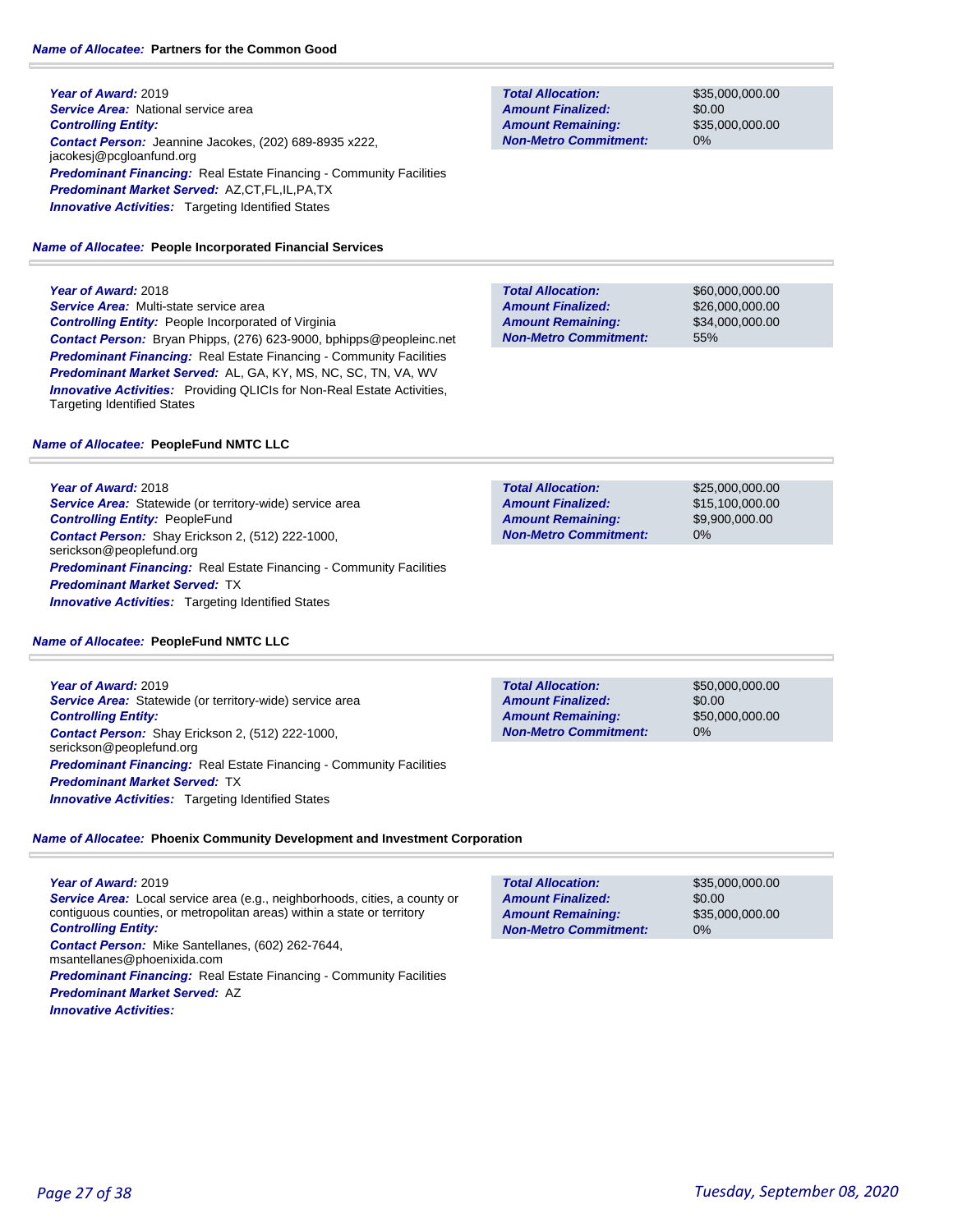**Name of Allocatee:** **Partners for the Common Good**

**Year of Award:** 2019
**Service Area:** National service area
**Controlling Entity:**
**Contact Person:** Jeannine Jacokes, (202) 689-8935 x222, jacokesj@pcgloanfund.org
**Predominant Financing:** Real Estate Financing - Community Facilities
**Predominant Market Served:** AZ,CT,FL,IL,PA,TX
**Innovative Activities:** Targeting Identified States

| | |
|---|---|
| **Total Allocation:** | $35,000,000.00 |
| **Amount Finalized:** | $0.00 |
| **Amount Remaining:** | $35,000,000.00 |
| **Non-Metro Commitment:** | 0% |

**Name of Allocatee:** **People Incorporated Financial Services**

**Year of Award:** 2018
**Service Area:** Multi-state service area
**Controlling Entity:** People Incorporated of Virginia
**Contact Person:** Bryan Phipps, (276) 623-9000, bphipps@peopleinc.net
**Predominant Financing:** Real Estate Financing - Community Facilities
**Predominant Market Served:** AL, GA, KY, MS, NC, SC, TN, VA, WV
**Innovative Activities:** Providing QLICIs for Non-Real Estate Activities, Targeting Identified States

| | |
|---|---|
| **Total Allocation:** | $60,000,000.00 |
| **Amount Finalized:** | $26,000,000.00 |
| **Amount Remaining:** | $34,000,000.00 |
| **Non-Metro Commitment:** | 55% |

**Name of Allocatee:** **PeopleFund NMTC LLC**

**Year of Award:** 2018
**Service Area:** Statewide (or territory-wide) service area
**Controlling Entity:** PeopleFund
**Contact Person:** Shay Erickson 2, (512) 222-1000, serickson@peoplefund.org
**Predominant Financing:** Real Estate Financing - Community Facilities
**Predominant Market Served:** TX
**Innovative Activities:** Targeting Identified States

| | |
|---|---|
| **Total Allocation:** | $25,000,000.00 |
| **Amount Finalized:** | $15,100,000.00 |
| **Amount Remaining:** | $9,900,000.00 |
| **Non-Metro Commitment:** | 0% |

**Name of Allocatee:** **PeopleFund NMTC LLC**

**Year of Award:** 2019
**Service Area:** Statewide (or territory-wide) service area
**Controlling Entity:**
**Contact Person:** Shay Erickson 2, (512) 222-1000, serickson@peoplefund.org
**Predominant Financing:** Real Estate Financing - Community Facilities
**Predominant Market Served:** TX
**Innovative Activities:** Targeting Identified States

| | |
|---|---|
| **Total Allocation:** | $50,000,000.00 |
| **Amount Finalized:** | $0.00 |
| **Amount Remaining:** | $50,000,000.00 |
| **Non-Metro Commitment:** | 0% |

**Name of Allocatee:** **Phoenix Community Development and Investment Corporation**

**Year of Award:** 2019
**Service Area:** Local service area (e.g., neighborhoods, cities, a county or contiguous counties, or metropolitan areas) within a state or territory
**Controlling Entity:**
**Contact Person:** Mike Santellanes, (602) 262-7644, msantellanes@phoenixida.com
**Predominant Financing:** Real Estate Financing - Community Facilities
**Predominant Market Served:** AZ
**Innovative Activities:**

| | |
|---|---|
| **Total Allocation:** | $35,000,000.00 |
| **Amount Finalized:** | $0.00 |
| **Amount Remaining:** | $35,000,000.00 |
| **Non-Metro Commitment:** | 0% |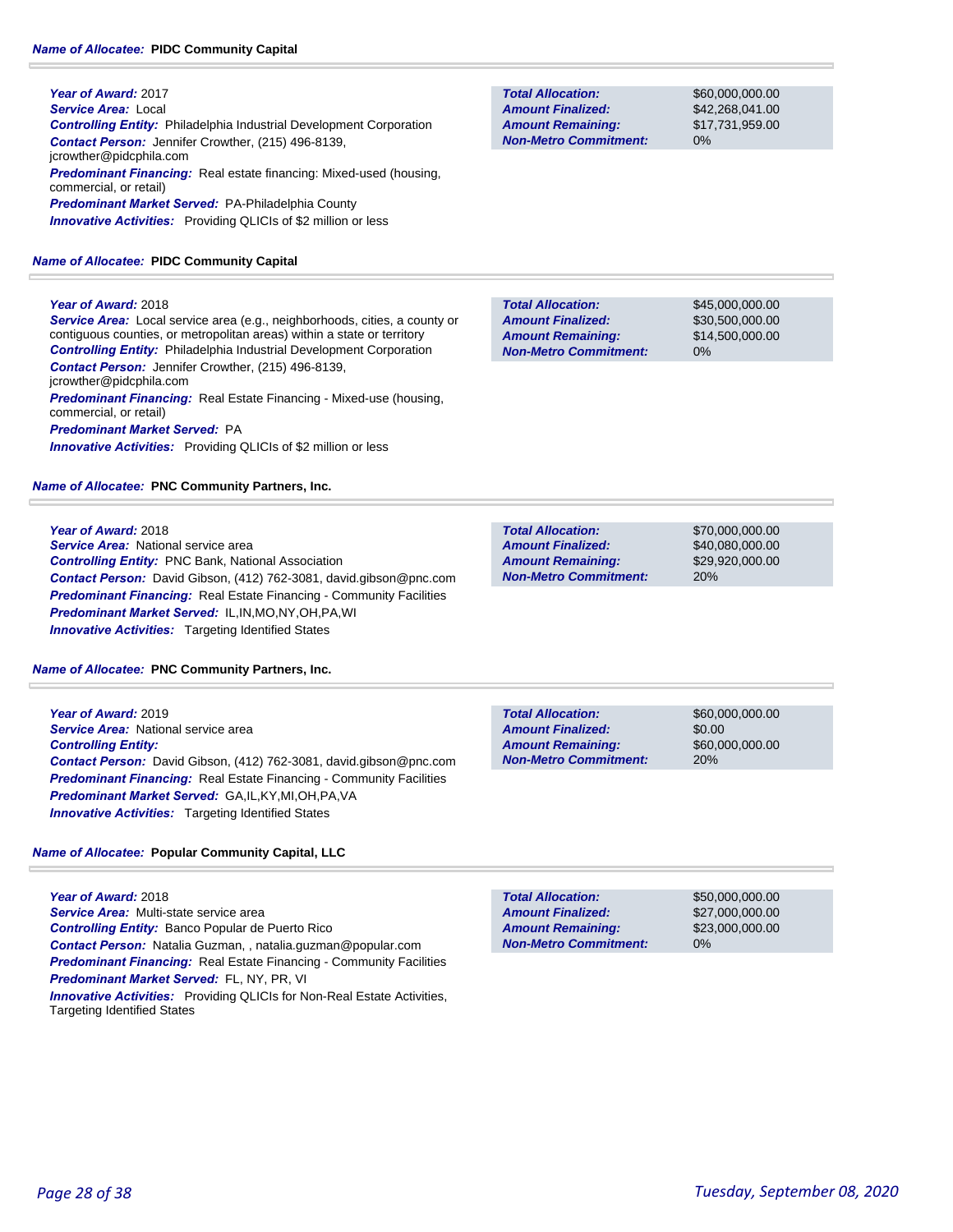***Name of Allocatee:*** **PIDC Community Capital**

***Year of Award:*** 2017
***Service Area:*** Local
***Controlling Entity:*** Philadelphia Industrial Development Corporation
***Contact Person:*** Jennifer Crowther, (215) 496-8139, jcrowther@pidcphila.com
***Predominant Financing:*** Real estate financing: Mixed-used (housing, commercial, or retail)
***Predominant Market Served:*** PA-Philadelphia County
***Innovative Activities:*** Providing QLICIs of $2 million or less

| | |
|---|---|
| ***Total Allocation:*** | $60,000,000.00 |
| ***Amount Finalized:*** | $42,268,041.00 |
| ***Amount Remaining:*** | $17,731,959.00 |
| ***Non-Metro Commitment:*** | 0% |

***Name of Allocatee:*** **PIDC Community Capital**

***Year of Award:*** 2018
***Service Area:*** Local service area (e.g., neighborhoods, cities, a county or contiguous counties, or metropolitan areas) within a state or territory
***Controlling Entity:*** Philadelphia Industrial Development Corporation
***Contact Person:*** Jennifer Crowther, (215) 496-8139, jcrowther@pidcphila.com
***Predominant Financing:*** Real Estate Financing - Mixed-use (housing, commercial, or retail)
***Predominant Market Served:*** PA
***Innovative Activities:*** Providing QLICIs of $2 million or less

| | |
|---|---|
| ***Total Allocation:*** | $45,000,000.00 |
| ***Amount Finalized:*** | $30,500,000.00 |
| ***Amount Remaining:*** | $14,500,000.00 |
| ***Non-Metro Commitment:*** | 0% |

***Name of Allocatee:*** **PNC Community Partners, Inc.**

***Year of Award:*** 2018
***Service Area:*** National service area
***Controlling Entity:*** PNC Bank, National Association
***Contact Person:*** David Gibson, (412) 762-3081, david.gibson@pnc.com
***Predominant Financing:*** Real Estate Financing - Community Facilities
***Predominant Market Served:*** IL,IN,MO,NY,OH,PA,WI
***Innovative Activities:*** Targeting Identified States

| | |
|---|---|
| ***Total Allocation:*** | $70,000,000.00 |
| ***Amount Finalized:*** | $40,080,000.00 |
| ***Amount Remaining:*** | $29,920,000.00 |
| ***Non-Metro Commitment:*** | 20% |

***Name of Allocatee:*** **PNC Community Partners, Inc.**

***Year of Award:*** 2019
***Service Area:*** National service area
***Controlling Entity:***
***Contact Person:*** David Gibson, (412) 762-3081, david.gibson@pnc.com
***Predominant Financing:*** Real Estate Financing - Community Facilities
***Predominant Market Served:*** GA,IL,KY,MI,OH,PA,VA
***Innovative Activities:*** Targeting Identified States

| | |
|---|---|
| ***Total Allocation:*** | $60,000,000.00 |
| ***Amount Finalized:*** | $0.00 |
| ***Amount Remaining:*** | $60,000,000.00 |
| ***Non-Metro Commitment:*** | 20% |

***Name of Allocatee:*** **Popular Community Capital, LLC**

***Year of Award:*** 2018
***Service Area:*** Multi-state service area
***Controlling Entity:*** Banco Popular de Puerto Rico
***Contact Person:*** Natalia Guzman, , natalia.guzman@popular.com
***Predominant Financing:*** Real Estate Financing - Community Facilities
***Predominant Market Served:*** FL, NY, PR, VI
***Innovative Activities:*** Providing QLICIs for Non-Real Estate Activities, Targeting Identified States

| | |
|---|---|
| ***Total Allocation:*** | $50,000,000.00 |
| ***Amount Finalized:*** | $27,000,000.00 |
| ***Amount Remaining:*** | $23,000,000.00 |
| ***Non-Metro Commitment:*** | 0% |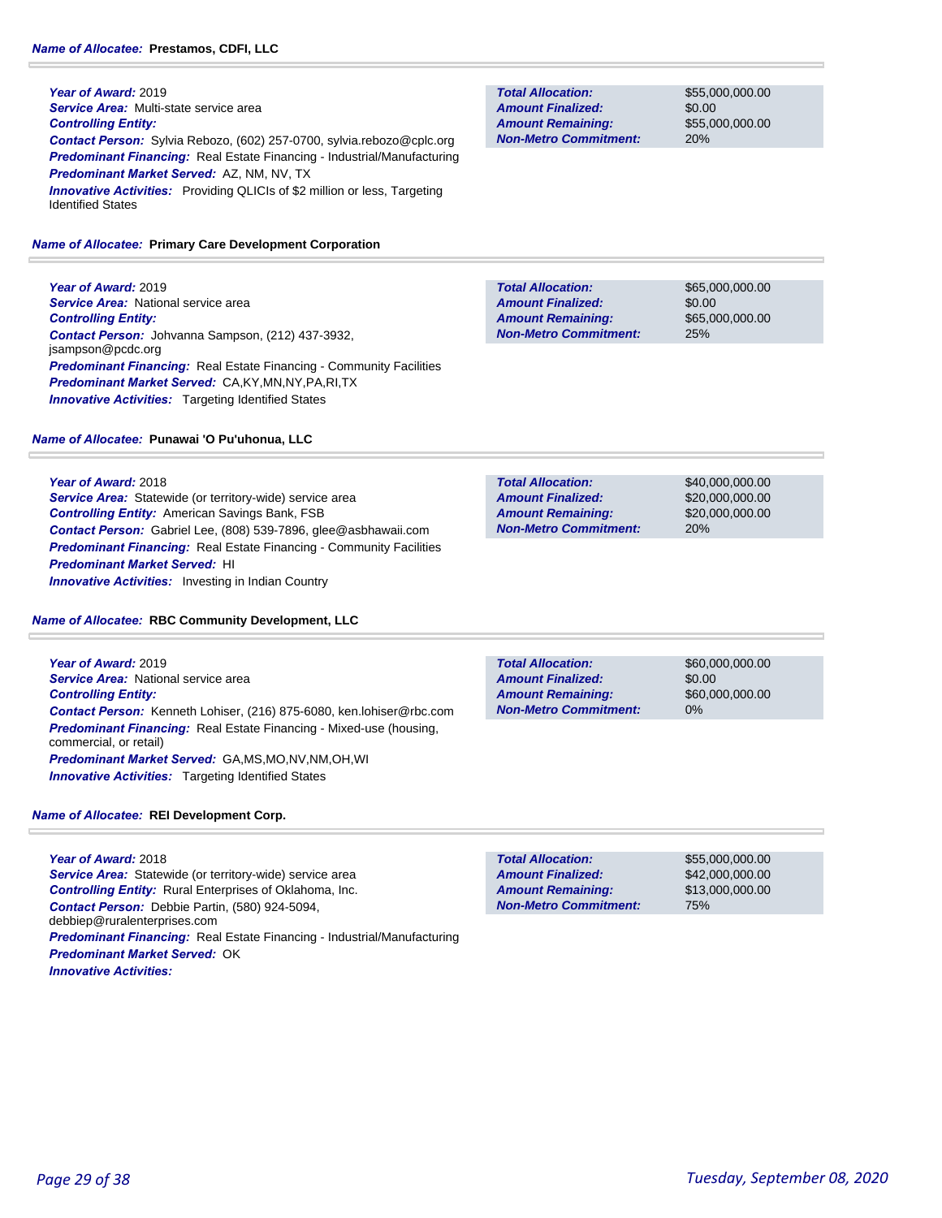**Name of Allocatee:** **Prestamos, CDFI, LLC**

***Year of Award:*** 2019
***Service Area:*** Multi-state service area
***Controlling Entity:***
***Contact Person:*** Sylvia Rebozo, (602) 257-0700, sylvia.rebozo@cplc.org
***Predominant Financing:*** Real Estate Financing - Industrial/Manufacturing
***Predominant Market Served:*** AZ, NM, NV, TX
***Innovative Activities:*** Providing QLICIs of $2 million or less, Targeting Identified States

| | |
|---|---|
| ***Total Allocation:*** | $55,000,000.00 |
| ***Amount Finalized:*** | $0.00 |
| ***Amount Remaining:*** | $55,000,000.00 |
| ***Non-Metro Commitment:*** | 20% |

**Name of Allocatee:** **Primary Care Development Corporation**

***Year of Award:*** 2019
***Service Area:*** National service area
***Controlling Entity:***
***Contact Person:*** Johvanna Sampson, (212) 437-3932, jsampson@pcdc.org
***Predominant Financing:*** Real Estate Financing - Community Facilities
***Predominant Market Served:*** CA,KY,MN,NY,PA,RI,TX
***Innovative Activities:*** Targeting Identified States

| | |
|---|---|
| ***Total Allocation:*** | $65,000,000.00 |
| ***Amount Finalized:*** | $0.00 |
| ***Amount Remaining:*** | $65,000,000.00 |
| ***Non-Metro Commitment:*** | 25% |

**Name of Allocatee:** **Punawai 'O Pu'uhonua, LLC**

***Year of Award:*** 2018
***Service Area:*** Statewide (or territory-wide) service area
***Controlling Entity:*** American Savings Bank, FSB
***Contact Person:*** Gabriel Lee, (808) 539-7896, glee@asbhawaii.com
***Predominant Financing:*** Real Estate Financing - Community Facilities
***Predominant Market Served:*** HI
***Innovative Activities:*** Investing in Indian Country

| | |
|---|---|
| ***Total Allocation:*** | $40,000,000.00 |
| ***Amount Finalized:*** | $20,000,000.00 |
| ***Amount Remaining:*** | $20,000,000.00 |
| ***Non-Metro Commitment:*** | 20% |

**Name of Allocatee:** **RBC Community Development, LLC**

***Year of Award:*** 2019
***Service Area:*** National service area
***Controlling Entity:***
***Contact Person:*** Kenneth Lohiser, (216) 875-6080, ken.lohiser@rbc.com
***Predominant Financing:*** Real Estate Financing - Mixed-use (housing, commercial, or retail)
***Predominant Market Served:*** GA,MS,MO,NV,NM,OH,WI
***Innovative Activities:*** Targeting Identified States

| | |
|---|---|
| ***Total Allocation:*** | $60,000,000.00 |
| ***Amount Finalized:*** | $0.00 |
| ***Amount Remaining:*** | $60,000,000.00 |
| ***Non-Metro Commitment:*** | 0% |

**Name of Allocatee:** **REI Development Corp.**

***Year of Award:*** 2018
***Service Area:*** Statewide (or territory-wide) service area
***Controlling Entity:*** Rural Enterprises of Oklahoma, Inc.
***Contact Person:*** Debbie Partin, (580) 924-5094, debbiep@ruralenterprises.com
***Predominant Financing:*** Real Estate Financing - Industrial/Manufacturing
***Predominant Market Served:*** OK
***Innovative Activities:***

| | |
|---|---|
| ***Total Allocation:*** | $55,000,000.00 |
| ***Amount Finalized:*** | $42,000,000.00 |
| ***Amount Remaining:*** | $13,000,000.00 |
| ***Non-Metro Commitment:*** | 75% |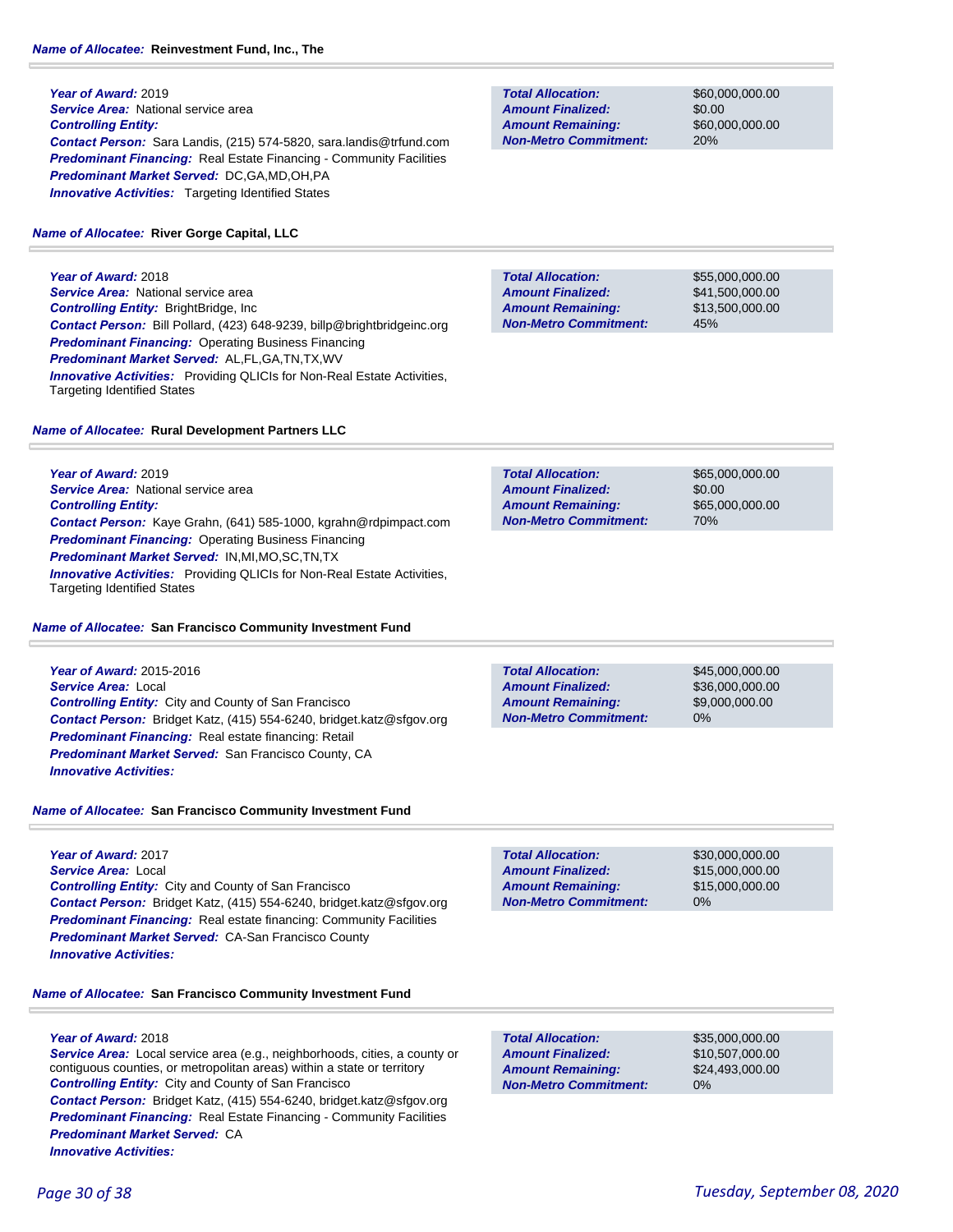**Name of Allocatee:** **Reinvestment Fund, Inc., The**

***Year of Award:*** 2019
***Service Area:*** National service area
***Controlling Entity:***
***Contact Person:*** Sara Landis, (215) 574-5820, sara.landis@trfund.com
***Predominant Financing:*** Real Estate Financing - Community Facilities
***Predominant Market Served:*** DC,GA,MD,OH,PA
***Innovative Activities:*** Targeting Identified States

| | |
|---|---|
| **Total Allocation:** | $60,000,000.00 |
| **Amount Finalized:** | $0.00 |
| **Amount Remaining:** | $60,000,000.00 |
| **Non-Metro Commitment:** | 20% |

**Name of Allocatee:** **River Gorge Capital, LLC**

***Year of Award:*** 2018
***Service Area:*** National service area
***Controlling Entity:*** BrightBridge, Inc
***Contact Person:*** Bill Pollard, (423) 648-9239, billp@brightbridgeinc.org
***Predominant Financing:*** Operating Business Financing
***Predominant Market Served:*** AL,FL,GA,TN,TX,WV
***Innovative Activities:*** Providing QLICIs for Non-Real Estate Activities, Targeting Identified States

| | |
|---|---|
| **Total Allocation:** | $55,000,000.00 |
| **Amount Finalized:** | $41,500,000.00 |
| **Amount Remaining:** | $13,500,000.00 |
| **Non-Metro Commitment:** | 45% |

**Name of Allocatee:** **Rural Development Partners LLC**

***Year of Award:*** 2019
***Service Area:*** National service area
***Controlling Entity:***
***Contact Person:*** Kaye Grahn, (641) 585-1000, kgrahn@rdpimpact.com
***Predominant Financing:*** Operating Business Financing
***Predominant Market Served:*** IN,MI,MO,SC,TN,TX
***Innovative Activities:*** Providing QLICIs for Non-Real Estate Activities, Targeting Identified States

| | |
|---|---|
| **Total Allocation:** | $65,000,000.00 |
| **Amount Finalized:** | $0.00 |
| **Amount Remaining:** | $65,000,000.00 |
| **Non-Metro Commitment:** | 70% |

**Name of Allocatee:** **San Francisco Community Investment Fund**

***Year of Award:*** 2015-2016
***Service Area:*** Local
***Controlling Entity:*** City and County of San Francisco
***Contact Person:*** Bridget Katz, (415) 554-6240, bridget.katz@sfgov.org
***Predominant Financing:*** Real estate financing: Retail
***Predominant Market Served:*** San Francisco County, CA
***Innovative Activities:***

| | |
|---|---|
| **Total Allocation:** | $45,000,000.00 |
| **Amount Finalized:** | $36,000,000.00 |
| **Amount Remaining:** | $9,000,000.00 |
| **Non-Metro Commitment:** | 0% |

**Name of Allocatee:** **San Francisco Community Investment Fund**

***Year of Award:*** 2017
***Service Area:*** Local
***Controlling Entity:*** City and County of San Francisco
***Contact Person:*** Bridget Katz, (415) 554-6240, bridget.katz@sfgov.org
***Predominant Financing:*** Real estate financing: Community Facilities
***Predominant Market Served:*** CA-San Francisco County
***Innovative Activities:***

| | |
|---|---|
| **Total Allocation:** | $30,000,000.00 |
| **Amount Finalized:** | $15,000,000.00 |
| **Amount Remaining:** | $15,000,000.00 |
| **Non-Metro Commitment:** | 0% |

**Name of Allocatee:** **San Francisco Community Investment Fund**

***Year of Award:*** 2018
***Service Area:*** Local service area (e.g., neighborhoods, cities, a county or contiguous counties, or metropolitan areas) within a state or territory
***Controlling Entity:*** City and County of San Francisco
***Contact Person:*** Bridget Katz, (415) 554-6240, bridget.katz@sfgov.org
***Predominant Financing:*** Real Estate Financing - Community Facilities
***Predominant Market Served:*** CA
***Innovative Activities:***

| | |
|---|---|
| **Total Allocation:** | $35,000,000.00 |
| **Amount Finalized:** | $10,507,000.00 |
| **Amount Remaining:** | $24,493,000.00 |
| **Non-Metro Commitment:** | 0% |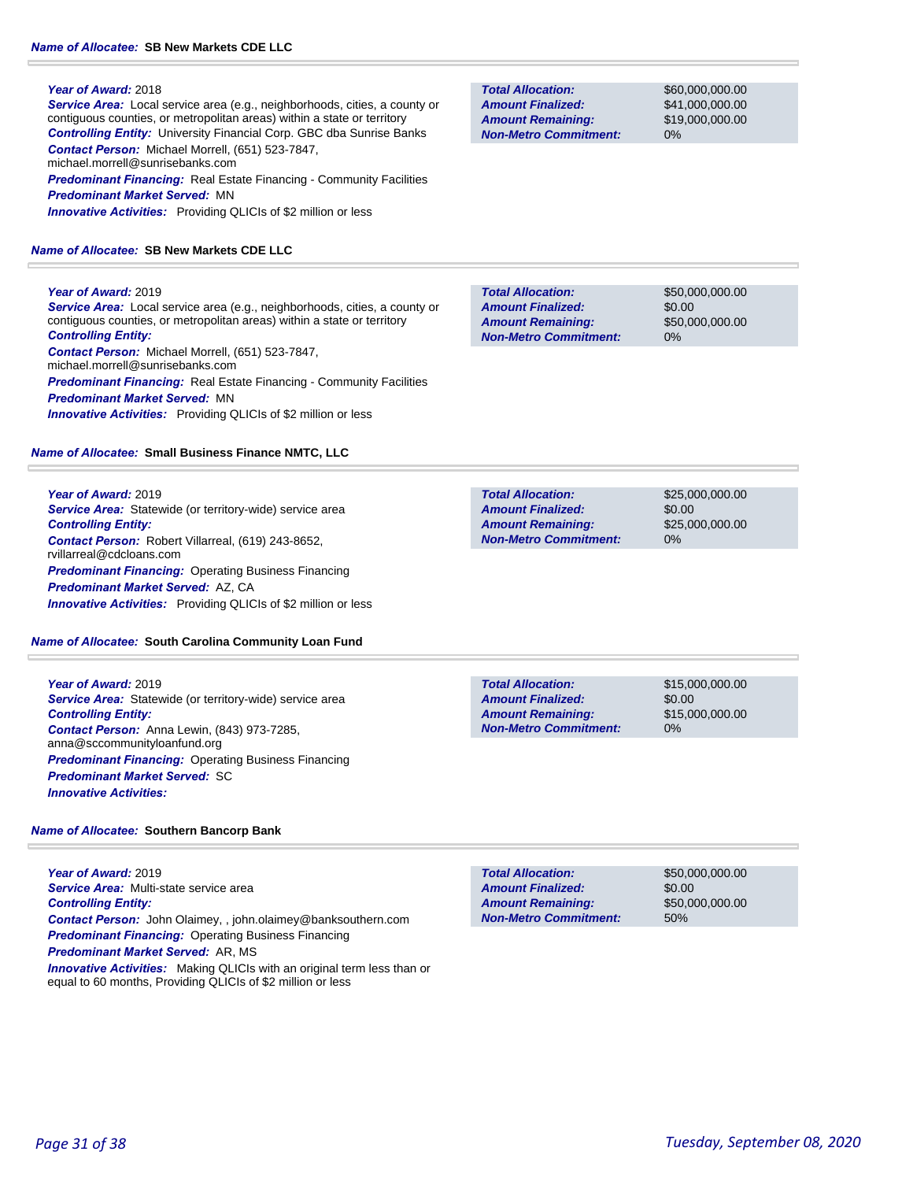**Name of Allocatee:** **SB New Markets CDE LLC**

**Year of Award:** 2018
**Service Area:** Local service area (e.g., neighborhoods, cities, a county or contiguous counties, or metropolitan areas) within a state or territory
**Controlling Entity:** University Financial Corp. GBC dba Sunrise Banks
**Contact Person:** Michael Morrell, (651) 523-7847, michael.morrell@sunrisebanks.com
**Predominant Financing:** Real Estate Financing - Community Facilities
**Predominant Market Served:** MN
**Innovative Activities:** Providing QLICIs of $2 million or less

| | |
|---|---|
| **Total Allocation:** | $60,000,000.00 |
| **Amount Finalized:** | $41,000,000.00 |
| **Amount Remaining:** | $19,000,000.00 |
| **Non-Metro Commitment:** | 0% |

**Name of Allocatee:** **SB New Markets CDE LLC**

**Year of Award:** 2019
**Service Area:** Local service area (e.g., neighborhoods, cities, a county or contiguous counties, or metropolitan areas) within a state or territory
**Controlling Entity:**
**Contact Person:** Michael Morrell, (651) 523-7847, michael.morrell@sunrisebanks.com
**Predominant Financing:** Real Estate Financing - Community Facilities
**Predominant Market Served:** MN
**Innovative Activities:** Providing QLICIs of $2 million or less

| | |
|---|---|
| **Total Allocation:** | $50,000,000.00 |
| **Amount Finalized:** | $0.00 |
| **Amount Remaining:** | $50,000,000.00 |
| **Non-Metro Commitment:** | 0% |

**Name of Allocatee:** **Small Business Finance NMTC, LLC**

**Year of Award:** 2019
**Service Area:** Statewide (or territory-wide) service area
**Controlling Entity:**
**Contact Person:** Robert Villarreal, (619) 243-8652, rvillarreal@cdcloans.com
**Predominant Financing:** Operating Business Financing
**Predominant Market Served:** AZ, CA
**Innovative Activities:** Providing QLICIs of $2 million or less

| | |
|---|---|
| **Total Allocation:** | $25,000,000.00 |
| **Amount Finalized:** | $0.00 |
| **Amount Remaining:** | $25,000,000.00 |
| **Non-Metro Commitment:** | 0% |

**Name of Allocatee:** **South Carolina Community Loan Fund**

**Year of Award:** 2019
**Service Area:** Statewide (or territory-wide) service area
**Controlling Entity:**
**Contact Person:** Anna Lewin, (843) 973-7285, anna@sccommunityloanfund.org
**Predominant Financing:** Operating Business Financing
**Predominant Market Served:** SC
**Innovative Activities:**

| | |
|---|---|
| **Total Allocation:** | $15,000,000.00 |
| **Amount Finalized:** | $0.00 |
| **Amount Remaining:** | $15,000,000.00 |
| **Non-Metro Commitment:** | 0% |

**Name of Allocatee:** **Southern Bancorp Bank**

**Year of Award:** 2019
**Service Area:** Multi-state service area
**Controlling Entity:**
**Contact Person:** John Olaimey, , john.olaimey@banksouthern.com
**Predominant Financing:** Operating Business Financing
**Predominant Market Served:** AR, MS
**Innovative Activities:** Making QLICIs with an original term less than or equal to 60 months, Providing QLICIs of $2 million or less

| | |
|---|---|
| **Total Allocation:** | $50,000,000.00 |
| **Amount Finalized:** | $0.00 |
| **Amount Remaining:** | $50,000,000.00 |
| **Non-Metro Commitment:** | 50% |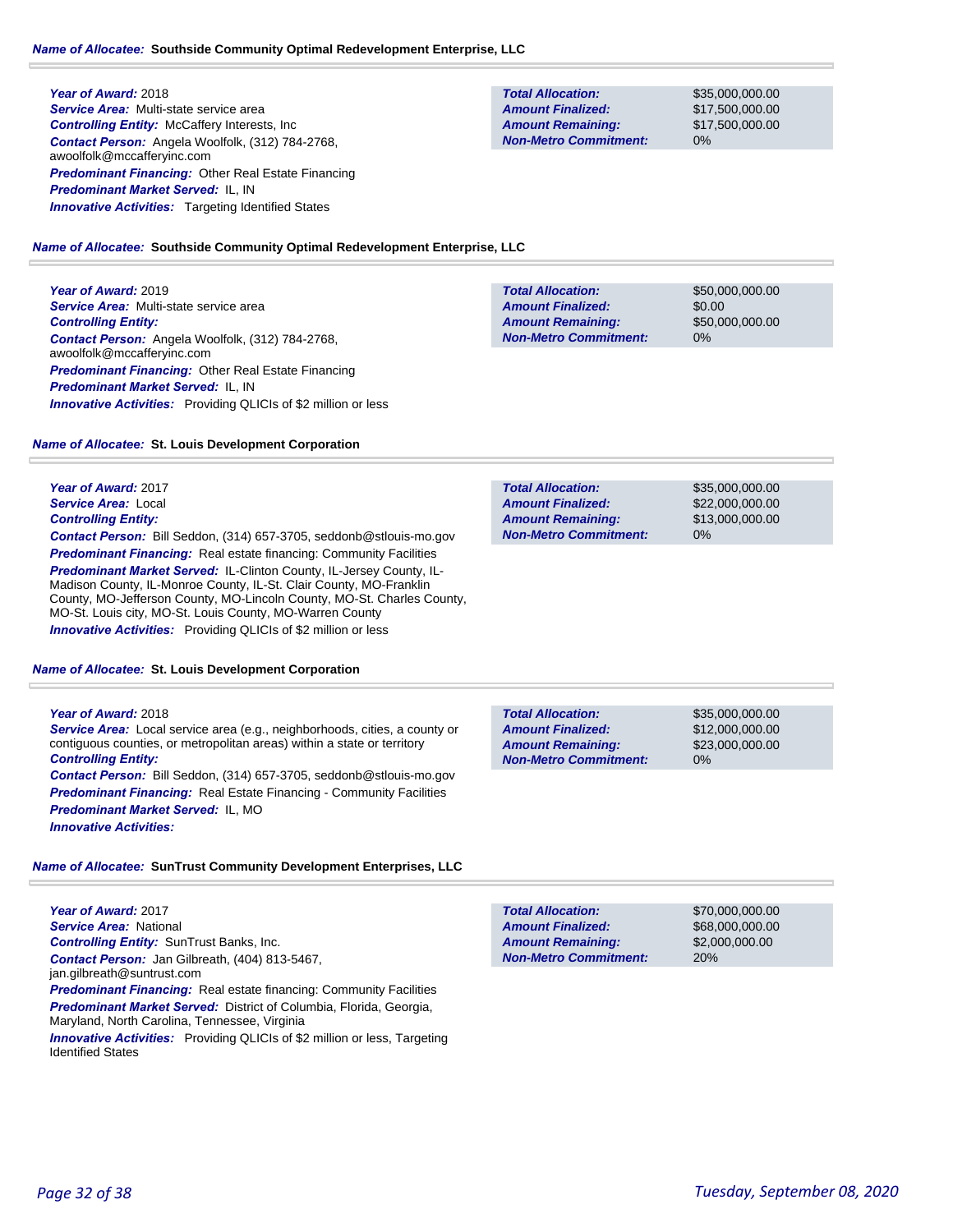**Name of Allocatee:** **Southside Community Optimal Redevelopment Enterprise, LLC**

***Year of Award:*** 2018
***Service Area:*** Multi-state service area
***Controlling Entity:*** McCaffery Interests, Inc
***Contact Person:*** Angela Woolfolk, (312) 784-2768, awoolfolk@mccafferyinc.com
***Predominant Financing:*** Other Real Estate Financing
***Predominant Market Served:*** IL, IN
***Innovative Activities:*** Targeting Identified States

| | |
|---|---|
| ***Total Allocation:*** | $35,000,000.00 |
| ***Amount Finalized:*** | $17,500,000.00 |
| ***Amount Remaining:*** | $17,500,000.00 |
| ***Non-Metro Commitment:*** | 0% |

**Name of Allocatee:** **Southside Community Optimal Redevelopment Enterprise, LLC**

***Year of Award:*** 2019
***Service Area:*** Multi-state service area
***Controlling Entity:***
***Contact Person:*** Angela Woolfolk, (312) 784-2768, awoolfolk@mccafferyinc.com
***Predominant Financing:*** Other Real Estate Financing
***Predominant Market Served:*** IL, IN
***Innovative Activities:*** Providing QLICIs of $2 million or less

| | |
|---|---|
| ***Total Allocation:*** | $50,000,000.00 |
| ***Amount Finalized:*** | $0.00 |
| ***Amount Remaining:*** | $50,000,000.00 |
| ***Non-Metro Commitment:*** | 0% |

**Name of Allocatee:** **St. Louis Development Corporation**

***Year of Award:*** 2017
***Service Area:*** Local
***Controlling Entity:***
***Contact Person:*** Bill Seddon, (314) 657-3705, seddonb@stlouis-mo.gov
***Predominant Financing:*** Real estate financing: Community Facilities
***Predominant Market Served:*** IL-Clinton County, IL-Jersey County, IL-Madison County, IL-Monroe County, IL-St. Clair County, MO-Franklin County, MO-Jefferson County, MO-Lincoln County, MO-St. Charles County, MO-St. Louis city, MO-St. Louis County, MO-Warren County
***Innovative Activities:*** Providing QLICIs of $2 million or less

| | |
|---|---|
| ***Total Allocation:*** | $35,000,000.00 |
| ***Amount Finalized:*** | $22,000,000.00 |
| ***Amount Remaining:*** | $13,000,000.00 |
| ***Non-Metro Commitment:*** | 0% |

**Name of Allocatee:** **St. Louis Development Corporation**

***Year of Award:*** 2018
***Service Area:*** Local service area (e.g., neighborhoods, cities, a county or contiguous counties, or metropolitan areas) within a state or territory
***Controlling Entity:***
***Contact Person:*** Bill Seddon, (314) 657-3705, seddonb@stlouis-mo.gov
***Predominant Financing:*** Real Estate Financing - Community Facilities
***Predominant Market Served:*** IL, MO
***Innovative Activities:***

| | |
|---|---|
| ***Total Allocation:*** | $35,000,000.00 |
| ***Amount Finalized:*** | $12,000,000.00 |
| ***Amount Remaining:*** | $23,000,000.00 |
| ***Non-Metro Commitment:*** | 0% |

**Name of Allocatee:** **SunTrust Community Development Enterprises, LLC**

***Year of Award:*** 2017
***Service Area:*** National
***Controlling Entity:*** SunTrust Banks, Inc.
***Contact Person:*** Jan Gilbreath, (404) 813-5467, jan.gilbreath@suntrust.com
***Predominant Financing:*** Real estate financing: Community Facilities
***Predominant Market Served:*** District of Columbia, Florida, Georgia, Maryland, North Carolina, Tennessee, Virginia
***Innovative Activities:*** Providing QLICIs of $2 million or less, Targeting Identified States

| | |
|---|---|
| ***Total Allocation:*** | $70,000,000.00 |
| ***Amount Finalized:*** | $68,000,000.00 |
| ***Amount Remaining:*** | $2,000,000.00 |
| ***Non-Metro Commitment:*** | 20% |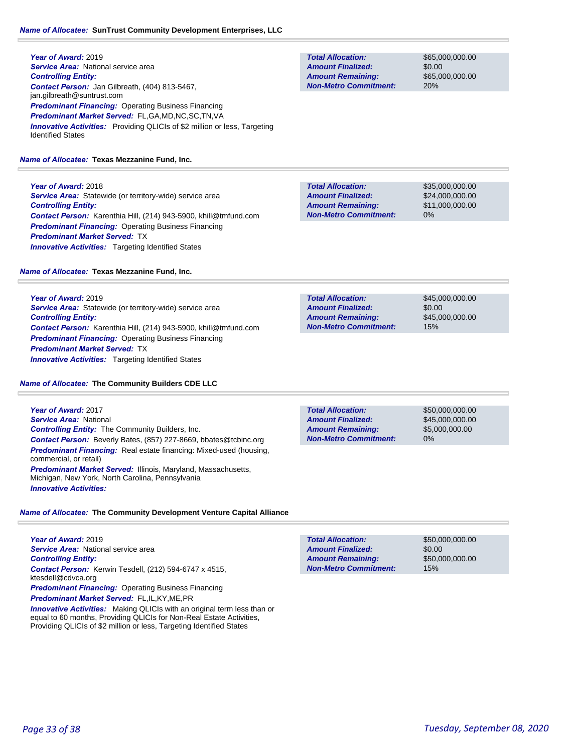**Name of Allocatee:** **SunTrust Community Development Enterprises, LLC**

**Year of Award:** 2019
**Service Area:** National service area
**Controlling Entity:**
**Contact Person:** Jan Gilbreath, (404) 813-5467, jan.gilbreath@suntrust.com
**Predominant Financing:** Operating Business Financing
**Predominant Market Served:** FL,GA,MD,NC,SC,TN,VA
**Innovative Activities:** Providing QLICIs of $2 million or less, Targeting Identified States

| | |
|---|---|
| **Total Allocation:** | $65,000,000.00 |
| **Amount Finalized:** | $0.00 |
| **Amount Remaining:** | $65,000,000.00 |
| **Non-Metro Commitment:** | 20% |

**Name of Allocatee:** **Texas Mezzanine Fund, Inc.**

**Year of Award:** 2018
**Service Area:** Statewide (or territory-wide) service area
**Controlling Entity:**
**Contact Person:** Karenthia Hill, (214) 943-5900, khill@tmfund.com
**Predominant Financing:** Operating Business Financing
**Predominant Market Served:** TX
**Innovative Activities:** Targeting Identified States

| | |
|---|---|
| **Total Allocation:** | $35,000,000.00 |
| **Amount Finalized:** | $24,000,000.00 |
| **Amount Remaining:** | $11,000,000.00 |
| **Non-Metro Commitment:** | 0% |

**Name of Allocatee:** **Texas Mezzanine Fund, Inc.**

**Year of Award:** 2019
**Service Area:** Statewide (or territory-wide) service area
**Controlling Entity:**
**Contact Person:** Karenthia Hill, (214) 943-5900, khill@tmfund.com
**Predominant Financing:** Operating Business Financing
**Predominant Market Served:** TX
**Innovative Activities:** Targeting Identified States

| | |
|---|---|
| **Total Allocation:** | $45,000,000.00 |
| **Amount Finalized:** | $0.00 |
| **Amount Remaining:** | $45,000,000.00 |
| **Non-Metro Commitment:** | 15% |

**Name of Allocatee:** **The Community Builders CDE LLC**

**Year of Award:** 2017
**Service Area:** National
**Controlling Entity:** The Community Builders, Inc.
**Contact Person:** Beverly Bates, (857) 227-8669, bbates@tcbinc.org
**Predominant Financing:** Real estate financing: Mixed-used (housing, commercial, or retail)
**Predominant Market Served:** Illinois, Maryland, Massachusetts, Michigan, New York, North Carolina, Pennsylvania
**Innovative Activities:**

| | |
|---|---|
| **Total Allocation:** | $50,000,000.00 |
| **Amount Finalized:** | $45,000,000.00 |
| **Amount Remaining:** | $5,000,000.00 |
| **Non-Metro Commitment:** | 0% |

**Name of Allocatee:** **The Community Development Venture Capital Alliance**

**Year of Award:** 2019
**Service Area:** National service area
**Controlling Entity:**
**Contact Person:** Kerwin Tesdell, (212) 594-6747 x 4515, ktesdell@cdvca.org
**Predominant Financing:** Operating Business Financing
**Predominant Market Served:** FL,IL,KY,ME,PR
**Innovative Activities:** Making QLICIs with an original term less than or equal to 60 months, Providing QLICIs for Non-Real Estate Activities, Providing QLICIs of $2 million or less, Targeting Identified States

| | |
|---|---|
| **Total Allocation:** | $50,000,000.00 |
| **Amount Finalized:** | $0.00 |
| **Amount Remaining:** | $50,000,000.00 |
| **Non-Metro Commitment:** | 15% |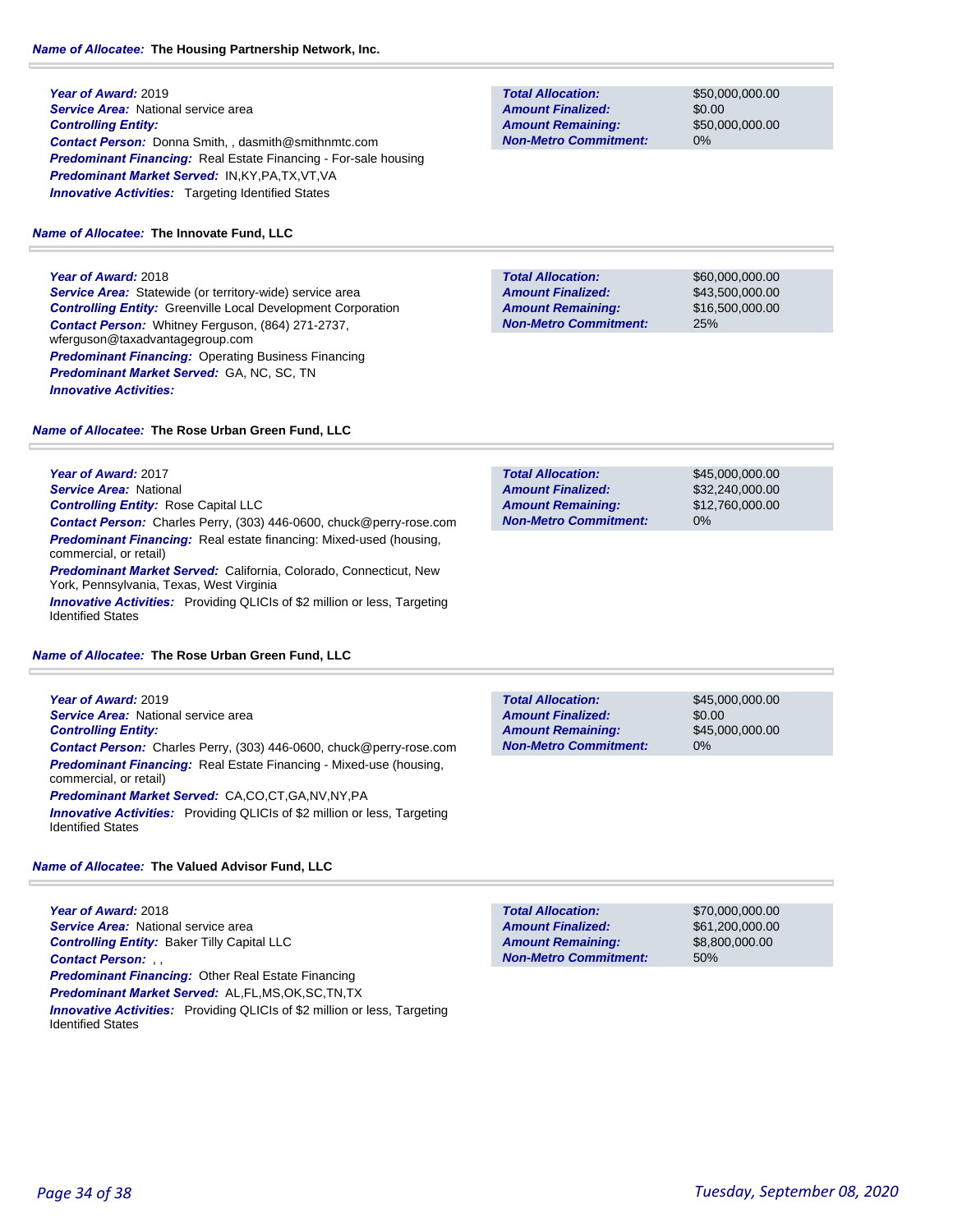**Name of Allocatee:** The Housing Partnership Network, Inc.

***Year of Award:*** 2019
***Service Area:*** National service area
***Controlling Entity:***
***Contact Person:*** Donna Smith, , dasmith@smithnmtc.com
***Predominant Financing:*** Real Estate Financing - For-sale housing
***Predominant Market Served:*** IN,KY,PA,TX,VT,VA
***Innovative Activities:*** Targeting Identified States

| | |
|---|---|
| **Total Allocation:** | $50,000,000.00 |
| **Amount Finalized:** | $0.00 |
| **Amount Remaining:** | $50,000,000.00 |
| **Non-Metro Commitment:** | 0% |

**Name of Allocatee:** The Innovate Fund, LLC

***Year of Award:*** 2018
***Service Area:*** Statewide (or territory-wide) service area
***Controlling Entity:*** Greenville Local Development Corporation
***Contact Person:*** Whitney Ferguson, (864) 271-2737, wferguson@taxadvantagegroup.com
***Predominant Financing:*** Operating Business Financing
***Predominant Market Served:*** GA, NC, SC, TN
***Innovative Activities:***

| | |
|---|---|
| **Total Allocation:** | $60,000,000.00 |
| **Amount Finalized:** | $43,500,000.00 |
| **Amount Remaining:** | $16,500,000.00 |
| **Non-Metro Commitment:** | 25% |

**Name of Allocatee:** The Rose Urban Green Fund, LLC

***Year of Award:*** 2017
***Service Area:*** National
***Controlling Entity:*** Rose Capital LLC
***Contact Person:*** Charles Perry, (303) 446-0600, chuck@perry-rose.com
***Predominant Financing:*** Real estate financing: Mixed-used (housing, commercial, or retail)
***Predominant Market Served:*** California, Colorado, Connecticut, New York, Pennsylvania, Texas, West Virginia
***Innovative Activities:*** Providing QLICIs of $2 million or less, Targeting Identified States

| | |
|---|---|
| **Total Allocation:** | $45,000,000.00 |
| **Amount Finalized:** | $32,240,000.00 |
| **Amount Remaining:** | $12,760,000.00 |
| **Non-Metro Commitment:** | 0% |

**Name of Allocatee:** The Rose Urban Green Fund, LLC

***Year of Award:*** 2019
***Service Area:*** National service area
***Controlling Entity:***
***Contact Person:*** Charles Perry, (303) 446-0600, chuck@perry-rose.com
***Predominant Financing:*** Real Estate Financing - Mixed-use (housing, commercial, or retail)
***Predominant Market Served:*** CA,CO,CT,GA,NV,NY,PA
***Innovative Activities:*** Providing QLICIs of $2 million or less, Targeting Identified States

| | |
|---|---|
| **Total Allocation:** | $45,000,000.00 |
| **Amount Finalized:** | $0.00 |
| **Amount Remaining:** | $45,000,000.00 |
| **Non-Metro Commitment:** | 0% |

**Name of Allocatee:** The Valued Advisor Fund, LLC

***Year of Award:*** 2018
***Service Area:*** National service area
***Controlling Entity:*** Baker Tilly Capital LLC
***Contact Person:*** , ,
***Predominant Financing:*** Other Real Estate Financing
***Predominant Market Served:*** AL,FL,MS,OK,SC,TN,TX
***Innovative Activities:*** Providing QLICIs of $2 million or less, Targeting Identified States

| | |
|---|---|
| **Total Allocation:** | $70,000,000.00 |
| **Amount Finalized:** | $61,200,000.00 |
| **Amount Remaining:** | $8,800,000.00 |
| **Non-Metro Commitment:** | 50% |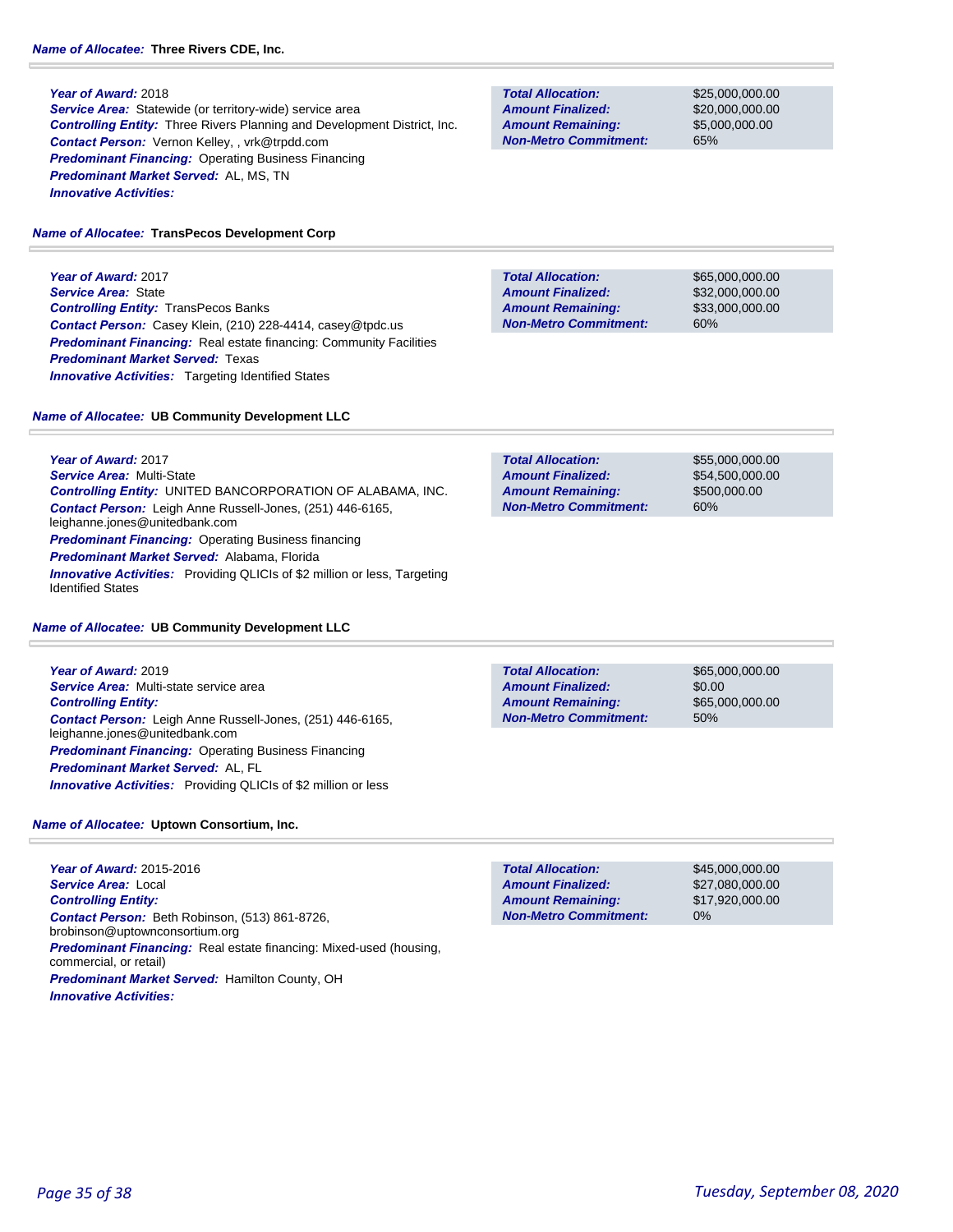**Name of Allocatee:** **Three Rivers CDE, Inc.**

***Year of Award:*** 2018
***Service Area:*** Statewide (or territory-wide) service area
***Controlling Entity:*** Three Rivers Planning and Development District, Inc.
***Contact Person:*** Vernon Kelley, , vrk@trpdd.com
***Predominant Financing:*** Operating Business Financing
***Predominant Market Served:*** AL, MS, TN
***Innovative Activities:***

| | |
|---|---|
| ***Total Allocation:*** | $25,000,000.00 |
| ***Amount Finalized:*** | $20,000,000.00 |
| ***Amount Remaining:*** | $5,000,000.00 |
| ***Non-Metro Commitment:*** | 65% |

**Name of Allocatee:** **TransPecos Development Corp**

***Year of Award:*** 2017
***Service Area:*** State
***Controlling Entity:*** TransPecos Banks
***Contact Person:*** Casey Klein, (210) 228-4414, casey@tpdc.us
***Predominant Financing:*** Real estate financing: Community Facilities
***Predominant Market Served:*** Texas
***Innovative Activities:*** Targeting Identified States

| | |
|---|---|
| ***Total Allocation:*** | $65,000,000.00 |
| ***Amount Finalized:*** | $32,000,000.00 |
| ***Amount Remaining:*** | $33,000,000.00 |
| ***Non-Metro Commitment:*** | 60% |

**Name of Allocatee:** **UB Community Development LLC**

***Year of Award:*** 2017
***Service Area:*** Multi-State
***Controlling Entity:*** UNITED BANCORPORATION OF ALABAMA, INC.
***Contact Person:*** Leigh Anne Russell-Jones, (251) 446-6165, leighanne.jones@unitedbank.com
***Predominant Financing:*** Operating Business financing
***Predominant Market Served:*** Alabama, Florida
***Innovative Activities:*** Providing QLICIs of $2 million or less, Targeting Identified States

| | |
|---|---|
| ***Total Allocation:*** | $55,000,000.00 |
| ***Amount Finalized:*** | $54,500,000.00 |
| ***Amount Remaining:*** | $500,000.00 |
| ***Non-Metro Commitment:*** | 60% |

**Name of Allocatee:** **UB Community Development LLC**

***Year of Award:*** 2019
***Service Area:*** Multi-state service area
***Controlling Entity:***
***Contact Person:*** Leigh Anne Russell-Jones, (251) 446-6165, leighanne.jones@unitedbank.com
***Predominant Financing:*** Operating Business Financing
***Predominant Market Served:*** AL, FL
***Innovative Activities:*** Providing QLICIs of $2 million or less

| | |
|---|---|
| ***Total Allocation:*** | $65,000,000.00 |
| ***Amount Finalized:*** | $0.00 |
| ***Amount Remaining:*** | $65,000,000.00 |
| ***Non-Metro Commitment:*** | 50% |

**Name of Allocatee:** **Uptown Consortium, Inc.**

***Year of Award:*** 2015-2016
***Service Area:*** Local
***Controlling Entity:***
***Contact Person:*** Beth Robinson, (513) 861-8726, brobinson@uptownconsortium.org
***Predominant Financing:*** Real estate financing: Mixed-used (housing, commercial, or retail)
***Predominant Market Served:*** Hamilton County, OH
***Innovative Activities:***

| | |
|---|---|
| ***Total Allocation:*** | $45,000,000.00 |
| ***Amount Finalized:*** | $27,080,000.00 |
| ***Amount Remaining:*** | $17,920,000.00 |
| ***Non-Metro Commitment:*** | 0% |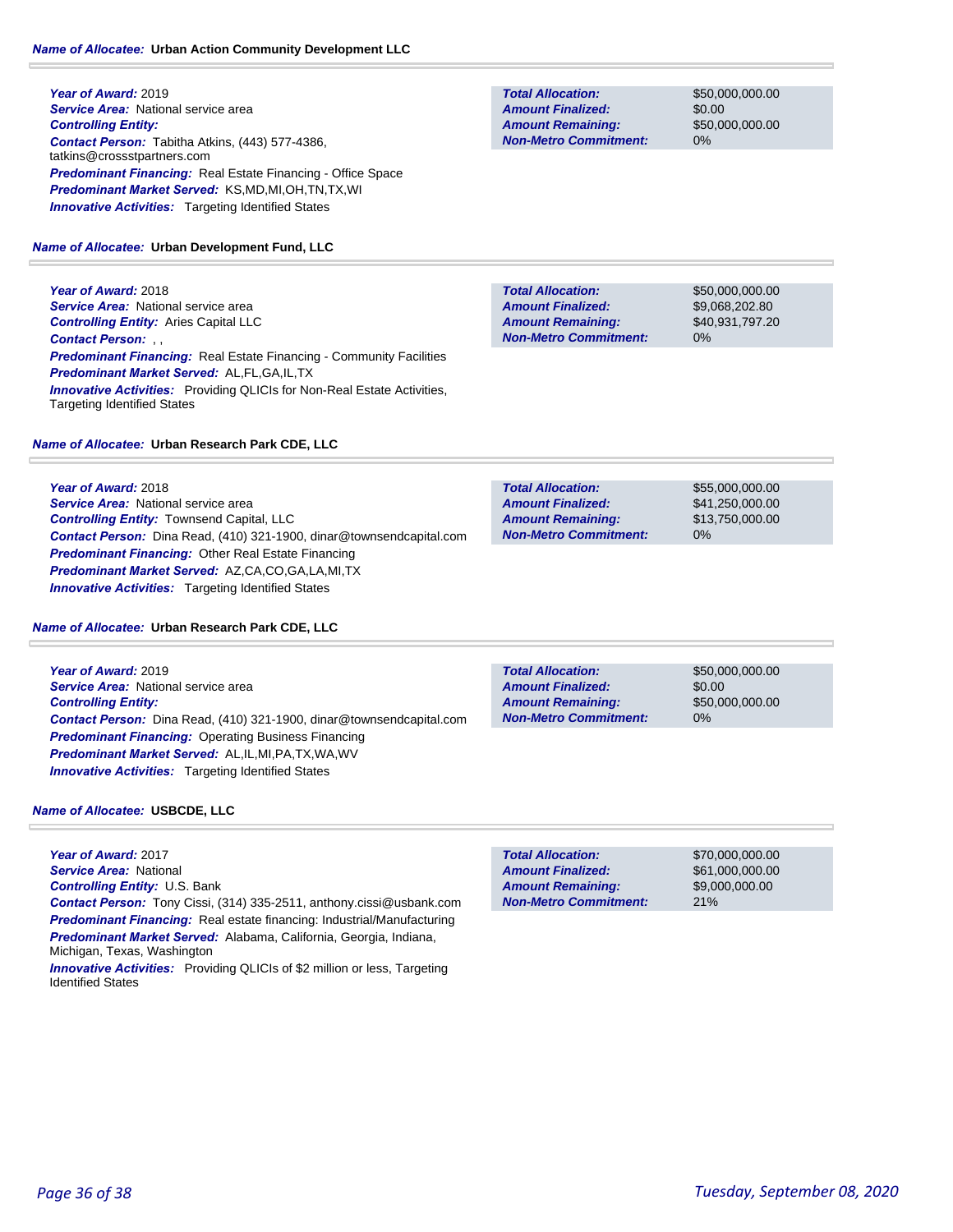**Name of Allocatee:** Urban Action Community Development LLC

**Year of Award:** 2019
**Service Area:** National service area
**Controlling Entity:**
**Contact Person:** Tabitha Atkins, (443) 577-4386, tatkins@crossstpartners.com
**Predominant Financing:** Real Estate Financing - Office Space
**Predominant Market Served:** KS,MD,MI,OH,TN,TX,WI
**Innovative Activities:** Targeting Identified States

| | |
|---|---|
| **Total Allocation:** | $50,000,000.00 |
| **Amount Finalized:** | $0.00 |
| **Amount Remaining:** | $50,000,000.00 |
| **Non-Metro Commitment:** | 0% |

**Name of Allocatee:** Urban Development Fund, LLC

**Year of Award:** 2018
**Service Area:** National service area
**Controlling Entity:** Aries Capital LLC
**Contact Person:** , ,
**Predominant Financing:** Real Estate Financing - Community Facilities
**Predominant Market Served:** AL,FL,GA,IL,TX
**Innovative Activities:** Providing QLICIs for Non-Real Estate Activities, Targeting Identified States

| | |
|---|---|
| **Total Allocation:** | $50,000,000.00 |
| **Amount Finalized:** | $9,068,202.80 |
| **Amount Remaining:** | $40,931,797.20 |
| **Non-Metro Commitment:** | 0% |

**Name of Allocatee:** Urban Research Park CDE, LLC

**Year of Award:** 2018
**Service Area:** National service area
**Controlling Entity:** Townsend Capital, LLC
**Contact Person:** Dina Read, (410) 321-1900, dinar@townsendcapital.com
**Predominant Financing:** Other Real Estate Financing
**Predominant Market Served:** AZ,CA,CO,GA,LA,MI,TX
**Innovative Activities:** Targeting Identified States

| | |
|---|---|
| **Total Allocation:** | $55,000,000.00 |
| **Amount Finalized:** | $41,250,000.00 |
| **Amount Remaining:** | $13,750,000.00 |
| **Non-Metro Commitment:** | 0% |

**Name of Allocatee:** Urban Research Park CDE, LLC

**Year of Award:** 2019
**Service Area:** National service area
**Controlling Entity:**
**Contact Person:** Dina Read, (410) 321-1900, dinar@townsendcapital.com
**Predominant Financing:** Operating Business Financing
**Predominant Market Served:** AL,IL,MI,PA,TX,WA,WV
**Innovative Activities:** Targeting Identified States

| | |
|---|---|
| **Total Allocation:** | $50,000,000.00 |
| **Amount Finalized:** | $0.00 |
| **Amount Remaining:** | $50,000,000.00 |
| **Non-Metro Commitment:** | 0% |

**Name of Allocatee:** USBCDE, LLC

**Year of Award:** 2017
**Service Area:** National
**Controlling Entity:** U.S. Bank
**Contact Person:** Tony Cissi, (314) 335-2511, anthony.cissi@usbank.com
**Predominant Financing:** Real estate financing: Industrial/Manufacturing
**Predominant Market Served:** Alabama, California, Georgia, Indiana, Michigan, Texas, Washington
**Innovative Activities:** Providing QLICIs of $2 million or less, Targeting Identified States

| | |
|---|---|
| **Total Allocation:** | $70,000,000.00 |
| **Amount Finalized:** | $61,000,000.00 |
| **Amount Remaining:** | $9,000,000.00 |
| **Non-Metro Commitment:** | 21% |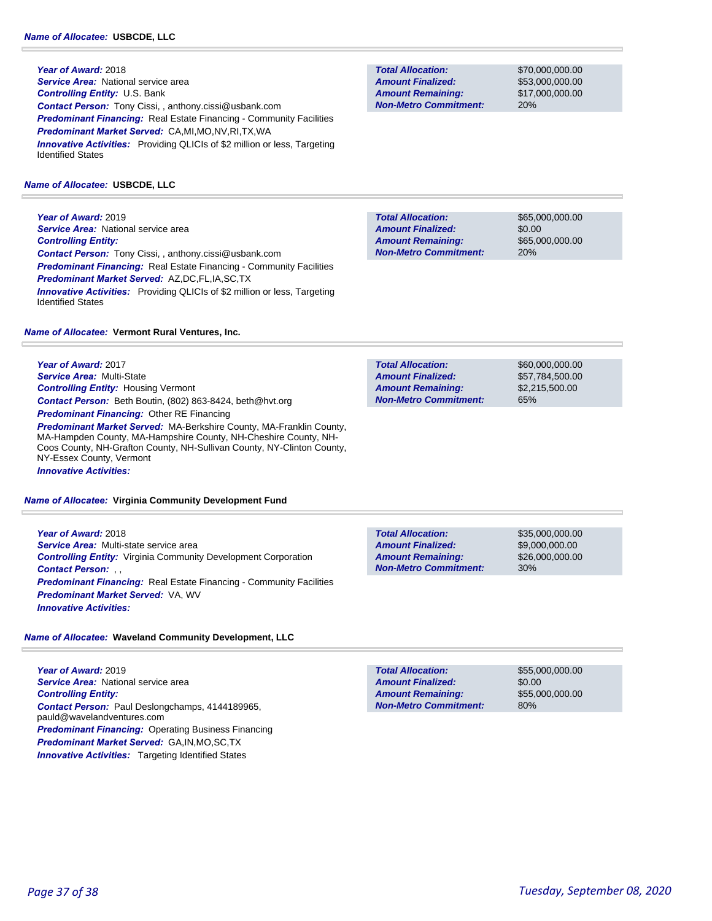***Name of Allocatee:*** **USBCDE, LLC**

***Year of Award:*** 2018
***Service Area:*** National service area
***Controlling Entity:*** U.S. Bank
***Contact Person:*** Tony Cissi, , anthony.cissi@usbank.com
***Predominant Financing:*** Real Estate Financing - Community Facilities
***Predominant Market Served:*** CA,MI,MO,NV,RI,TX,WA
***Innovative Activities:*** Providing QLICIs of $2 million or less, Targeting Identified States

| | |
|---|---|
| ***Total Allocation:*** | $70,000,000.00 |
| ***Amount Finalized:*** | $53,000,000.00 |
| ***Amount Remaining:*** | $17,000,000.00 |
| ***Non-Metro Commitment:*** | 20% |

***Name of Allocatee:*** **USBCDE, LLC**

***Year of Award:*** 2019
***Service Area:*** National service area
***Controlling Entity:***
***Contact Person:*** Tony Cissi, , anthony.cissi@usbank.com
***Predominant Financing:*** Real Estate Financing - Community Facilities
***Predominant Market Served:*** AZ,DC,FL,IA,SC,TX
***Innovative Activities:*** Providing QLICIs of $2 million or less, Targeting Identified States

| | |
|---|---|
| ***Total Allocation:*** | $65,000,000.00 |
| ***Amount Finalized:*** | $0.00 |
| ***Amount Remaining:*** | $65,000,000.00 |
| ***Non-Metro Commitment:*** | 20% |

***Name of Allocatee:*** **Vermont Rural Ventures, Inc.**

***Year of Award:*** 2017
***Service Area:*** Multi-State
***Controlling Entity:*** Housing Vermont
***Contact Person:*** Beth Boutin, (802) 863-8424, beth@hvt.org
***Predominant Financing:*** Other RE Financing
***Predominant Market Served:*** MA-Berkshire County, MA-Franklin County, MA-Hampden County, MA-Hampshire County, NH-Cheshire County, NH-Coos County, NH-Grafton County, NH-Sullivan County, NY-Clinton County, NY-Essex County, Vermont
***Innovative Activities:***

| | |
|---|---|
| ***Total Allocation:*** | $60,000,000.00 |
| ***Amount Finalized:*** | $57,784,500.00 |
| ***Amount Remaining:*** | $2,215,500.00 |
| ***Non-Metro Commitment:*** | 65% |

***Name of Allocatee:*** **Virginia Community Development Fund**

***Year of Award:*** 2018
***Service Area:*** Multi-state service area
***Controlling Entity:*** Virginia Community Development Corporation
***Contact Person:*** , ,
***Predominant Financing:*** Real Estate Financing - Community Facilities
***Predominant Market Served:*** VA, WV
***Innovative Activities:***

| | |
|---|---|
| ***Total Allocation:*** | $35,000,000.00 |
| ***Amount Finalized:*** | $9,000,000.00 |
| ***Amount Remaining:*** | $26,000,000.00 |
| ***Non-Metro Commitment:*** | 30% |

***Name of Allocatee:*** **Waveland Community Development, LLC**

***Year of Award:*** 2019
***Service Area:*** National service area
***Controlling Entity:***
***Contact Person:*** Paul Deslongchamps, 4144189965, pauld@wavelandventures.com
***Predominant Financing:*** Operating Business Financing
***Predominant Market Served:*** GA,IN,MO,SC,TX
***Innovative Activities:*** Targeting Identified States

| | |
|---|---|
| ***Total Allocation:*** | $55,000,000.00 |
| ***Amount Finalized:*** | $0.00 |
| ***Amount Remaining:*** | $55,000,000.00 |
| ***Non-Metro Commitment:*** | 80% |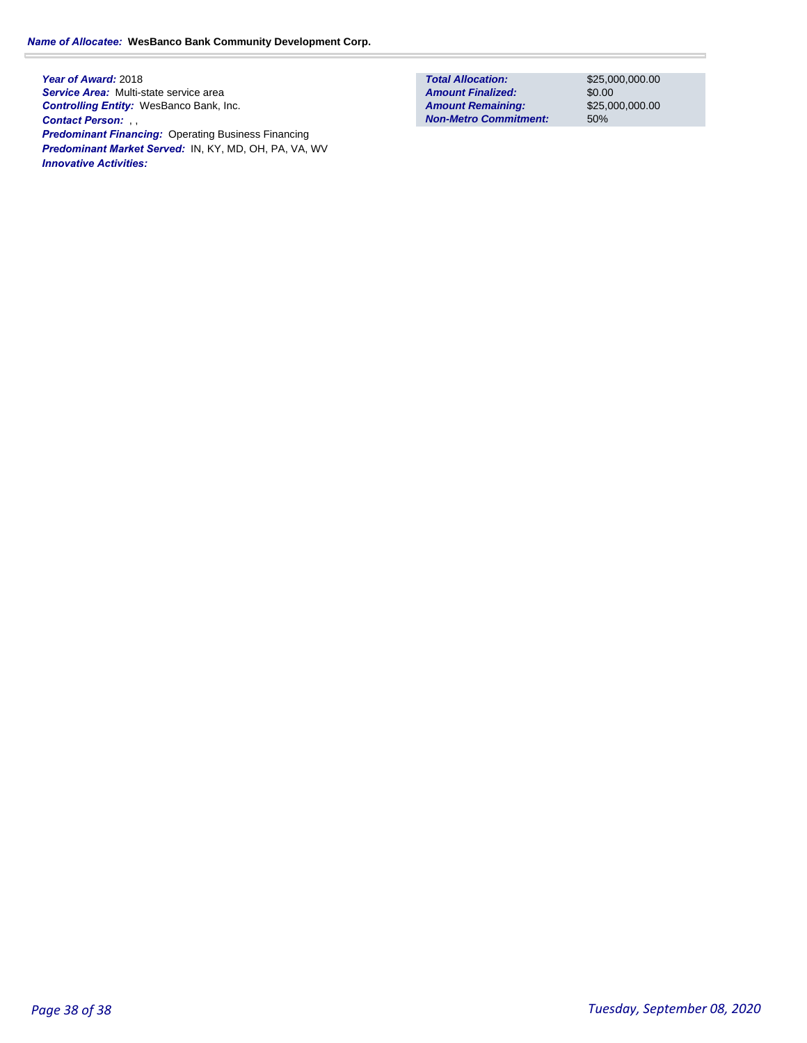***Name of Allocatee:*** **WesBanco Bank Community Development Corp.**

***Year of Award:*** 2018
***Service Area:*** Multi-state service area
***Controlling Entity:*** WesBanco Bank, Inc.
***Contact Person:*** , ,
***Predominant Financing:*** Operating Business Financing
***Predominant Market Served:*** IN, KY, MD, OH, PA, VA, WV
***Innovative Activities:***

| | |
|---|---|
| ***Total Allocation:*** | $25,000,000.00 |
| ***Amount Finalized:*** | $0.00 |
| ***Amount Remaining:*** | $25,000,000.00 |
| ***Non-Metro Commitment:*** | 50% |